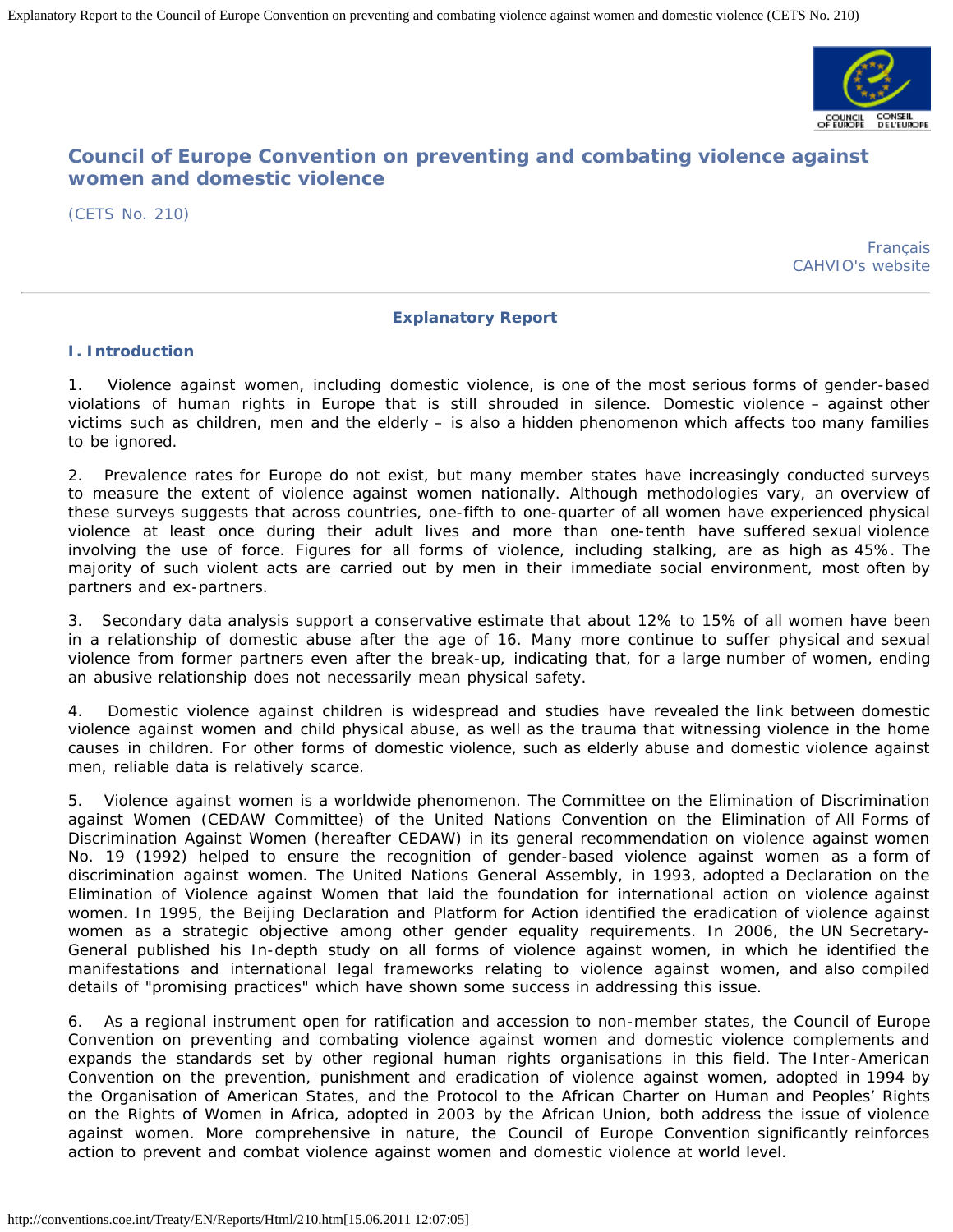# Council of Europe Convention on preventing and combating violence against women and domestic violence

(CETS No. 210)

Français
CAHVIO's website

## Explanatory Report

### I. Introduction

1. Violence against women, including domestic violence, is one of the most serious forms of gender-based violations of human rights in Europe that is still shrouded in silence. Domestic violence – against other victims such as children, men and the elderly – is also a hidden phenomenon which affects too many families to be ignored.

2. Prevalence rates for Europe do not exist, but many member states have increasingly conducted surveys to measure the extent of violence against women nationally. Although methodologies vary, an overview of these surveys suggests that across countries, one-fifth to one-quarter of all women have experienced physical violence at least once during their adult lives and more than one-tenth have suffered sexual violence involving the use of force. Figures for all forms of violence, including stalking, are as high as 45%. The majority of such violent acts are carried out by men in their immediate social environment, most often by partners and ex-partners.

3. Secondary data analysis support a conservative estimate that about 12% to 15% of all women have been in a relationship of domestic abuse after the age of 16. Many more continue to suffer physical and sexual violence from former partners even after the break-up, indicating that, for a large number of women, ending an abusive relationship does not necessarily mean physical safety.

4. Domestic violence against children is widespread and studies have revealed the link between domestic violence against women and child physical abuse, as well as the trauma that witnessing violence in the home causes in children. For other forms of domestic violence, such as elderly abuse and domestic violence against men, reliable data is relatively scarce.

5. Violence against women is a worldwide phenomenon. The Committee on the Elimination of Discrimination against Women (CEDAW Committee) of the United Nations Convention on the Elimination of All Forms of Discrimination Against Women (hereafter CEDAW) in its general recommendation on violence against women No. 19 (1992) helped to ensure the recognition of gender-based violence against women as a form of discrimination against women. The United Nations General Assembly, in 1993, adopted a Declaration on the Elimination of Violence against Women that laid the foundation for international action on violence against women. In 1995, the Beijing Declaration and Platform for Action identified the eradication of violence against women as a strategic objective among other gender equality requirements. In 2006, the UN Secretary-General published his In-depth study on all forms of violence against women, in which he identified the manifestations and international legal frameworks relating to violence against women, and also compiled details of "promising practices" which have shown some success in addressing this issue.

6. As a regional instrument open for ratification and accession to non-member states, the Council of Europe Convention on preventing and combating violence against women and domestic violence complements and expands the standards set by other regional human rights organisations in this field. The Inter-American Convention on the prevention, punishment and eradication of violence against women, adopted in 1994 by the Organisation of American States, and the Protocol to the African Charter on Human and Peoples' Rights on the Rights of Women in Africa, adopted in 2003 by the African Union, both address the issue of violence against women. More comprehensive in nature, the Council of Europe Convention significantly reinforces action to prevent and combat violence against women and domestic violence at world level.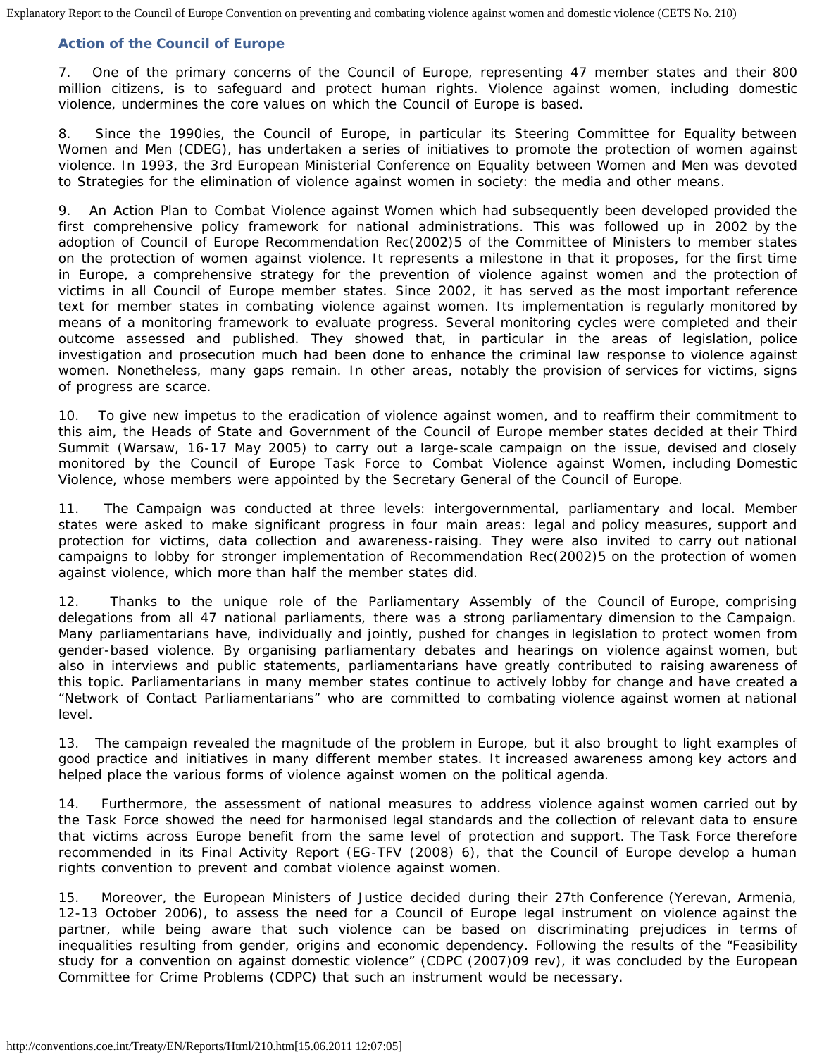### Action of the Council of Europe

7. One of the primary concerns of the Council of Europe, representing 47 member states and their 800 million citizens, is to safeguard and protect human rights. Violence against women, including domestic violence, undermines the core values on which the Council of Europe is based.

8. Since the 1990ies, the Council of Europe, in particular its Steering Committee for Equality between Women and Men (CDEG), has undertaken a series of initiatives to promote the protection of women against violence. In 1993, the 3rd European Ministerial Conference on Equality between Women and Men was devoted to Strategies for the elimination of violence against women in society: the media and other means.

9. An Action Plan to Combat Violence against Women which had subsequently been developed provided the first comprehensive policy framework for national administrations. This was followed up in 2002 by the adoption of Council of Europe Recommendation Rec(2002)5 of the Committee of Ministers to member states on the protection of women against violence. It represents a milestone in that it proposes, for the first time in Europe, a comprehensive strategy for the prevention of violence against women and the protection of victims in all Council of Europe member states. Since 2002, it has served as the most important reference text for member states in combating violence against women. Its implementation is regularly monitored by means of a monitoring framework to evaluate progress. Several monitoring cycles were completed and their outcome assessed and published. They showed that, in particular in the areas of legislation, police investigation and prosecution much had been done to enhance the criminal law response to violence against women. Nonetheless, many gaps remain. In other areas, notably the provision of services for victims, signs of progress are scarce.

10. To give new impetus to the eradication of violence against women, and to reaffirm their commitment to this aim, the Heads of State and Government of the Council of Europe member states decided at their Third Summit (Warsaw, 16-17 May 2005) to carry out a large-scale campaign on the issue, devised and closely monitored by the Council of Europe Task Force to Combat Violence against Women, including Domestic Violence, whose members were appointed by the Secretary General of the Council of Europe.

11. The Campaign was conducted at three levels: intergovernmental, parliamentary and local. Member states were asked to make significant progress in four main areas: legal and policy measures, support and protection for victims, data collection and awareness-raising. They were also invited to carry out national campaigns to lobby for stronger implementation of Recommendation Rec(2002)5 on the protection of women against violence, which more than half the member states did.

12. Thanks to the unique role of the Parliamentary Assembly of the Council of Europe, comprising delegations from all 47 national parliaments, there was a strong parliamentary dimension to the Campaign. Many parliamentarians have, individually and jointly, pushed for changes in legislation to protect women from gender-based violence. By organising parliamentary debates and hearings on violence against women, but also in interviews and public statements, parliamentarians have greatly contributed to raising awareness of this topic. Parliamentarians in many member states continue to actively lobby for change and have created a "Network of Contact Parliamentarians" who are committed to combating violence against women at national level.

13. The campaign revealed the magnitude of the problem in Europe, but it also brought to light examples of good practice and initiatives in many different member states. It increased awareness among key actors and helped place the various forms of violence against women on the political agenda.

14. Furthermore, the assessment of national measures to address violence against women carried out by the Task Force showed the need for harmonised legal standards and the collection of relevant data to ensure that victims across Europe benefit from the same level of protection and support. The Task Force therefore recommended in its Final Activity Report (EG-TFV (2008) 6), that the Council of Europe develop a human rights convention to prevent and combat violence against women.

15. Moreover, the European Ministers of Justice decided during their 27th Conference (Yerevan, Armenia, 12-13 October 2006), to assess the need for a Council of Europe legal instrument on violence against the partner, while being aware that such violence can be based on discriminating prejudices in terms of inequalities resulting from gender, origins and economic dependency. Following the results of the "Feasibility study for a convention on against domestic violence" (CDPC (2007)09 rev), it was concluded by the European Committee for Crime Problems (CDPC) that such an instrument would be necessary.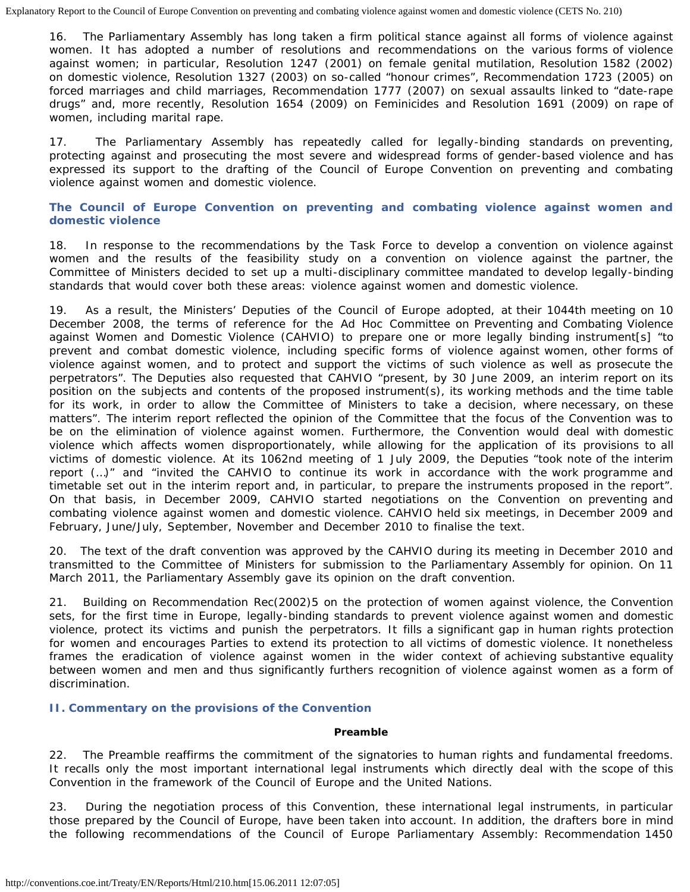16. The Parliamentary Assembly has long taken a firm political stance against all forms of violence against women. It has adopted a number of resolutions and recommendations on the various forms of violence against women; in particular, Resolution 1247 (2001) on female genital mutilation, Resolution 1582 (2002) on domestic violence, Resolution 1327 (2003) on so-called "honour crimes", Recommendation 1723 (2005) on forced marriages and child marriages, Recommendation 1777 (2007) on sexual assaults linked to "date-rape drugs" and, more recently, Resolution 1654 (2009) on Feminicides and Resolution 1691 (2009) on rape of women, including marital rape.

17. The Parliamentary Assembly has repeatedly called for legally-binding standards on preventing, protecting against and prosecuting the most severe and widespread forms of gender-based violence and has expressed its support to the drafting of the Council of Europe Convention on preventing and combating violence against women and domestic violence.

### The Council of Europe Convention on preventing and combating violence against women and domestic violence

18. In response to the recommendations by the Task Force to develop a convention on violence against women and the results of the feasibility study on a convention on violence against the partner, the Committee of Ministers decided to set up a multi-disciplinary committee mandated to develop legally-binding standards that would cover both these areas: violence against women and domestic violence.

19. As a result, the Ministers' Deputies of the Council of Europe adopted, at their 1044th meeting on 10 December 2008, the terms of reference for the Ad Hoc Committee on Preventing and Combating Violence against Women and Domestic Violence (CAHVIO) to prepare one or more legally binding instrument[s] "to prevent and combat domestic violence, including specific forms of violence against women, other forms of violence against women, and to protect and support the victims of such violence as well as prosecute the perpetrators". The Deputies also requested that CAHVIO "present, by 30 June 2009, an interim report on its position on the subjects and contents of the proposed instrument(s), its working methods and the time table for its work, in order to allow the Committee of Ministers to take a decision, where necessary, on these matters". The interim report reflected the opinion of the Committee that the focus of the Convention was to be on the elimination of violence against women. Furthermore, the Convention would deal with domestic violence which affects women disproportionately, while allowing for the application of its provisions to all victims of domestic violence. At its 1062nd meeting of 1 July 2009, the Deputies "took note of the interim report (…)" and "invited the CAHVIO to continue its work in accordance with the work programme and timetable set out in the interim report and, in particular, to prepare the instruments proposed in the report". On that basis, in December 2009, CAHVIO started negotiations on the Convention on preventing and combating violence against women and domestic violence. CAHVIO held six meetings, in December 2009 and February, June/July, September, November and December 2010 to finalise the text.

20. The text of the draft convention was approved by the CAHVIO during its meeting in December 2010 and transmitted to the Committee of Ministers for submission to the Parliamentary Assembly for opinion. On 11 March 2011, the Parliamentary Assembly gave its opinion on the draft convention.

21. Building on Recommendation Rec(2002)5 on the protection of women against violence, the Convention sets, for the first time in Europe, legally-binding standards to prevent violence against women and domestic violence, protect its victims and punish the perpetrators. It fills a significant gap in human rights protection for women and encourages Parties to extend its protection to all victims of domestic violence. It nonetheless frames the eradication of violence against women in the wider context of achieving substantive equality between women and men and thus significantly furthers recognition of violence against women as a form of discrimination.

## II. Commentary on the provisions of the Convention

### Preamble

22. The Preamble reaffirms the commitment of the signatories to human rights and fundamental freedoms. It recalls only the most important international legal instruments which directly deal with the scope of this Convention in the framework of the Council of Europe and the United Nations.

23. During the negotiation process of this Convention, these international legal instruments, in particular those prepared by the Council of Europe, have been taken into account. In addition, the drafters bore in mind the following recommendations of the Council of Europe Parliamentary Assembly: Recommendation 1450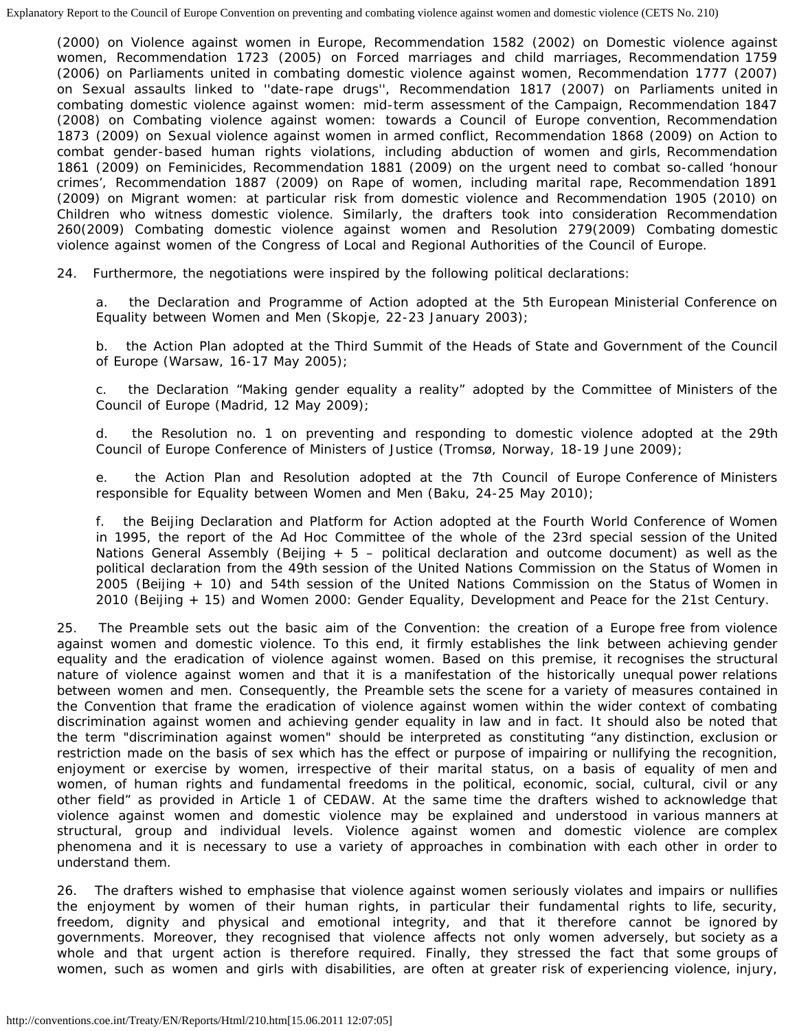(2000) on Violence against women in Europe, Recommendation 1582 (2002) on Domestic violence against women, Recommendation 1723 (2005) on Forced marriages and child marriages, Recommendation 1759 (2006) on Parliaments united in combating domestic violence against women, Recommendation 1777 (2007) on Sexual assaults linked to ''date-rape drugs'', Recommendation 1817 (2007) on Parliaments united in combating domestic violence against women: mid-term assessment of the Campaign, Recommendation 1847 (2008) on Combating violence against women: towards a Council of Europe convention, Recommendation 1873 (2009) on Sexual violence against women in armed conflict, Recommendation 1868 (2009) on Action to combat gender-based human rights violations, including abduction of women and girls, Recommendation 1861 (2009) on Feminicides, Recommendation 1881 (2009) on the urgent need to combat so-called 'honour crimes', Recommendation 1887 (2009) on Rape of women, including marital rape, Recommendation 1891 (2009) on Migrant women: at particular risk from domestic violence and Recommendation 1905 (2010) on Children who witness domestic violence. Similarly, the drafters took into consideration Recommendation 260(2009) Combating domestic violence against women and Resolution 279(2009) Combating domestic violence against women of the Congress of Local and Regional Authorities of the Council of Europe.

24. Furthermore, the negotiations were inspired by the following political declarations:

a. the Declaration and Programme of Action adopted at the 5th European Ministerial Conference on Equality between Women and Men (Skopje, 22-23 January 2003);

b. the Action Plan adopted at the Third Summit of the Heads of State and Government of the Council of Europe (Warsaw, 16-17 May 2005);

c. the Declaration "Making gender equality a reality" adopted by the Committee of Ministers of the Council of Europe (Madrid, 12 May 2009);

d. the Resolution no. 1 on preventing and responding to domestic violence adopted at the 29th Council of Europe Conference of Ministers of Justice (Tromsø, Norway, 18-19 June 2009);

e. the Action Plan and Resolution adopted at the 7th Council of Europe Conference of Ministers responsible for Equality between Women and Men (Baku, 24-25 May 2010);

f. the Beijing Declaration and Platform for Action adopted at the Fourth World Conference of Women in 1995, the report of the Ad Hoc Committee of the whole of the 23rd special session of the United Nations General Assembly (Beijing + 5 – political declaration and outcome document) as well as the political declaration from the 49th session of the United Nations Commission on the Status of Women in 2005 (Beijing + 10) and 54th session of the United Nations Commission on the Status of Women in 2010 (Beijing + 15) and Women 2000: Gender Equality, Development and Peace for the 21st Century.

25. The Preamble sets out the basic aim of the Convention: the creation of a Europe free from violence against women and domestic violence. To this end, it firmly establishes the link between achieving gender equality and the eradication of violence against women. Based on this premise, it recognises the structural nature of violence against women and that it is a manifestation of the historically unequal power relations between women and men. Consequently, the Preamble sets the scene for a variety of measures contained in the Convention that frame the eradication of violence against women within the wider context of combating discrimination against women and achieving gender equality in law and in fact. It should also be noted that the term "discrimination against women" should be interpreted as constituting "any distinction, exclusion or restriction made on the basis of sex which has the effect or purpose of impairing or nullifying the recognition, enjoyment or exercise by women, irrespective of their marital status, on a basis of equality of men and women, of human rights and fundamental freedoms in the political, economic, social, cultural, civil or any other field" as provided in Article 1 of CEDAW. At the same time the drafters wished to acknowledge that violence against women and domestic violence may be explained and understood in various manners at structural, group and individual levels. Violence against women and domestic violence are complex phenomena and it is necessary to use a variety of approaches in combination with each other in order to understand them.

26. The drafters wished to emphasise that violence against women seriously violates and impairs or nullifies the enjoyment by women of their human rights, in particular their fundamental rights to life, security, freedom, dignity and physical and emotional integrity, and that it therefore cannot be ignored by governments. Moreover, they recognised that violence affects not only women adversely, but society as a whole and that urgent action is therefore required. Finally, they stressed the fact that some groups of women, such as women and girls with disabilities, are often at greater risk of experiencing violence, injury,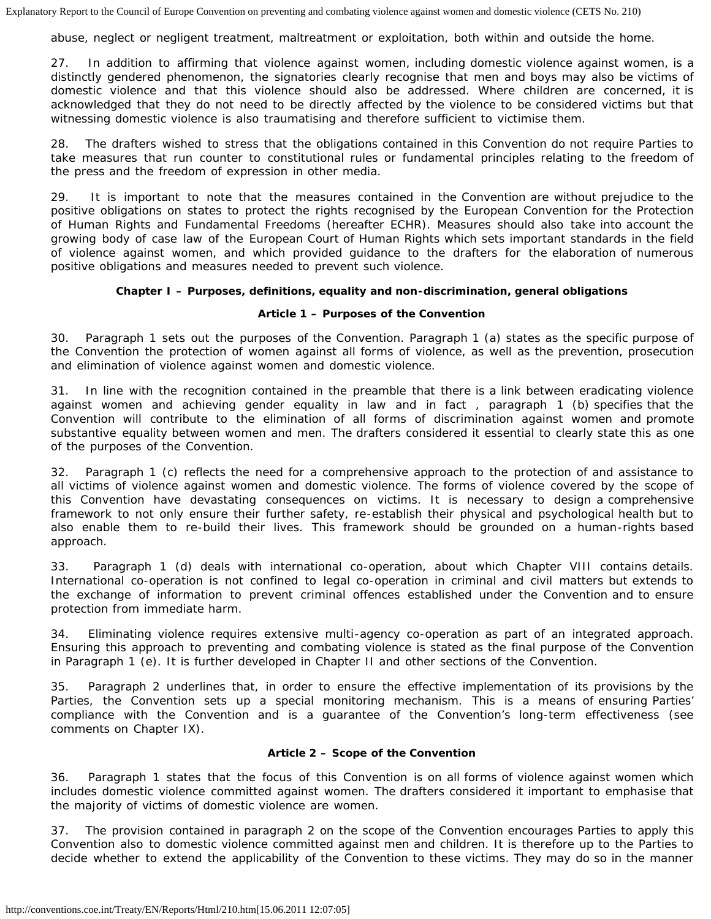abuse, neglect or negligent treatment, maltreatment or exploitation, both within and outside the home.

27. In addition to affirming that violence against women, including domestic violence against women, is a distinctly gendered phenomenon, the signatories clearly recognise that men and boys may also be victims of domestic violence and that this violence should also be addressed. Where children are concerned, it is acknowledged that they do not need to be directly affected by the violence to be considered victims but that witnessing domestic violence is also traumatising and therefore sufficient to victimise them.

28. The drafters wished to stress that the obligations contained in this Convention do not require Parties to take measures that run counter to constitutional rules or fundamental principles relating to the freedom of the press and the freedom of expression in other media.

29. It is important to note that the measures contained in the Convention are without prejudice to the positive obligations on states to protect the rights recognised by the European Convention for the Protection of Human Rights and Fundamental Freedoms (hereafter ECHR). Measures should also take into account the growing body of case law of the European Court of Human Rights which sets important standards in the field of violence against women, and which provided guidance to the drafters for the elaboration of numerous positive obligations and measures needed to prevent such violence.

### Chapter I – Purposes, definitions, equality and non-discrimination, general obligations

#### Article 1 – Purposes of the Convention

30. Paragraph 1 sets out the purposes of the Convention. Paragraph 1 (a) states as the specific purpose of the Convention the protection of women against all forms of violence, as well as the prevention, prosecution and elimination of violence against women and domestic violence.

31. In line with the recognition contained in the preamble that there is a link between eradicating violence against women and achieving gender equality in law and in fact , paragraph 1 (b) specifies that the Convention will contribute to the elimination of all forms of discrimination against women and promote substantive equality between women and men. The drafters considered it essential to clearly state this as one of the purposes of the Convention.

32. Paragraph 1 (c) reflects the need for a comprehensive approach to the protection of and assistance to all victims of violence against women and domestic violence. The forms of violence covered by the scope of this Convention have devastating consequences on victims. It is necessary to design a comprehensive framework to not only ensure their further safety, re-establish their physical and psychological health but to also enable them to re-build their lives. This framework should be grounded on a human-rights based approach.

33. Paragraph 1 (d) deals with international co-operation, about which Chapter VIII contains details. International co-operation is not confined to legal co-operation in criminal and civil matters but extends to the exchange of information to prevent criminal offences established under the Convention and to ensure protection from immediate harm.

34. Eliminating violence requires extensive multi-agency co-operation as part of an integrated approach. Ensuring this approach to preventing and combating violence is stated as the final purpose of the Convention in Paragraph 1 (e). It is further developed in Chapter II and other sections of the Convention.

35. Paragraph 2 underlines that, in order to ensure the effective implementation of its provisions by the Parties, the Convention sets up a special monitoring mechanism. This is a means of ensuring Parties' compliance with the Convention and is a guarantee of the Convention's long-term effectiveness (see comments on Chapter IX).

#### Article 2 – Scope of the Convention

36. Paragraph 1 states that the focus of this Convention is on all forms of violence against women which includes domestic violence committed against women. The drafters considered it important to emphasise that the majority of victims of domestic violence are women.

37. The provision contained in paragraph 2 on the scope of the Convention encourages Parties to apply this Convention also to domestic violence committed against men and children. It is therefore up to the Parties to decide whether to extend the applicability of the Convention to these victims. They may do so in the manner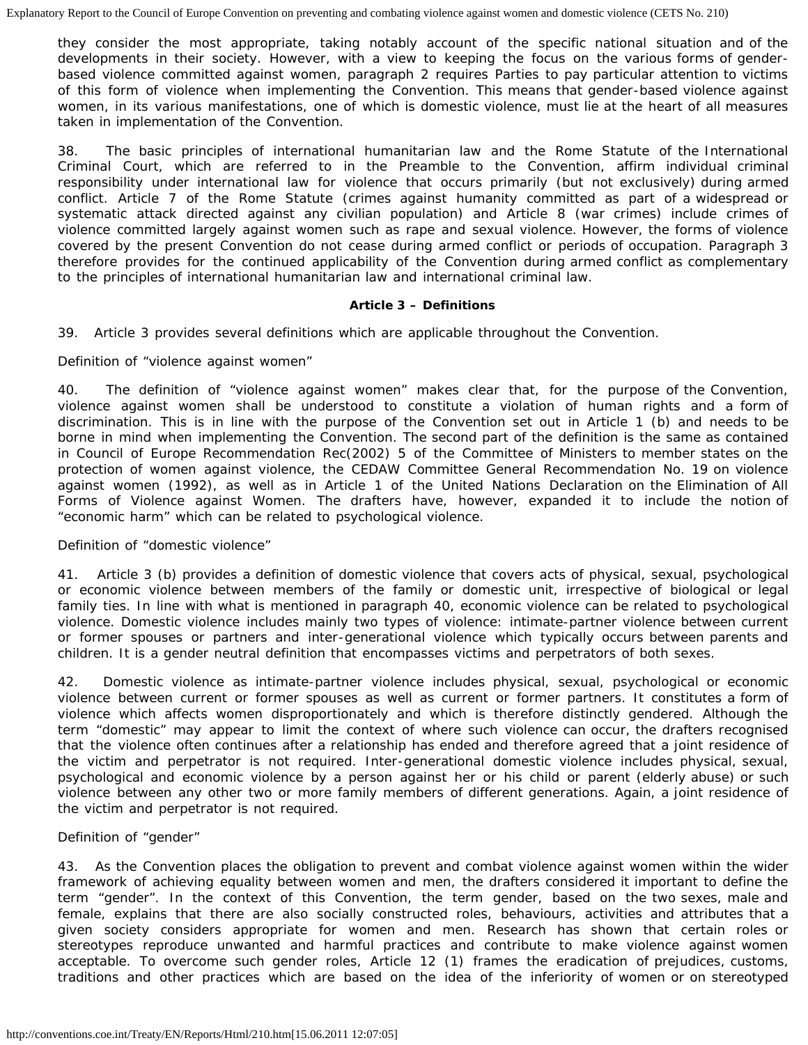they consider the most appropriate, taking notably account of the specific national situation and of the developments in their society. However, with a view to keeping the focus on the various forms of gender-based violence committed against women, paragraph 2 requires Parties to pay particular attention to victims of this form of violence when implementing the Convention. This means that gender-based violence against women, in its various manifestations, one of which is domestic violence, must lie at the heart of all measures taken in implementation of the Convention.

38. The basic principles of international humanitarian law and the Rome Statute of the International Criminal Court, which are referred to in the Preamble to the Convention, affirm individual criminal responsibility under international law for violence that occurs primarily (but not exclusively) during armed conflict. Article 7 of the Rome Statute (crimes against humanity committed as part of a widespread or systematic attack directed against any civilian population) and Article 8 (war crimes) include crimes of violence committed largely against women such as rape and sexual violence. However, the forms of violence covered by the present Convention do not cease during armed conflict or periods of occupation. Paragraph 3 therefore provides for the continued applicability of the Convention during armed conflict as complementary to the principles of international humanitarian law and international criminal law.

### Article 3 – Definitions

39. Article 3 provides several definitions which are applicable throughout the Convention.

Definition of "violence against women"

40. The definition of "violence against women" makes clear that, for the purpose of the Convention, violence against women shall be understood to constitute a violation of human rights and a form of discrimination. This is in line with the purpose of the Convention set out in Article 1 (b) and needs to be borne in mind when implementing the Convention. The second part of the definition is the same as contained in Council of Europe Recommendation Rec(2002) 5 of the Committee of Ministers to member states on the protection of women against violence, the CEDAW Committee General Recommendation No. 19 on violence against women (1992), as well as in Article 1 of the United Nations Declaration on the Elimination of All Forms of Violence against Women. The drafters have, however, expanded it to include the notion of "economic harm" which can be related to psychological violence.

Definition of "domestic violence"

41. Article 3 (b) provides a definition of domestic violence that covers acts of physical, sexual, psychological or economic violence between members of the family or domestic unit, irrespective of biological or legal family ties. In line with what is mentioned in paragraph 40, economic violence can be related to psychological violence. Domestic violence includes mainly two types of violence: intimate-partner violence between current or former spouses or partners and inter-generational violence which typically occurs between parents and children. It is a gender neutral definition that encompasses victims and perpetrators of both sexes.

42. Domestic violence as intimate-partner violence includes physical, sexual, psychological or economic violence between current or former spouses as well as current or former partners. It constitutes a form of violence which affects women disproportionately and which is therefore distinctly gendered. Although the term "domestic" may appear to limit the context of where such violence can occur, the drafters recognised that the violence often continues after a relationship has ended and therefore agreed that a joint residence of the victim and perpetrator is not required. Inter-generational domestic violence includes physical, sexual, psychological and economic violence by a person against her or his child or parent (elderly abuse) or such violence between any other two or more family members of different generations. Again, a joint residence of the victim and perpetrator is not required.

Definition of "gender"

43. As the Convention places the obligation to prevent and combat violence against women within the wider framework of achieving equality between women and men, the drafters considered it important to define the term "gender". In the context of this Convention, the term gender, based on the two sexes, male and female, explains that there are also socially constructed roles, behaviours, activities and attributes that a given society considers appropriate for women and men. Research has shown that certain roles or stereotypes reproduce unwanted and harmful practices and contribute to make violence against women acceptable. To overcome such gender roles, Article 12 (1) frames the eradication of prejudices, customs, traditions and other practices which are based on the idea of the inferiority of women or on stereotyped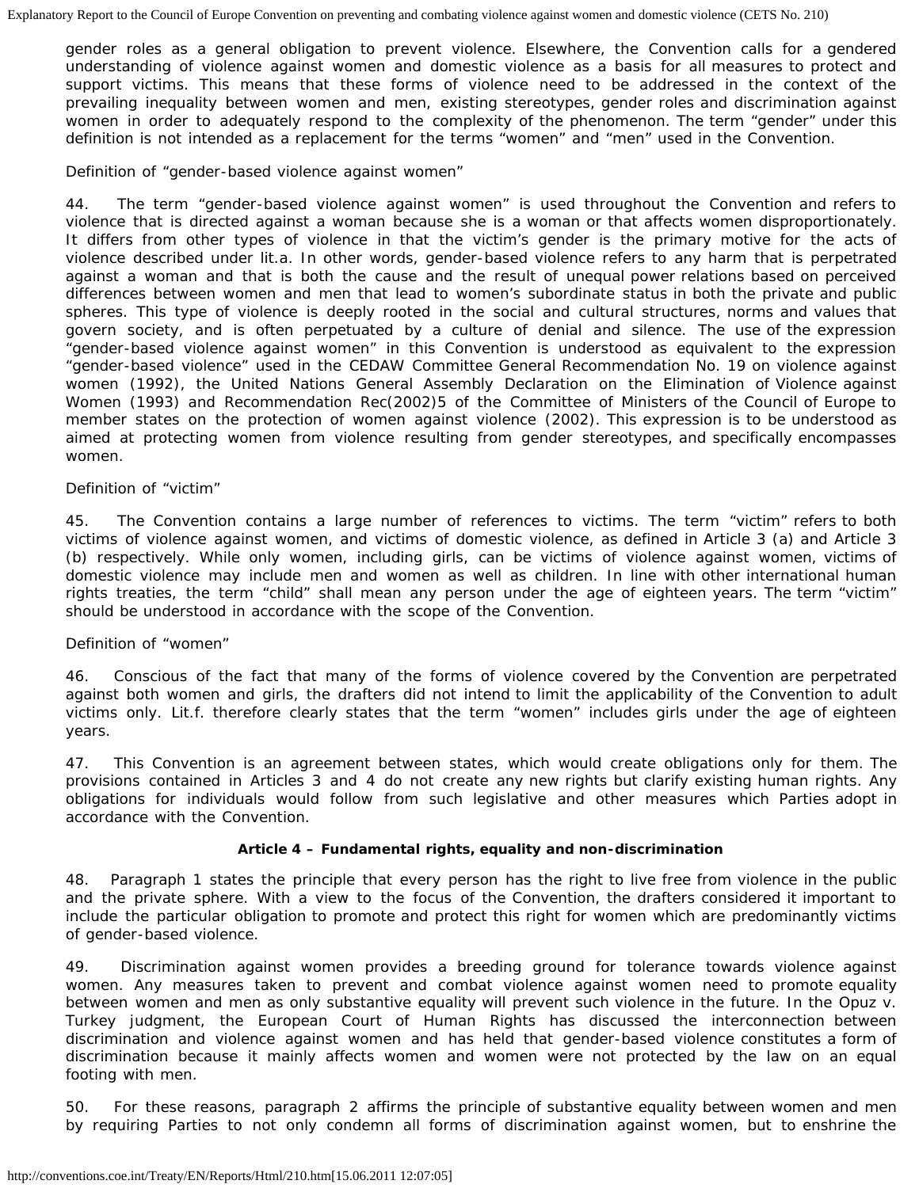gender roles as a general obligation to prevent violence. Elsewhere, the Convention calls for a gendered understanding of violence against women and domestic violence as a basis for all measures to protect and support victims. This means that these forms of violence need to be addressed in the context of the prevailing inequality between women and men, existing stereotypes, gender roles and discrimination against women in order to adequately respond to the complexity of the phenomenon. The term "gender" under this definition is not intended as a replacement for the terms "women" and "men" used in the Convention.

Definition of "gender-based violence against women"

44. The term "gender-based violence against women" is used throughout the Convention and refers to violence that is directed against a woman because she is a woman or that affects women disproportionately. It differs from other types of violence in that the victim's gender is the primary motive for the acts of violence described under lit.a. In other words, gender-based violence refers to any harm that is perpetrated against a woman and that is both the cause and the result of unequal power relations based on perceived differences between women and men that lead to women's subordinate status in both the private and public spheres. This type of violence is deeply rooted in the social and cultural structures, norms and values that govern society, and is often perpetuated by a culture of denial and silence. The use of the expression "gender-based violence against women" in this Convention is understood as equivalent to the expression "gender-based violence" used in the CEDAW Committee General Recommendation No. 19 on violence against women (1992), the United Nations General Assembly Declaration on the Elimination of Violence against Women (1993) and Recommendation Rec(2002)5 of the Committee of Ministers of the Council of Europe to member states on the protection of women against violence (2002). This expression is to be understood as aimed at protecting women from violence resulting from gender stereotypes, and specifically encompasses women.

Definition of "victim"

45. The Convention contains a large number of references to victims. The term "victim" refers to both victims of violence against women, and victims of domestic violence, as defined in Article 3 (a) and Article 3 (b) respectively. While only women, including girls, can be victims of violence against women, victims of domestic violence may include men and women as well as children. In line with other international human rights treaties, the term "child" shall mean any person under the age of eighteen years. The term "victim" should be understood in accordance with the scope of the Convention.

Definition of "women"

46. Conscious of the fact that many of the forms of violence covered by the Convention are perpetrated against both women and girls, the drafters did not intend to limit the applicability of the Convention to adult victims only. Lit.f. therefore clearly states that the term "women" includes girls under the age of eighteen years.

47. This Convention is an agreement between states, which would create obligations only for them. The provisions contained in Articles 3 and 4 do not create any new rights but clarify existing human rights. Any obligations for individuals would follow from such legislative and other measures which Parties adopt in accordance with the Convention.

**Article 4 – Fundamental rights, equality and non-discrimination**

48. Paragraph 1 states the principle that every person has the right to live free from violence in the public and the private sphere. With a view to the focus of the Convention, the drafters considered it important to include the particular obligation to promote and protect this right for women which are predominantly victims of gender-based violence.

49. Discrimination against women provides a breeding ground for tolerance towards violence against women. Any measures taken to prevent and combat violence against women need to promote equality between women and men as only substantive equality will prevent such violence in the future. In the Opuz v. Turkey judgment, the European Court of Human Rights has discussed the interconnection between discrimination and violence against women and has held that gender-based violence constitutes a form of discrimination because it mainly affects women and women were not protected by the law on an equal footing with men.

50. For these reasons, paragraph 2 affirms the principle of substantive equality between women and men by requiring Parties to not only condemn all forms of discrimination against women, but to enshrine the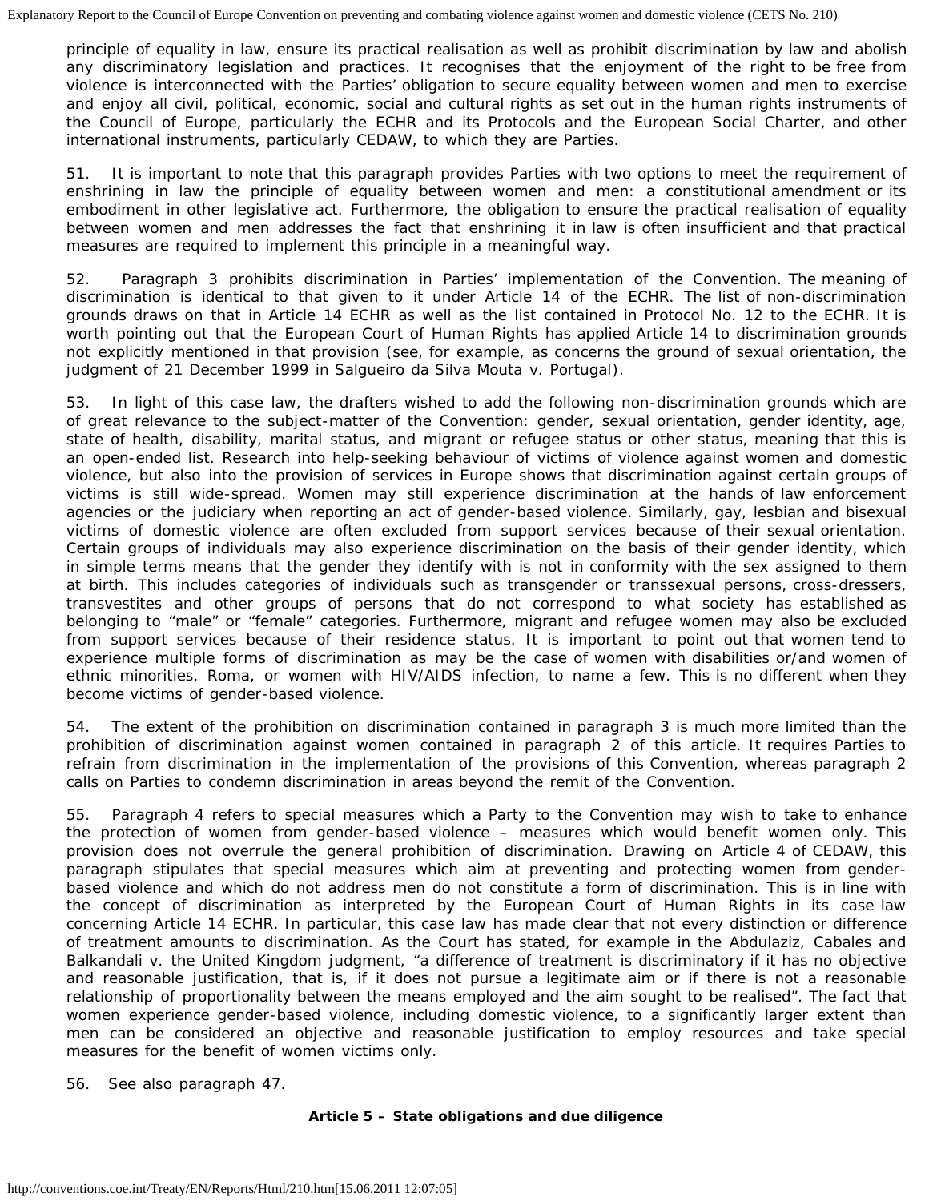principle of equality in law, ensure its practical realisation as well as prohibit discrimination by law and abolish any discriminatory legislation and practices. It recognises that the enjoyment of the right to be free from violence is interconnected with the Parties' obligation to secure equality between women and men to exercise and enjoy all civil, political, economic, social and cultural rights as set out in the human rights instruments of the Council of Europe, particularly the ECHR and its Protocols and the European Social Charter, and other international instruments, particularly CEDAW, to which they are Parties.

51. It is important to note that this paragraph provides Parties with two options to meet the requirement of enshrining in law the principle of equality between women and men: a constitutional amendment or its embodiment in other legislative act. Furthermore, the obligation to ensure the practical realisation of equality between women and men addresses the fact that enshrining it in law is often insufficient and that practical measures are required to implement this principle in a meaningful way.

52. Paragraph 3 prohibits discrimination in Parties' implementation of the Convention. The meaning of discrimination is identical to that given to it under Article 14 of the ECHR. The list of non-discrimination grounds draws on that in Article 14 ECHR as well as the list contained in Protocol No. 12 to the ECHR. It is worth pointing out that the European Court of Human Rights has applied Article 14 to discrimination grounds not explicitly mentioned in that provision (see, for example, as concerns the ground of sexual orientation, the judgment of 21 December 1999 in Salgueiro da Silva Mouta v. Portugal).

53. In light of this case law, the drafters wished to add the following non-discrimination grounds which are of great relevance to the subject-matter of the Convention: gender, sexual orientation, gender identity, age, state of health, disability, marital status, and migrant or refugee status or other status, meaning that this is an open-ended list. Research into help-seeking behaviour of victims of violence against women and domestic violence, but also into the provision of services in Europe shows that discrimination against certain groups of victims is still wide-spread. Women may still experience discrimination at the hands of law enforcement agencies or the judiciary when reporting an act of gender-based violence. Similarly, gay, lesbian and bisexual victims of domestic violence are often excluded from support services because of their sexual orientation. Certain groups of individuals may also experience discrimination on the basis of their gender identity, which in simple terms means that the gender they identify with is not in conformity with the sex assigned to them at birth. This includes categories of individuals such as transgender or transsexual persons, cross-dressers, transvestites and other groups of persons that do not correspond to what society has established as belonging to "male" or "female" categories. Furthermore, migrant and refugee women may also be excluded from support services because of their residence status. It is important to point out that women tend to experience multiple forms of discrimination as may be the case of women with disabilities or/and women of ethnic minorities, Roma, or women with HIV/AIDS infection, to name a few. This is no different when they become victims of gender-based violence.

54. The extent of the prohibition on discrimination contained in paragraph 3 is much more limited than the prohibition of discrimination against women contained in paragraph 2 of this article. It requires Parties to refrain from discrimination in the implementation of the provisions of this Convention, whereas paragraph 2 calls on Parties to condemn discrimination in areas beyond the remit of the Convention.

55. Paragraph 4 refers to special measures which a Party to the Convention may wish to take to enhance the protection of women from gender-based violence – measures which would benefit women only. This provision does not overrule the general prohibition of discrimination. Drawing on Article 4 of CEDAW, this paragraph stipulates that special measures which aim at preventing and protecting women from gender-based violence and which do not address men do not constitute a form of discrimination. This is in line with the concept of discrimination as interpreted by the European Court of Human Rights in its case law concerning Article 14 ECHR. In particular, this case law has made clear that not every distinction or difference of treatment amounts to discrimination. As the Court has stated, for example in the Abdulaziz, Cabales and Balkandali v. the United Kingdom judgment, "a difference of treatment is discriminatory if it has no objective and reasonable justification, that is, if it does not pursue a legitimate aim or if there is not a reasonable relationship of proportionality between the means employed and the aim sought to be realised". The fact that women experience gender-based violence, including domestic violence, to a significantly larger extent than men can be considered an objective and reasonable justification to employ resources and take special measures for the benefit of women victims only.

56. See also paragraph 47.

### Article 5 – State obligations and due diligence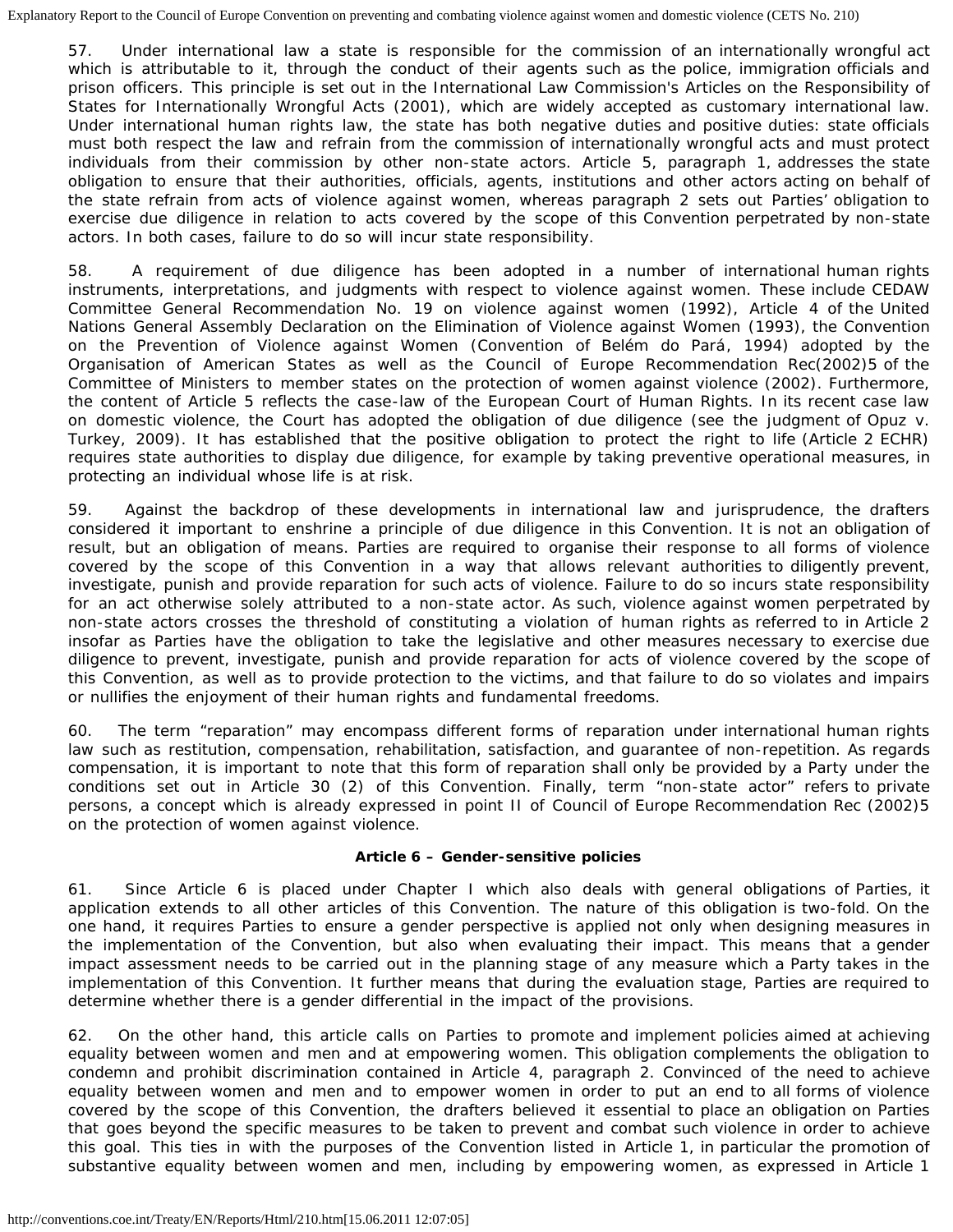57. Under international law a state is responsible for the commission of an internationally wrongful act which is attributable to it, through the conduct of their agents such as the police, immigration officials and prison officers. This principle is set out in the International Law Commission's Articles on the Responsibility of States for Internationally Wrongful Acts (2001), which are widely accepted as customary international law. Under international human rights law, the state has both negative duties and positive duties: state officials must both respect the law and refrain from the commission of internationally wrongful acts and must protect individuals from their commission by other non-state actors. Article 5, paragraph 1, addresses the state obligation to ensure that their authorities, officials, agents, institutions and other actors acting on behalf of the state refrain from acts of violence against women, whereas paragraph 2 sets out Parties' obligation to exercise due diligence in relation to acts covered by the scope of this Convention perpetrated by non-state actors. In both cases, failure to do so will incur state responsibility.

58. A requirement of due diligence has been adopted in a number of international human rights instruments, interpretations, and judgments with respect to violence against women. These include CEDAW Committee General Recommendation No. 19 on violence against women (1992), Article 4 of the United Nations General Assembly Declaration on the Elimination of Violence against Women (1993), the Convention on the Prevention of Violence against Women (Convention of Belém do Pará, 1994) adopted by the Organisation of American States as well as the Council of Europe Recommendation Rec(2002)5 of the Committee of Ministers to member states on the protection of women against violence (2002). Furthermore, the content of Article 5 reflects the case-law of the European Court of Human Rights. In its recent case law on domestic violence, the Court has adopted the obligation of due diligence (see the judgment of Opuz v. Turkey, 2009). It has established that the positive obligation to protect the right to life (Article 2 ECHR) requires state authorities to display due diligence, for example by taking preventive operational measures, in protecting an individual whose life is at risk.

59. Against the backdrop of these developments in international law and jurisprudence, the drafters considered it important to enshrine a principle of due diligence in this Convention. It is not an obligation of result, but an obligation of means. Parties are required to organise their response to all forms of violence covered by the scope of this Convention in a way that allows relevant authorities to diligently prevent, investigate, punish and provide reparation for such acts of violence. Failure to do so incurs state responsibility for an act otherwise solely attributed to a non-state actor. As such, violence against women perpetrated by non-state actors crosses the threshold of constituting a violation of human rights as referred to in Article 2 insofar as Parties have the obligation to take the legislative and other measures necessary to exercise due diligence to prevent, investigate, punish and provide reparation for acts of violence covered by the scope of this Convention, as well as to provide protection to the victims, and that failure to do so violates and impairs or nullifies the enjoyment of their human rights and fundamental freedoms.

60. The term "reparation" may encompass different forms of reparation under international human rights law such as restitution, compensation, rehabilitation, satisfaction, and guarantee of non-repetition. As regards compensation, it is important to note that this form of reparation shall only be provided by a Party under the conditions set out in Article 30 (2) of this Convention. Finally, term "non-state actor" refers to private persons, a concept which is already expressed in point II of Council of Europe Recommendation Rec (2002)5 on the protection of women against violence.

**Article 6 – Gender-sensitive policies**

61. Since Article 6 is placed under Chapter I which also deals with general obligations of Parties, it application extends to all other articles of this Convention. The nature of this obligation is two-fold. On the one hand, it requires Parties to ensure a gender perspective is applied not only when designing measures in the implementation of the Convention, but also when evaluating their impact. This means that a gender impact assessment needs to be carried out in the planning stage of any measure which a Party takes in the implementation of this Convention. It further means that during the evaluation stage, Parties are required to determine whether there is a gender differential in the impact of the provisions.

62. On the other hand, this article calls on Parties to promote and implement policies aimed at achieving equality between women and men and at empowering women. This obligation complements the obligation to condemn and prohibit discrimination contained in Article 4, paragraph 2. Convinced of the need to achieve equality between women and men and to empower women in order to put an end to all forms of violence covered by the scope of this Convention, the drafters believed it essential to place an obligation on Parties that goes beyond the specific measures to be taken to prevent and combat such violence in order to achieve this goal. This ties in with the purposes of the Convention listed in Article 1, in particular the promotion of substantive equality between women and men, including by empowering women, as expressed in Article 1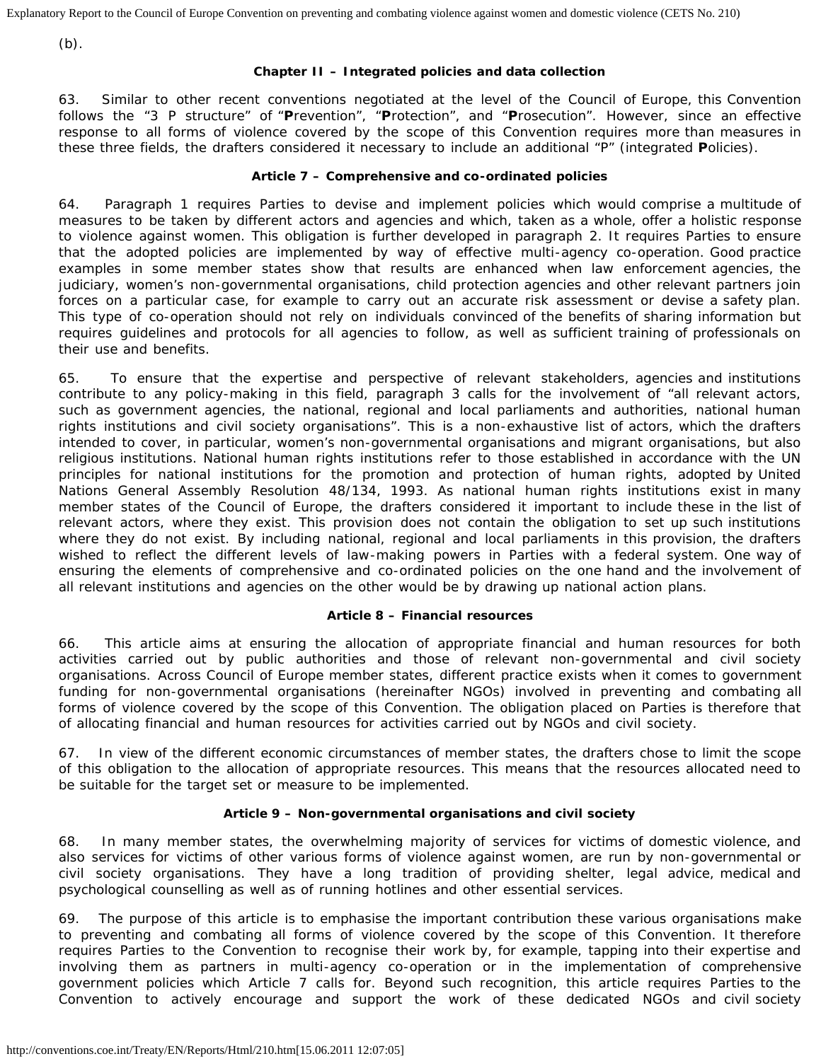(b).

### Chapter II – Integrated policies and data collection

63. Similar to other recent conventions negotiated at the level of the Council of Europe, this Convention follows the "3 P structure" of "**P**revention", "**P**rotection", and "**P**rosecution". However, since an effective response to all forms of violence covered by the scope of this Convention requires more than measures in these three fields, the drafters considered it necessary to include an additional "P" (integrated **P**olicies).

### Article 7 – Comprehensive and co-ordinated policies

64. Paragraph 1 requires Parties to devise and implement policies which would comprise a multitude of measures to be taken by different actors and agencies and which, taken as a whole, offer a holistic response to violence against women. This obligation is further developed in paragraph 2. It requires Parties to ensure that the adopted policies are implemented by way of effective multi-agency co-operation. Good practice examples in some member states show that results are enhanced when law enforcement agencies, the judiciary, women's non-governmental organisations, child protection agencies and other relevant partners join forces on a particular case, for example to carry out an accurate risk assessment or devise a safety plan. This type of co-operation should not rely on individuals convinced of the benefits of sharing information but requires guidelines and protocols for all agencies to follow, as well as sufficient training of professionals on their use and benefits.

65. To ensure that the expertise and perspective of relevant stakeholders, agencies and institutions contribute to any policy-making in this field, paragraph 3 calls for the involvement of "all relevant actors, such as government agencies, the national, regional and local parliaments and authorities, national human rights institutions and civil society organisations". This is a non-exhaustive list of actors, which the drafters intended to cover, in particular, women's non-governmental organisations and migrant organisations, but also religious institutions. National human rights institutions refer to those established in accordance with the UN principles for national institutions for the promotion and protection of human rights, adopted by United Nations General Assembly Resolution 48/134, 1993. As national human rights institutions exist in many member states of the Council of Europe, the drafters considered it important to include these in the list of relevant actors, where they exist. This provision does not contain the obligation to set up such institutions where they do not exist. By including national, regional and local parliaments in this provision, the drafters wished to reflect the different levels of law-making powers in Parties with a federal system. One way of ensuring the elements of comprehensive and co-ordinated policies on the one hand and the involvement of all relevant institutions and agencies on the other would be by drawing up national action plans.

### Article 8 – Financial resources

66. This article aims at ensuring the allocation of appropriate financial and human resources for both activities carried out by public authorities and those of relevant non-governmental and civil society organisations. Across Council of Europe member states, different practice exists when it comes to government funding for non-governmental organisations (hereinafter NGOs) involved in preventing and combating all forms of violence covered by the scope of this Convention. The obligation placed on Parties is therefore that of allocating financial and human resources for activities carried out by NGOs and civil society.

67. In view of the different economic circumstances of member states, the drafters chose to limit the scope of this obligation to the allocation of appropriate resources. This means that the resources allocated need to be suitable for the target set or measure to be implemented.

### Article 9 – Non-governmental organisations and civil society

68. In many member states, the overwhelming majority of services for victims of domestic violence, and also services for victims of other various forms of violence against women, are run by non-governmental or civil society organisations. They have a long tradition of providing shelter, legal advice, medical and psychological counselling as well as of running hotlines and other essential services.

69. The purpose of this article is to emphasise the important contribution these various organisations make to preventing and combating all forms of violence covered by the scope of this Convention. It therefore requires Parties to the Convention to recognise their work by, for example, tapping into their expertise and involving them as partners in multi-agency co-operation or in the implementation of comprehensive government policies which Article 7 calls for. Beyond such recognition, this article requires Parties to the Convention to actively encourage and support the work of these dedicated NGOs and civil society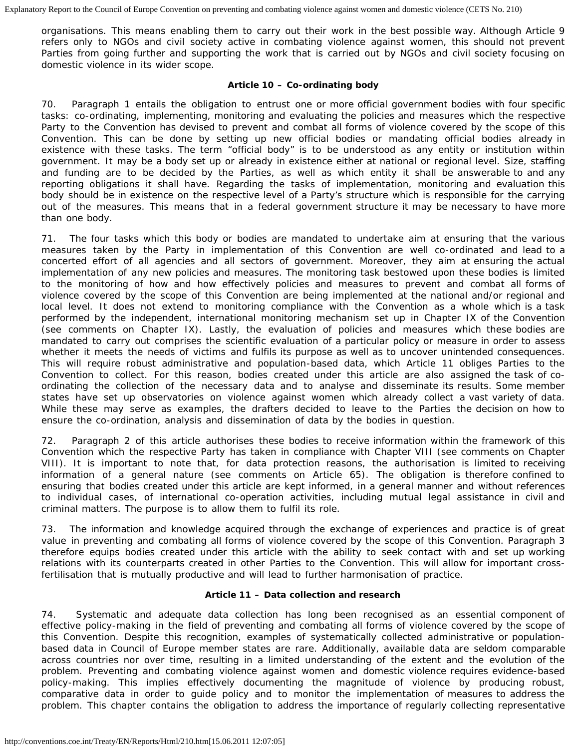organisations. This means enabling them to carry out their work in the best possible way. Although Article 9 refers only to NGOs and civil society active in combating violence against women, this should not prevent Parties from going further and supporting the work that is carried out by NGOs and civil society focusing on domestic violence in its wider scope.

### Article 10 – Co-ordinating body

70. Paragraph 1 entails the obligation to entrust one or more official government bodies with four specific tasks: co-ordinating, implementing, monitoring and evaluating the policies and measures which the respective Party to the Convention has devised to prevent and combat all forms of violence covered by the scope of this Convention. This can be done by setting up new official bodies or mandating official bodies already in existence with these tasks. The term "official body" is to be understood as any entity or institution within government. It may be a body set up or already in existence either at national or regional level. Size, staffing and funding are to be decided by the Parties, as well as which entity it shall be answerable to and any reporting obligations it shall have. Regarding the tasks of implementation, monitoring and evaluation this body should be in existence on the respective level of a Party's structure which is responsible for the carrying out of the measures. This means that in a federal government structure it may be necessary to have more than one body.

71. The four tasks which this body or bodies are mandated to undertake aim at ensuring that the various measures taken by the Party in implementation of this Convention are well co-ordinated and lead to a concerted effort of all agencies and all sectors of government. Moreover, they aim at ensuring the actual implementation of any new policies and measures. The monitoring task bestowed upon these bodies is limited to the monitoring of how and how effectively policies and measures to prevent and combat all forms of violence covered by the scope of this Convention are being implemented at the national and/or regional and local level. It does not extend to monitoring compliance with the Convention as a whole which is a task performed by the independent, international monitoring mechanism set up in Chapter IX of the Convention (see comments on Chapter IX). Lastly, the evaluation of policies and measures which these bodies are mandated to carry out comprises the scientific evaluation of a particular policy or measure in order to assess whether it meets the needs of victims and fulfils its purpose as well as to uncover unintended consequences. This will require robust administrative and population-based data, which Article 11 obliges Parties to the Convention to collect. For this reason, bodies created under this article are also assigned the task of co-ordinating the collection of the necessary data and to analyse and disseminate its results. Some member states have set up observatories on violence against women which already collect a vast variety of data. While these may serve as examples, the drafters decided to leave to the Parties the decision on how to ensure the co-ordination, analysis and dissemination of data by the bodies in question.

72. Paragraph 2 of this article authorises these bodies to receive information within the framework of this Convention which the respective Party has taken in compliance with Chapter VIII (see comments on Chapter VIII). It is important to note that, for data protection reasons, the authorisation is limited to receiving information of a general nature (see comments on Article 65). The obligation is therefore confined to ensuring that bodies created under this article are kept informed, in a general manner and without references to individual cases, of international co-operation activities, including mutual legal assistance in civil and criminal matters. The purpose is to allow them to fulfil its role.

73. The information and knowledge acquired through the exchange of experiences and practice is of great value in preventing and combating all forms of violence covered by the scope of this Convention. Paragraph 3 therefore equips bodies created under this article with the ability to seek contact with and set up working relations with its counterparts created in other Parties to the Convention. This will allow for important cross-fertilisation that is mutually productive and will lead to further harmonisation of practice.

### Article 11 – Data collection and research

74. Systematic and adequate data collection has long been recognised as an essential component of effective policy-making in the field of preventing and combating all forms of violence covered by the scope of this Convention. Despite this recognition, examples of systematically collected administrative or population-based data in Council of Europe member states are rare. Additionally, available data are seldom comparable across countries nor over time, resulting in a limited understanding of the extent and the evolution of the problem. Preventing and combating violence against women and domestic violence requires evidence-based policy-making. This implies effectively documenting the magnitude of violence by producing robust, comparative data in order to guide policy and to monitor the implementation of measures to address the problem. This chapter contains the obligation to address the importance of regularly collecting representative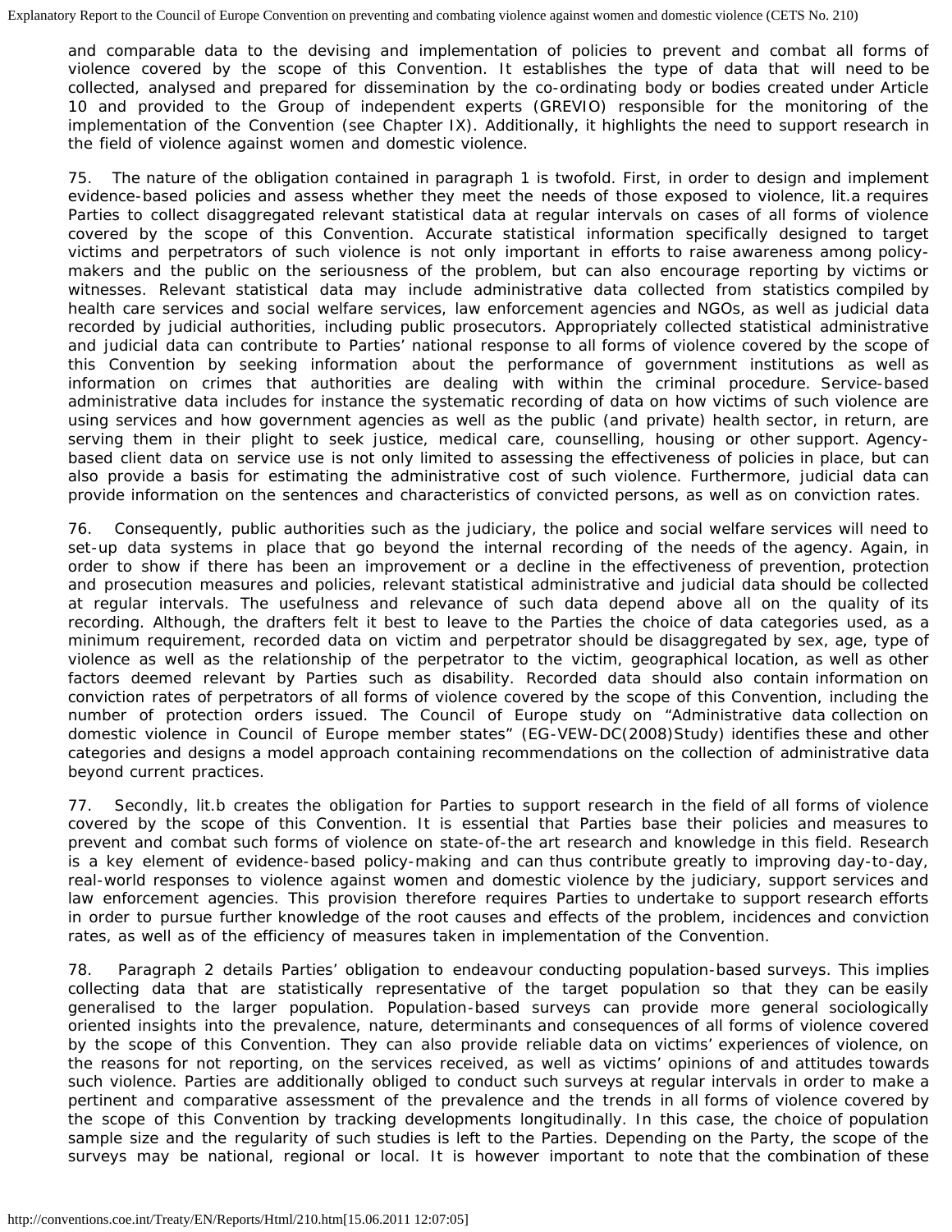and comparable data to the devising and implementation of policies to prevent and combat all forms of violence covered by the scope of this Convention. It establishes the type of data that will need to be collected, analysed and prepared for dissemination by the co-ordinating body or bodies created under Article 10 and provided to the Group of independent experts (GREVIO) responsible for the monitoring of the implementation of the Convention (see Chapter IX). Additionally, it highlights the need to support research in the field of violence against women and domestic violence.

75. The nature of the obligation contained in paragraph 1 is twofold. First, in order to design and implement evidence-based policies and assess whether they meet the needs of those exposed to violence, lit.a requires Parties to collect disaggregated relevant statistical data at regular intervals on cases of all forms of violence covered by the scope of this Convention. Accurate statistical information specifically designed to target victims and perpetrators of such violence is not only important in efforts to raise awareness among policy-makers and the public on the seriousness of the problem, but can also encourage reporting by victims or witnesses. Relevant statistical data may include administrative data collected from statistics compiled by health care services and social welfare services, law enforcement agencies and NGOs, as well as judicial data recorded by judicial authorities, including public prosecutors. Appropriately collected statistical administrative and judicial data can contribute to Parties' national response to all forms of violence covered by the scope of this Convention by seeking information about the performance of government institutions as well as information on crimes that authorities are dealing with within the criminal procedure. Service-based administrative data includes for instance the systematic recording of data on how victims of such violence are using services and how government agencies as well as the public (and private) health sector, in return, are serving them in their plight to seek justice, medical care, counselling, housing or other support. Agency-based client data on service use is not only limited to assessing the effectiveness of policies in place, but can also provide a basis for estimating the administrative cost of such violence. Furthermore, judicial data can provide information on the sentences and characteristics of convicted persons, as well as on conviction rates.

76. Consequently, public authorities such as the judiciary, the police and social welfare services will need to set-up data systems in place that go beyond the internal recording of the needs of the agency. Again, in order to show if there has been an improvement or a decline in the effectiveness of prevention, protection and prosecution measures and policies, relevant statistical administrative and judicial data should be collected at regular intervals. The usefulness and relevance of such data depend above all on the quality of its recording. Although, the drafters felt it best to leave to the Parties the choice of data categories used, as a minimum requirement, recorded data on victim and perpetrator should be disaggregated by sex, age, type of violence as well as the relationship of the perpetrator to the victim, geographical location, as well as other factors deemed relevant by Parties such as disability. Recorded data should also contain information on conviction rates of perpetrators of all forms of violence covered by the scope of this Convention, including the number of protection orders issued. The Council of Europe study on "Administrative data collection on domestic violence in Council of Europe member states" (EG-VEW-DC(2008)Study) identifies these and other categories and designs a model approach containing recommendations on the collection of administrative data beyond current practices.

77. Secondly, lit.b creates the obligation for Parties to support research in the field of all forms of violence covered by the scope of this Convention. It is essential that Parties base their policies and measures to prevent and combat such forms of violence on state-of-the art research and knowledge in this field. Research is a key element of evidence-based policy-making and can thus contribute greatly to improving day-to-day, real-world responses to violence against women and domestic violence by the judiciary, support services and law enforcement agencies. This provision therefore requires Parties to undertake to support research efforts in order to pursue further knowledge of the root causes and effects of the problem, incidences and conviction rates, as well as of the efficiency of measures taken in implementation of the Convention.

78. Paragraph 2 details Parties' obligation to endeavour conducting population-based surveys. This implies collecting data that are statistically representative of the target population so that they can be easily generalised to the larger population. Population-based surveys can provide more general sociologically oriented insights into the prevalence, nature, determinants and consequences of all forms of violence covered by the scope of this Convention. They can also provide reliable data on victims' experiences of violence, on the reasons for not reporting, on the services received, as well as victims' opinions of and attitudes towards such violence. Parties are additionally obliged to conduct such surveys at regular intervals in order to make a pertinent and comparative assessment of the prevalence and the trends in all forms of violence covered by the scope of this Convention by tracking developments longitudinally. In this case, the choice of population sample size and the regularity of such studies is left to the Parties. Depending on the Party, the scope of the surveys may be national, regional or local. It is however important to note that the combination of these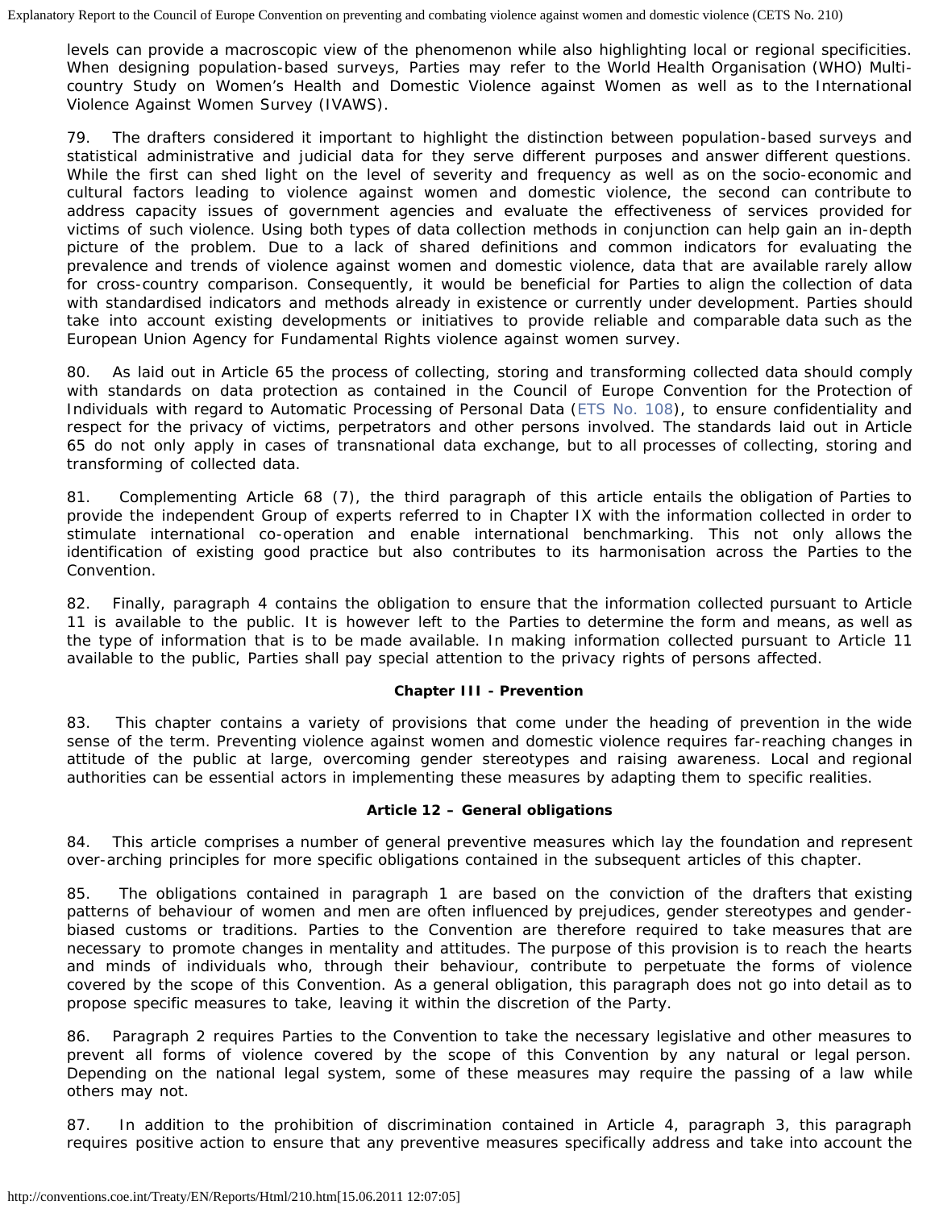levels can provide a macroscopic view of the phenomenon while also highlighting local or regional specificities. When designing population-based surveys, Parties may refer to the World Health Organisation (WHO) Multi-country Study on Women's Health and Domestic Violence against Women as well as to the International Violence Against Women Survey (IVAWS).

79. The drafters considered it important to highlight the distinction between population-based surveys and statistical administrative and judicial data for they serve different purposes and answer different questions. While the first can shed light on the level of severity and frequency as well as on the socio-economic and cultural factors leading to violence against women and domestic violence, the second can contribute to address capacity issues of government agencies and evaluate the effectiveness of services provided for victims of such violence. Using both types of data collection methods in conjunction can help gain an in-depth picture of the problem. Due to a lack of shared definitions and common indicators for evaluating the prevalence and trends of violence against women and domestic violence, data that are available rarely allow for cross-country comparison. Consequently, it would be beneficial for Parties to align the collection of data with standardised indicators and methods already in existence or currently under development. Parties should take into account existing developments or initiatives to provide reliable and comparable data such as the European Union Agency for Fundamental Rights violence against women survey.

80. As laid out in Article 65 the process of collecting, storing and transforming collected data should comply with standards on data protection as contained in the Council of Europe Convention for the Protection of Individuals with regard to Automatic Processing of Personal Data (ETS No. 108), to ensure confidentiality and respect for the privacy of victims, perpetrators and other persons involved. The standards laid out in Article 65 do not only apply in cases of transnational data exchange, but to all processes of collecting, storing and transforming of collected data.

81. Complementing Article 68 (7), the third paragraph of this article entails the obligation of Parties to provide the independent Group of experts referred to in Chapter IX with the information collected in order to stimulate international co-operation and enable international benchmarking. This not only allows the identification of existing good practice but also contributes to its harmonisation across the Parties to the Convention.

82. Finally, paragraph 4 contains the obligation to ensure that the information collected pursuant to Article 11 is available to the public. It is however left to the Parties to determine the form and means, as well as the type of information that is to be made available. In making information collected pursuant to Article 11 available to the public, Parties shall pay special attention to the privacy rights of persons affected.

**Chapter III - Prevention**

83. This chapter contains a variety of provisions that come under the heading of prevention in the wide sense of the term. Preventing violence against women and domestic violence requires far-reaching changes in attitude of the public at large, overcoming gender stereotypes and raising awareness. Local and regional authorities can be essential actors in implementing these measures by adapting them to specific realities.

**Article 12 – General obligations**

84. This article comprises a number of general preventive measures which lay the foundation and represent over-arching principles for more specific obligations contained in the subsequent articles of this chapter.

85. The obligations contained in paragraph 1 are based on the conviction of the drafters that existing patterns of behaviour of women and men are often influenced by prejudices, gender stereotypes and gender-biased customs or traditions. Parties to the Convention are therefore required to take measures that are necessary to promote changes in mentality and attitudes. The purpose of this provision is to reach the hearts and minds of individuals who, through their behaviour, contribute to perpetuate the forms of violence covered by the scope of this Convention. As a general obligation, this paragraph does not go into detail as to propose specific measures to take, leaving it within the discretion of the Party.

86. Paragraph 2 requires Parties to the Convention to take the necessary legislative and other measures to prevent all forms of violence covered by the scope of this Convention by any natural or legal person. Depending on the national legal system, some of these measures may require the passing of a law while others may not.

87. In addition to the prohibition of discrimination contained in Article 4, paragraph 3, this paragraph requires positive action to ensure that any preventive measures specifically address and take into account the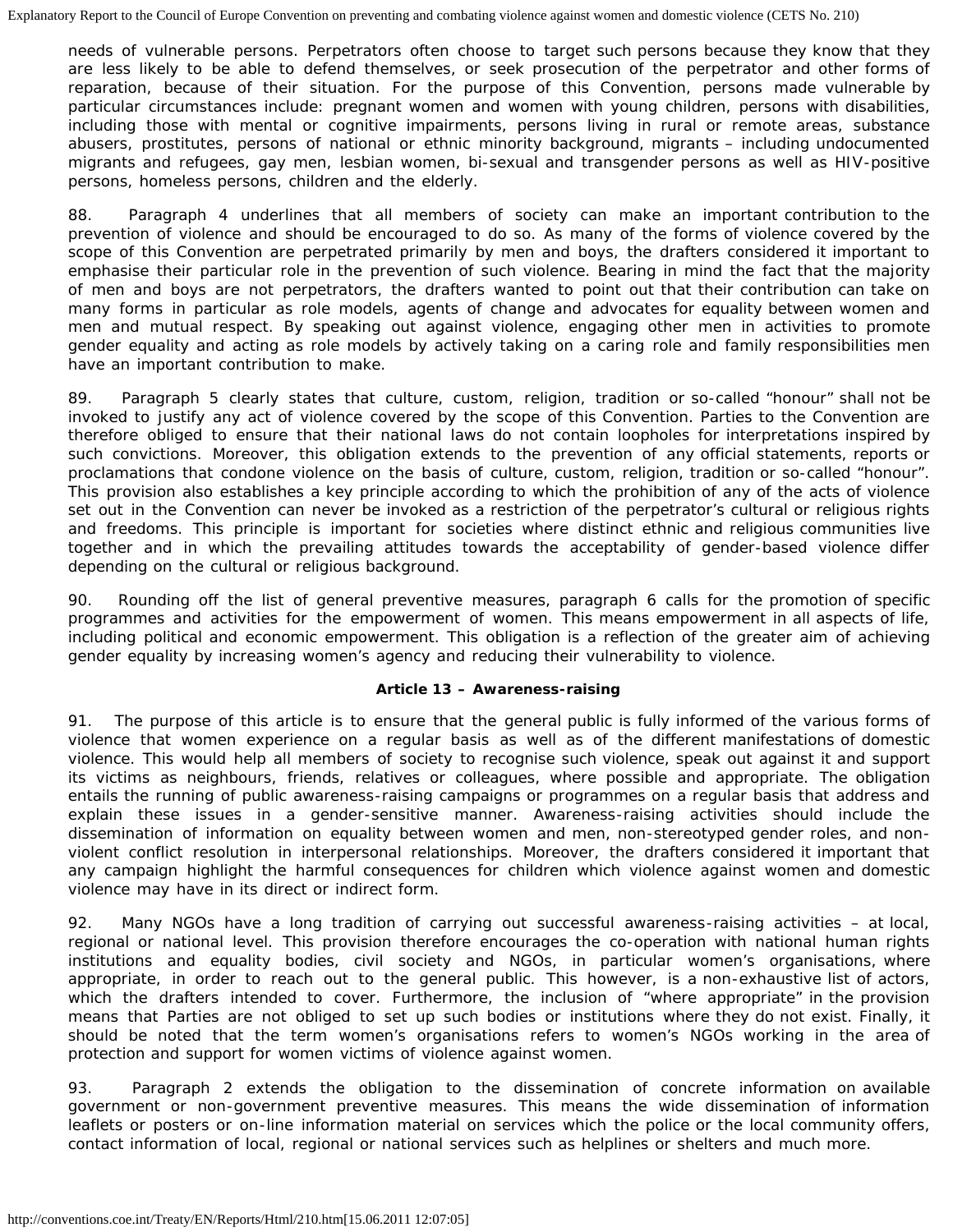needs of vulnerable persons. Perpetrators often choose to target such persons because they know that they are less likely to be able to defend themselves, or seek prosecution of the perpetrator and other forms of reparation, because of their situation. For the purpose of this Convention, persons made vulnerable by particular circumstances include: pregnant women and women with young children, persons with disabilities, including those with mental or cognitive impairments, persons living in rural or remote areas, substance abusers, prostitutes, persons of national or ethnic minority background, migrants – including undocumented migrants and refugees, gay men, lesbian women, bi-sexual and transgender persons as well as HIV-positive persons, homeless persons, children and the elderly.

88. Paragraph 4 underlines that all members of society can make an important contribution to the prevention of violence and should be encouraged to do so. As many of the forms of violence covered by the scope of this Convention are perpetrated primarily by men and boys, the drafters considered it important to emphasise their particular role in the prevention of such violence. Bearing in mind the fact that the majority of men and boys are not perpetrators, the drafters wanted to point out that their contribution can take on many forms in particular as role models, agents of change and advocates for equality between women and men and mutual respect. By speaking out against violence, engaging other men in activities to promote gender equality and acting as role models by actively taking on a caring role and family responsibilities men have an important contribution to make.

89. Paragraph 5 clearly states that culture, custom, religion, tradition or so-called "honour" shall not be invoked to justify any act of violence covered by the scope of this Convention. Parties to the Convention are therefore obliged to ensure that their national laws do not contain loopholes for interpretations inspired by such convictions. Moreover, this obligation extends to the prevention of any official statements, reports or proclamations that condone violence on the basis of culture, custom, religion, tradition or so-called "honour". This provision also establishes a key principle according to which the prohibition of any of the acts of violence set out in the Convention can never be invoked as a restriction of the perpetrator's cultural or religious rights and freedoms. This principle is important for societies where distinct ethnic and religious communities live together and in which the prevailing attitudes towards the acceptability of gender-based violence differ depending on the cultural or religious background.

90. Rounding off the list of general preventive measures, paragraph 6 calls for the promotion of specific programmes and activities for the empowerment of women. This means empowerment in all aspects of life, including political and economic empowerment. This obligation is a reflection of the greater aim of achieving gender equality by increasing women's agency and reducing their vulnerability to violence.

**Article 13 – Awareness-raising**

91. The purpose of this article is to ensure that the general public is fully informed of the various forms of violence that women experience on a regular basis as well as of the different manifestations of domestic violence. This would help all members of society to recognise such violence, speak out against it and support its victims as neighbours, friends, relatives or colleagues, where possible and appropriate. The obligation entails the running of public awareness-raising campaigns or programmes on a regular basis that address and explain these issues in a gender-sensitive manner. Awareness-raising activities should include the dissemination of information on equality between women and men, non-stereotyped gender roles, and non-violent conflict resolution in interpersonal relationships. Moreover, the drafters considered it important that any campaign highlight the harmful consequences for children which violence against women and domestic violence may have in its direct or indirect form.

92. Many NGOs have a long tradition of carrying out successful awareness-raising activities – at local, regional or national level. This provision therefore encourages the co-operation with national human rights institutions and equality bodies, civil society and NGOs, in particular women's organisations, where appropriate, in order to reach out to the general public. This however, is a non-exhaustive list of actors, which the drafters intended to cover. Furthermore, the inclusion of "where appropriate" in the provision means that Parties are not obliged to set up such bodies or institutions where they do not exist. Finally, it should be noted that the term women's organisations refers to women's NGOs working in the area of protection and support for women victims of violence against women.

93. Paragraph 2 extends the obligation to the dissemination of concrete information on available government or non-government preventive measures. This means the wide dissemination of information leaflets or posters or on-line information material on services which the police or the local community offers, contact information of local, regional or national services such as helplines or shelters and much more.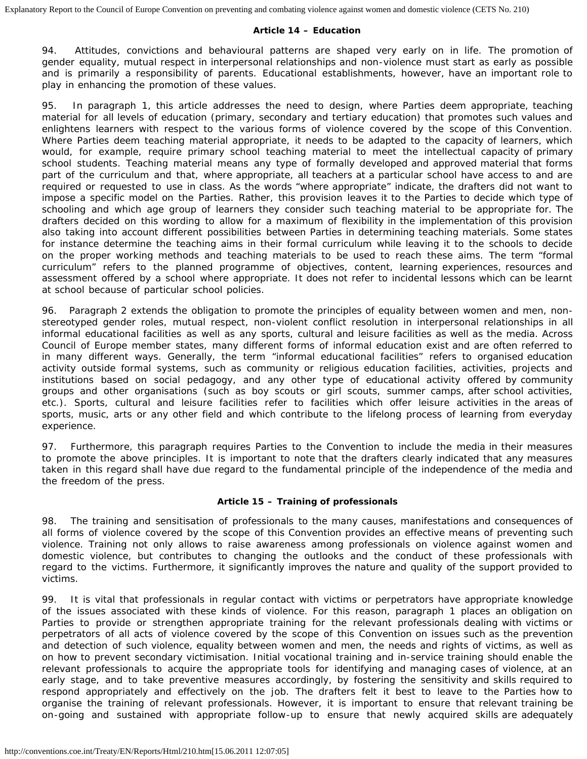### Article 14 – Education

94. Attitudes, convictions and behavioural patterns are shaped very early on in life. The promotion of gender equality, mutual respect in interpersonal relationships and non-violence must start as early as possible and is primarily a responsibility of parents. Educational establishments, however, have an important role to play in enhancing the promotion of these values.

95. In paragraph 1, this article addresses the need to design, where Parties deem appropriate, teaching material for all levels of education (primary, secondary and tertiary education) that promotes such values and enlightens learners with respect to the various forms of violence covered by the scope of this Convention. Where Parties deem teaching material appropriate, it needs to be adapted to the capacity of learners, which would, for example, require primary school teaching material to meet the intellectual capacity of primary school students. Teaching material means any type of formally developed and approved material that forms part of the curriculum and that, where appropriate, all teachers at a particular school have access to and are required or requested to use in class. As the words "where appropriate" indicate, the drafters did not want to impose a specific model on the Parties. Rather, this provision leaves it to the Parties to decide which type of schooling and which age group of learners they consider such teaching material to be appropriate for. The drafters decided on this wording to allow for a maximum of flexibility in the implementation of this provision also taking into account different possibilities between Parties in determining teaching materials. Some states for instance determine the teaching aims in their formal curriculum while leaving it to the schools to decide on the proper working methods and teaching materials to be used to reach these aims. The term "formal curriculum" refers to the planned programme of objectives, content, learning experiences, resources and assessment offered by a school where appropriate. It does not refer to incidental lessons which can be learnt at school because of particular school policies.

96. Paragraph 2 extends the obligation to promote the principles of equality between women and men, non-stereotyped gender roles, mutual respect, non-violent conflict resolution in interpersonal relationships in all informal educational facilities as well as any sports, cultural and leisure facilities as well as the media. Across Council of Europe member states, many different forms of informal education exist and are often referred to in many different ways. Generally, the term "informal educational facilities" refers to organised education activity outside formal systems, such as community or religious education facilities, activities, projects and institutions based on social pedagogy, and any other type of educational activity offered by community groups and other organisations (such as boy scouts or girl scouts, summer camps, after school activities, etc.). Sports, cultural and leisure facilities refer to facilities which offer leisure activities in the areas of sports, music, arts or any other field and which contribute to the lifelong process of learning from everyday experience.

97. Furthermore, this paragraph requires Parties to the Convention to include the media in their measures to promote the above principles. It is important to note that the drafters clearly indicated that any measures taken in this regard shall have due regard to the fundamental principle of the independence of the media and the freedom of the press.

### Article 15 – Training of professionals

98. The training and sensitisation of professionals to the many causes, manifestations and consequences of all forms of violence covered by the scope of this Convention provides an effective means of preventing such violence. Training not only allows to raise awareness among professionals on violence against women and domestic violence, but contributes to changing the outlooks and the conduct of these professionals with regard to the victims. Furthermore, it significantly improves the nature and quality of the support provided to victims.

99. It is vital that professionals in regular contact with victims or perpetrators have appropriate knowledge of the issues associated with these kinds of violence. For this reason, paragraph 1 places an obligation on Parties to provide or strengthen appropriate training for the relevant professionals dealing with victims or perpetrators of all acts of violence covered by the scope of this Convention on issues such as the prevention and detection of such violence, equality between women and men, the needs and rights of victims, as well as on how to prevent secondary victimisation. Initial vocational training and in-service training should enable the relevant professionals to acquire the appropriate tools for identifying and managing cases of violence, at an early stage, and to take preventive measures accordingly, by fostering the sensitivity and skills required to respond appropriately and effectively on the job. The drafters felt it best to leave to the Parties how to organise the training of relevant professionals. However, it is important to ensure that relevant training be on-going and sustained with appropriate follow-up to ensure that newly acquired skills are adequately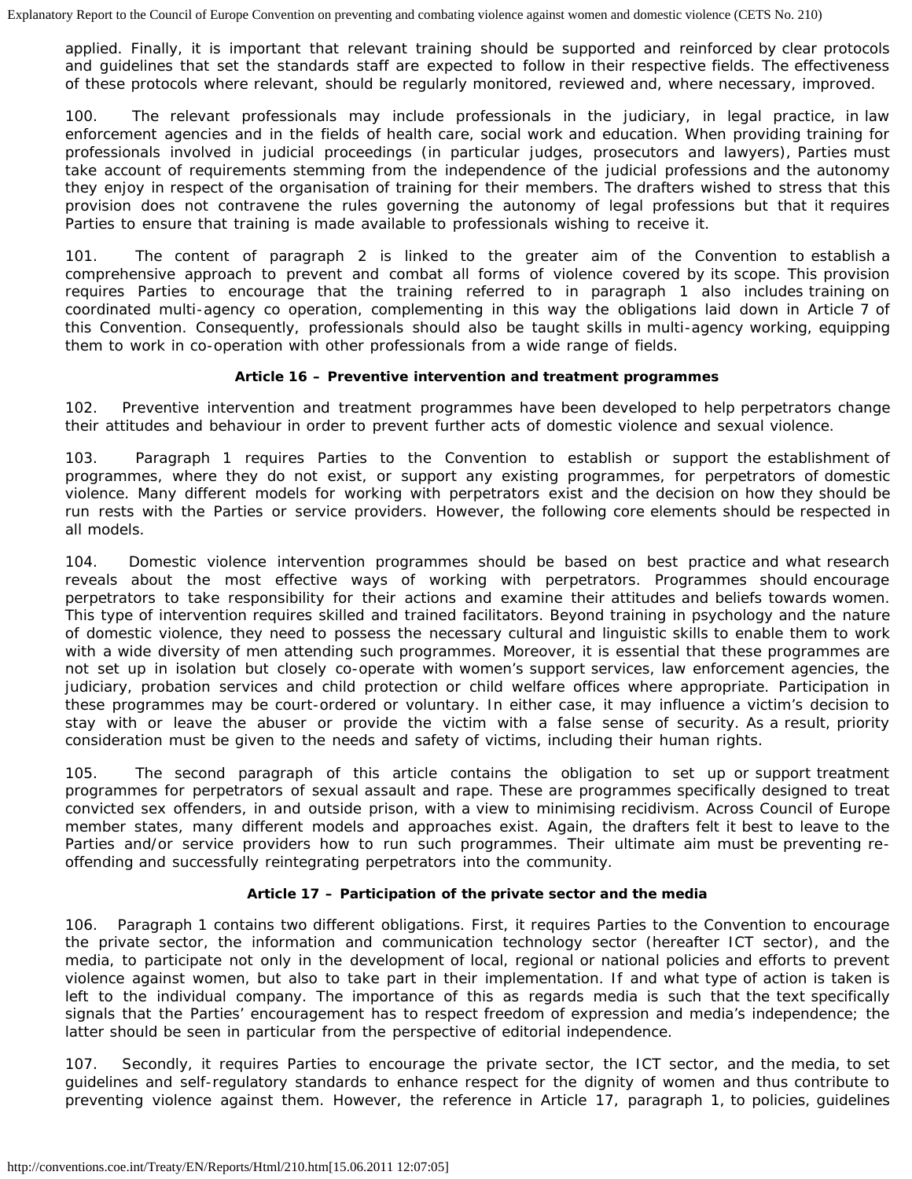applied. Finally, it is important that relevant training should be supported and reinforced by clear protocols and guidelines that set the standards staff are expected to follow in their respective fields. The effectiveness of these protocols where relevant, should be regularly monitored, reviewed and, where necessary, improved.

100. The relevant professionals may include professionals in the judiciary, in legal practice, in law enforcement agencies and in the fields of health care, social work and education. When providing training for professionals involved in judicial proceedings (in particular judges, prosecutors and lawyers), Parties must take account of requirements stemming from the independence of the judicial professions and the autonomy they enjoy in respect of the organisation of training for their members. The drafters wished to stress that this provision does not contravene the rules governing the autonomy of legal professions but that it requires Parties to ensure that training is made available to professionals wishing to receive it.

101. The content of paragraph 2 is linked to the greater aim of the Convention to establish a comprehensive approach to prevent and combat all forms of violence covered by its scope. This provision requires Parties to encourage that the training referred to in paragraph 1 also includes training on coordinated multi-agency co operation, complementing in this way the obligations laid down in Article 7 of this Convention. Consequently, professionals should also be taught skills in multi-agency working, equipping them to work in co-operation with other professionals from a wide range of fields.

**Article 16 – Preventive intervention and treatment programmes**

102. Preventive intervention and treatment programmes have been developed to help perpetrators change their attitudes and behaviour in order to prevent further acts of domestic violence and sexual violence.

103. Paragraph 1 requires Parties to the Convention to establish or support the establishment of programmes, where they do not exist, or support any existing programmes, for perpetrators of domestic violence. Many different models for working with perpetrators exist and the decision on how they should be run rests with the Parties or service providers. However, the following core elements should be respected in all models.

104. Domestic violence intervention programmes should be based on best practice and what research reveals about the most effective ways of working with perpetrators. Programmes should encourage perpetrators to take responsibility for their actions and examine their attitudes and beliefs towards women. This type of intervention requires skilled and trained facilitators. Beyond training in psychology and the nature of domestic violence, they need to possess the necessary cultural and linguistic skills to enable them to work with a wide diversity of men attending such programmes. Moreover, it is essential that these programmes are not set up in isolation but closely co-operate with women's support services, law enforcement agencies, the judiciary, probation services and child protection or child welfare offices where appropriate. Participation in these programmes may be court-ordered or voluntary. In either case, it may influence a victim's decision to stay with or leave the abuser or provide the victim with a false sense of security. As a result, priority consideration must be given to the needs and safety of victims, including their human rights.

105. The second paragraph of this article contains the obligation to set up or support treatment programmes for perpetrators of sexual assault and rape. These are programmes specifically designed to treat convicted sex offenders, in and outside prison, with a view to minimising recidivism. Across Council of Europe member states, many different models and approaches exist. Again, the drafters felt it best to leave to the Parties and/or service providers how to run such programmes. Their ultimate aim must be preventing re-offending and successfully reintegrating perpetrators into the community.

**Article 17 – Participation of the private sector and the media**

106. Paragraph 1 contains two different obligations. First, it requires Parties to the Convention to encourage the private sector, the information and communication technology sector (hereafter ICT sector), and the media, to participate not only in the development of local, regional or national policies and efforts to prevent violence against women, but also to take part in their implementation. If and what type of action is taken is left to the individual company. The importance of this as regards media is such that the text specifically signals that the Parties' encouragement has to respect freedom of expression and media's independence; the latter should be seen in particular from the perspective of editorial independence.

107. Secondly, it requires Parties to encourage the private sector, the ICT sector, and the media, to set guidelines and self-regulatory standards to enhance respect for the dignity of women and thus contribute to preventing violence against them. However, the reference in Article 17, paragraph 1, to policies, guidelines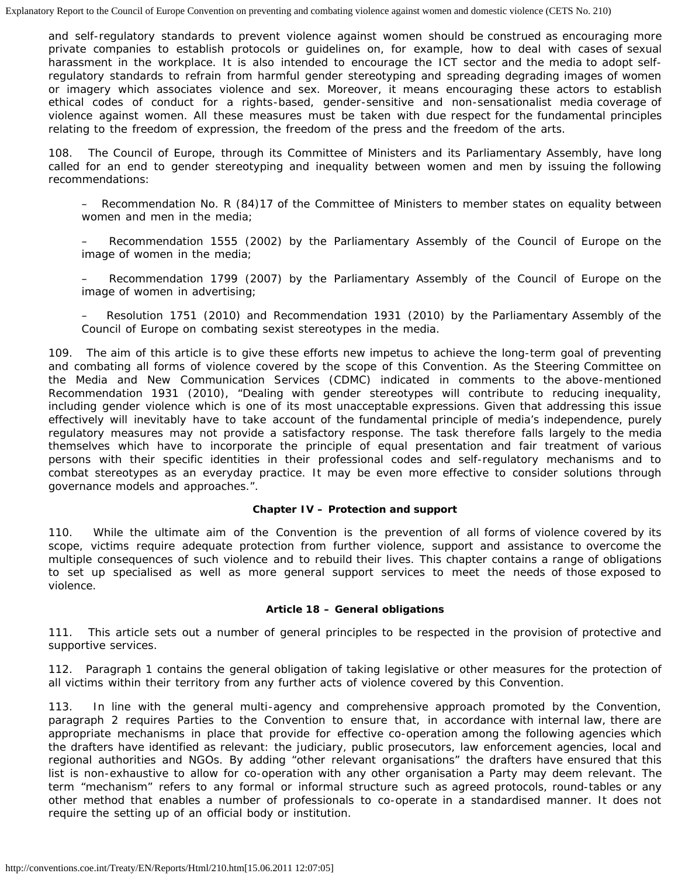and self-regulatory standards to prevent violence against women should be construed as encouraging more private companies to establish protocols or guidelines on, for example, how to deal with cases of sexual harassment in the workplace. It is also intended to encourage the ICT sector and the media to adopt self-regulatory standards to refrain from harmful gender stereotyping and spreading degrading images of women or imagery which associates violence and sex. Moreover, it means encouraging these actors to establish ethical codes of conduct for a rights-based, gender-sensitive and non-sensationalist media coverage of violence against women. All these measures must be taken with due respect for the fundamental principles relating to the freedom of expression, the freedom of the press and the freedom of the arts.

108. The Council of Europe, through its Committee of Ministers and its Parliamentary Assembly, have long called for an end to gender stereotyping and inequality between women and men by issuing the following recommendations:

– Recommendation No. R (84)17 of the Committee of Ministers to member states on equality between women and men in the media;

– Recommendation 1555 (2002) by the Parliamentary Assembly of the Council of Europe on the image of women in the media;

– Recommendation 1799 (2007) by the Parliamentary Assembly of the Council of Europe on the image of women in advertising;

– Resolution 1751 (2010) and Recommendation 1931 (2010) by the Parliamentary Assembly of the Council of Europe on combating sexist stereotypes in the media.

109. The aim of this article is to give these efforts new impetus to achieve the long-term goal of preventing and combating all forms of violence covered by the scope of this Convention. As the Steering Committee on the Media and New Communication Services (CDMC) indicated in comments to the above-mentioned Recommendation 1931 (2010), "Dealing with gender stereotypes will contribute to reducing inequality, including gender violence which is one of its most unacceptable expressions. Given that addressing this issue effectively will inevitably have to take account of the fundamental principle of media's independence, purely regulatory measures may not provide a satisfactory response. The task therefore falls largely to the media themselves which have to incorporate the principle of equal presentation and fair treatment of various persons with their specific identities in their professional codes and self-regulatory mechanisms and to combat stereotypes as an everyday practice. It may be even more effective to consider solutions through governance models and approaches.".

### Chapter IV – Protection and support

110. While the ultimate aim of the Convention is the prevention of all forms of violence covered by its scope, victims require adequate protection from further violence, support and assistance to overcome the multiple consequences of such violence and to rebuild their lives. This chapter contains a range of obligations to set up specialised as well as more general support services to meet the needs of those exposed to violence.

### Article 18 – General obligations

111. This article sets out a number of general principles to be respected in the provision of protective and supportive services.

112. Paragraph 1 contains the general obligation of taking legislative or other measures for the protection of all victims within their territory from any further acts of violence covered by this Convention.

113. In line with the general multi-agency and comprehensive approach promoted by the Convention, paragraph 2 requires Parties to the Convention to ensure that, in accordance with internal law, there are appropriate mechanisms in place that provide for effective co-operation among the following agencies which the drafters have identified as relevant: the judiciary, public prosecutors, law enforcement agencies, local and regional authorities and NGOs. By adding "other relevant organisations" the drafters have ensured that this list is non-exhaustive to allow for co-operation with any other organisation a Party may deem relevant. The term "mechanism" refers to any formal or informal structure such as agreed protocols, round-tables or any other method that enables a number of professionals to co-operate in a standardised manner. It does not require the setting up of an official body or institution.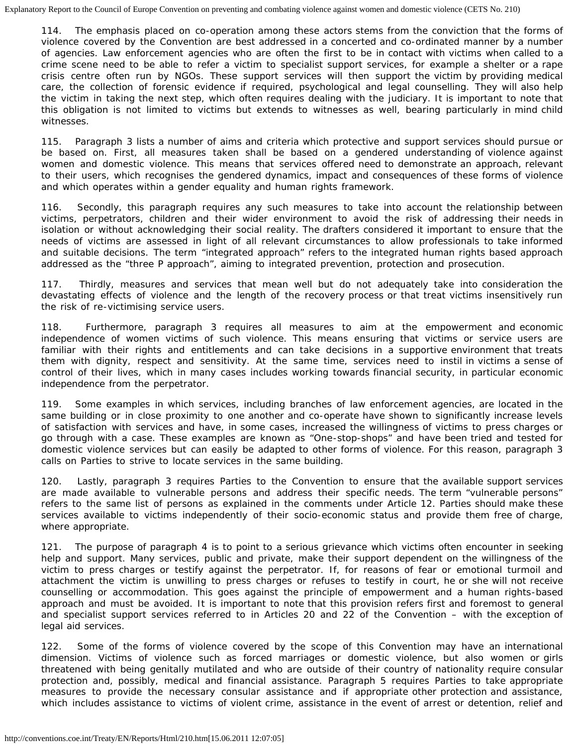114. The emphasis placed on co-operation among these actors stems from the conviction that the forms of violence covered by the Convention are best addressed in a concerted and co-ordinated manner by a number of agencies. Law enforcement agencies who are often the first to be in contact with victims when called to a crime scene need to be able to refer a victim to specialist support services, for example a shelter or a rape crisis centre often run by NGOs. These support services will then support the victim by providing medical care, the collection of forensic evidence if required, psychological and legal counselling. They will also help the victim in taking the next step, which often requires dealing with the judiciary. It is important to note that this obligation is not limited to victims but extends to witnesses as well, bearing particularly in mind child witnesses.

115. Paragraph 3 lists a number of aims and criteria which protective and support services should pursue or be based on. First, all measures taken shall be based on a gendered understanding of violence against women and domestic violence. This means that services offered need to demonstrate an approach, relevant to their users, which recognises the gendered dynamics, impact and consequences of these forms of violence and which operates within a gender equality and human rights framework.

116. Secondly, this paragraph requires any such measures to take into account the relationship between victims, perpetrators, children and their wider environment to avoid the risk of addressing their needs in isolation or without acknowledging their social reality. The drafters considered it important to ensure that the needs of victims are assessed in light of all relevant circumstances to allow professionals to take informed and suitable decisions. The term "integrated approach" refers to the integrated human rights based approach addressed as the "three P approach", aiming to integrated prevention, protection and prosecution.

117. Thirdly, measures and services that mean well but do not adequately take into consideration the devastating effects of violence and the length of the recovery process or that treat victims insensitively run the risk of re-victimising service users.

118. Furthermore, paragraph 3 requires all measures to aim at the empowerment and economic independence of women victims of such violence. This means ensuring that victims or service users are familiar with their rights and entitlements and can take decisions in a supportive environment that treats them with dignity, respect and sensitivity. At the same time, services need to instil in victims a sense of control of their lives, which in many cases includes working towards financial security, in particular economic independence from the perpetrator.

119. Some examples in which services, including branches of law enforcement agencies, are located in the same building or in close proximity to one another and co-operate have shown to significantly increase levels of satisfaction with services and have, in some cases, increased the willingness of victims to press charges or go through with a case. These examples are known as "One-stop-shops" and have been tried and tested for domestic violence services but can easily be adapted to other forms of violence. For this reason, paragraph 3 calls on Parties to strive to locate services in the same building.

120. Lastly, paragraph 3 requires Parties to the Convention to ensure that the available support services are made available to vulnerable persons and address their specific needs. The term "vulnerable persons" refers to the same list of persons as explained in the comments under Article 12. Parties should make these services available to victims independently of their socio-economic status and provide them free of charge, where appropriate.

121. The purpose of paragraph 4 is to point to a serious grievance which victims often encounter in seeking help and support. Many services, public and private, make their support dependent on the willingness of the victim to press charges or testify against the perpetrator. If, for reasons of fear or emotional turmoil and attachment the victim is unwilling to press charges or refuses to testify in court, he or she will not receive counselling or accommodation. This goes against the principle of empowerment and a human rights-based approach and must be avoided. It is important to note that this provision refers first and foremost to general and specialist support services referred to in Articles 20 and 22 of the Convention – with the exception of legal aid services.

122. Some of the forms of violence covered by the scope of this Convention may have an international dimension. Victims of violence such as forced marriages or domestic violence, but also women or girls threatened with being genitally mutilated and who are outside of their country of nationality require consular protection and, possibly, medical and financial assistance. Paragraph 5 requires Parties to take appropriate measures to provide the necessary consular assistance and if appropriate other protection and assistance, which includes assistance to victims of violent crime, assistance in the event of arrest or detention, relief and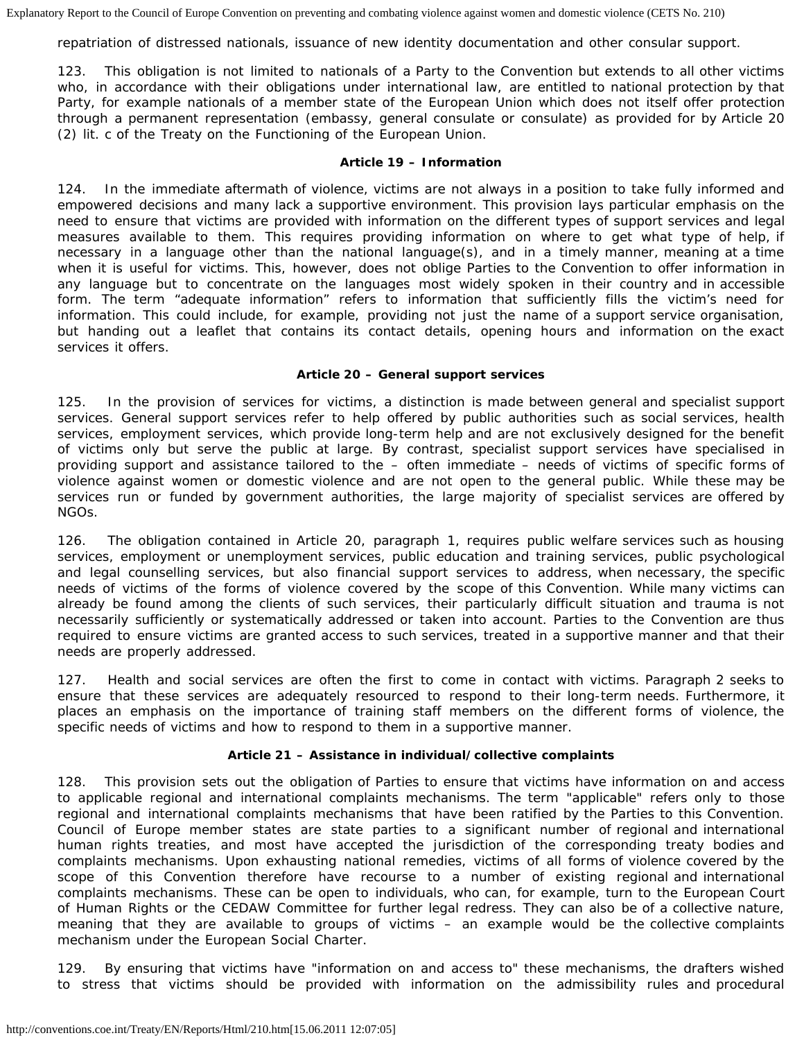repatriation of distressed nationals, issuance of new identity documentation and other consular support.

123. This obligation is not limited to nationals of a Party to the Convention but extends to all other victims who, in accordance with their obligations under international law, are entitled to national protection by that Party, for example nationals of a member state of the European Union which does not itself offer protection through a permanent representation (embassy, general consulate or consulate) as provided for by Article 20 (2) lit. c of the Treaty on the Functioning of the European Union.

### Article 19 – Information

124. In the immediate aftermath of violence, victims are not always in a position to take fully informed and empowered decisions and many lack a supportive environment. This provision lays particular emphasis on the need to ensure that victims are provided with information on the different types of support services and legal measures available to them. This requires providing information on where to get what type of help, if necessary in a language other than the national language(s), and in a timely manner, meaning at a time when it is useful for victims. This, however, does not oblige Parties to the Convention to offer information in any language but to concentrate on the languages most widely spoken in their country and in accessible form. The term "adequate information" refers to information that sufficiently fills the victim's need for information. This could include, for example, providing not just the name of a support service organisation, but handing out a leaflet that contains its contact details, opening hours and information on the exact services it offers.

### Article 20 – General support services

125. In the provision of services for victims, a distinction is made between general and specialist support services. General support services refer to help offered by public authorities such as social services, health services, employment services, which provide long-term help and are not exclusively designed for the benefit of victims only but serve the public at large. By contrast, specialist support services have specialised in providing support and assistance tailored to the – often immediate – needs of victims of specific forms of violence against women or domestic violence and are not open to the general public. While these may be services run or funded by government authorities, the large majority of specialist services are offered by NGOs.

126. The obligation contained in Article 20, paragraph 1, requires public welfare services such as housing services, employment or unemployment services, public education and training services, public psychological and legal counselling services, but also financial support services to address, when necessary, the specific needs of victims of the forms of violence covered by the scope of this Convention. While many victims can already be found among the clients of such services, their particularly difficult situation and trauma is not necessarily sufficiently or systematically addressed or taken into account. Parties to the Convention are thus required to ensure victims are granted access to such services, treated in a supportive manner and that their needs are properly addressed.

127. Health and social services are often the first to come in contact with victims. Paragraph 2 seeks to ensure that these services are adequately resourced to respond to their long-term needs. Furthermore, it places an emphasis on the importance of training staff members on the different forms of violence, the specific needs of victims and how to respond to them in a supportive manner.

### Article 21 – Assistance in individual/collective complaints

128. This provision sets out the obligation of Parties to ensure that victims have information on and access to applicable regional and international complaints mechanisms. The term "applicable" refers only to those regional and international complaints mechanisms that have been ratified by the Parties to this Convention. Council of Europe member states are state parties to a significant number of regional and international human rights treaties, and most have accepted the jurisdiction of the corresponding treaty bodies and complaints mechanisms. Upon exhausting national remedies, victims of all forms of violence covered by the scope of this Convention therefore have recourse to a number of existing regional and international complaints mechanisms. These can be open to individuals, who can, for example, turn to the European Court of Human Rights or the CEDAW Committee for further legal redress. They can also be of a collective nature, meaning that they are available to groups of victims – an example would be the collective complaints mechanism under the European Social Charter.

129. By ensuring that victims have "information on and access to" these mechanisms, the drafters wished to stress that victims should be provided with information on the admissibility rules and procedural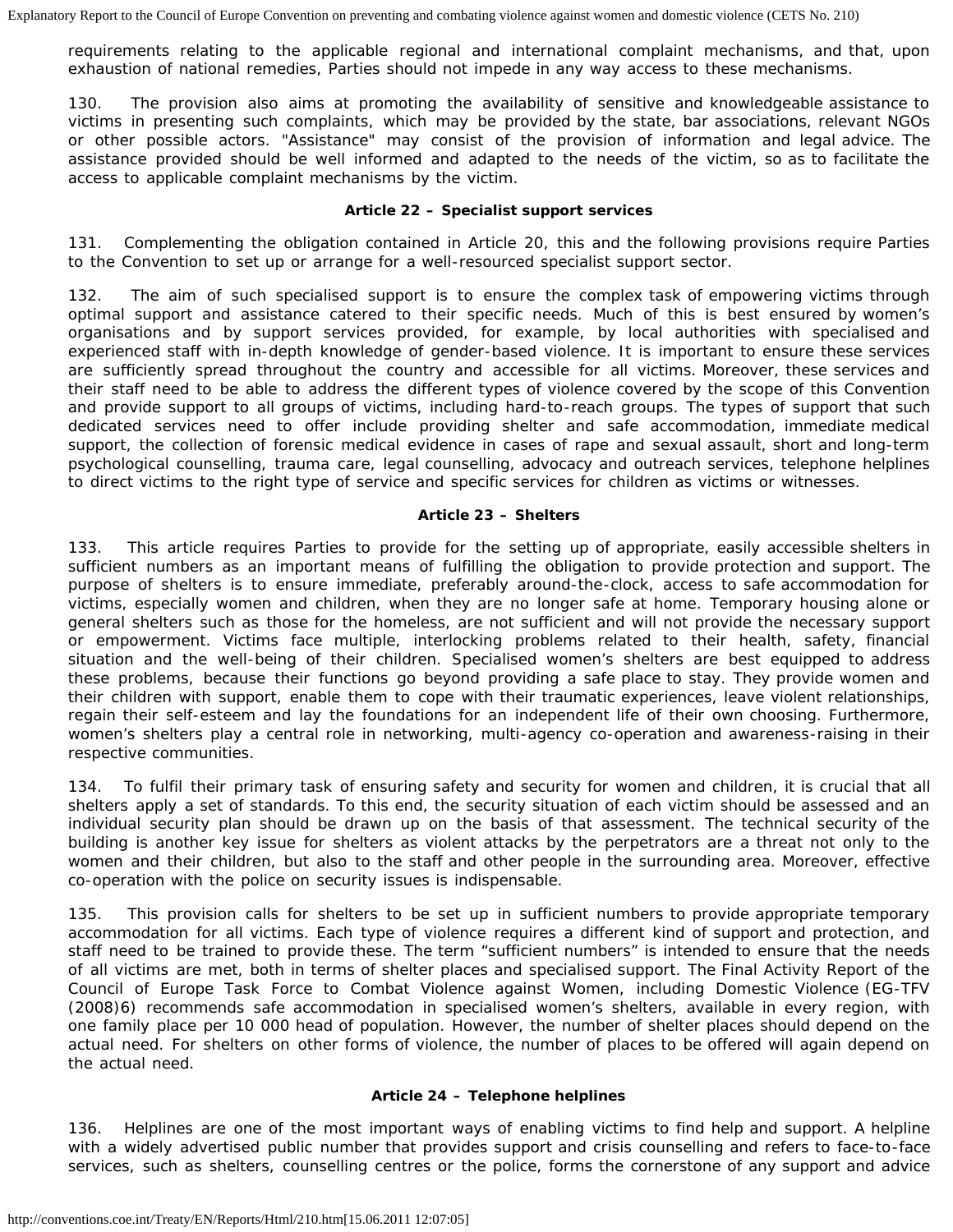requirements relating to the applicable regional and international complaint mechanisms, and that, upon exhaustion of national remedies, Parties should not impede in any way access to these mechanisms.

130. The provision also aims at promoting the availability of sensitive and knowledgeable assistance to victims in presenting such complaints, which may be provided by the state, bar associations, relevant NGOs or other possible actors. "Assistance" may consist of the provision of information and legal advice. The assistance provided should be well informed and adapted to the needs of the victim, so as to facilitate the access to applicable complaint mechanisms by the victim.

**Article 22 – Specialist support services**

131. Complementing the obligation contained in Article 20, this and the following provisions require Parties to the Convention to set up or arrange for a well-resourced specialist support sector.

132. The aim of such specialised support is to ensure the complex task of empowering victims through optimal support and assistance catered to their specific needs. Much of this is best ensured by women's organisations and by support services provided, for example, by local authorities with specialised and experienced staff with in-depth knowledge of gender-based violence. It is important to ensure these services are sufficiently spread throughout the country and accessible for all victims. Moreover, these services and their staff need to be able to address the different types of violence covered by the scope of this Convention and provide support to all groups of victims, including hard-to-reach groups. The types of support that such dedicated services need to offer include providing shelter and safe accommodation, immediate medical support, the collection of forensic medical evidence in cases of rape and sexual assault, short and long-term psychological counselling, trauma care, legal counselling, advocacy and outreach services, telephone helplines to direct victims to the right type of service and specific services for children as victims or witnesses.

**Article 23 – Shelters**

133. This article requires Parties to provide for the setting up of appropriate, easily accessible shelters in sufficient numbers as an important means of fulfilling the obligation to provide protection and support. The purpose of shelters is to ensure immediate, preferably around-the-clock, access to safe accommodation for victims, especially women and children, when they are no longer safe at home. Temporary housing alone or general shelters such as those for the homeless, are not sufficient and will not provide the necessary support or empowerment. Victims face multiple, interlocking problems related to their health, safety, financial situation and the well-being of their children. Specialised women's shelters are best equipped to address these problems, because their functions go beyond providing a safe place to stay. They provide women and their children with support, enable them to cope with their traumatic experiences, leave violent relationships, regain their self-esteem and lay the foundations for an independent life of their own choosing. Furthermore, women's shelters play a central role in networking, multi-agency co-operation and awareness-raising in their respective communities.

134. To fulfil their primary task of ensuring safety and security for women and children, it is crucial that all shelters apply a set of standards. To this end, the security situation of each victim should be assessed and an individual security plan should be drawn up on the basis of that assessment. The technical security of the building is another key issue for shelters as violent attacks by the perpetrators are a threat not only to the women and their children, but also to the staff and other people in the surrounding area. Moreover, effective co-operation with the police on security issues is indispensable.

135. This provision calls for shelters to be set up in sufficient numbers to provide appropriate temporary accommodation for all victims. Each type of violence requires a different kind of support and protection, and staff need to be trained to provide these. The term "sufficient numbers" is intended to ensure that the needs of all victims are met, both in terms of shelter places and specialised support. The Final Activity Report of the Council of Europe Task Force to Combat Violence against Women, including Domestic Violence (EG-TFV (2008)6) recommends safe accommodation in specialised women's shelters, available in every region, with one family place per 10 000 head of population. However, the number of shelter places should depend on the actual need. For shelters on other forms of violence, the number of places to be offered will again depend on the actual need.

**Article 24 – Telephone helplines**

136. Helplines are one of the most important ways of enabling victims to find help and support. A helpline with a widely advertised public number that provides support and crisis counselling and refers to face-to-face services, such as shelters, counselling centres or the police, forms the cornerstone of any support and advice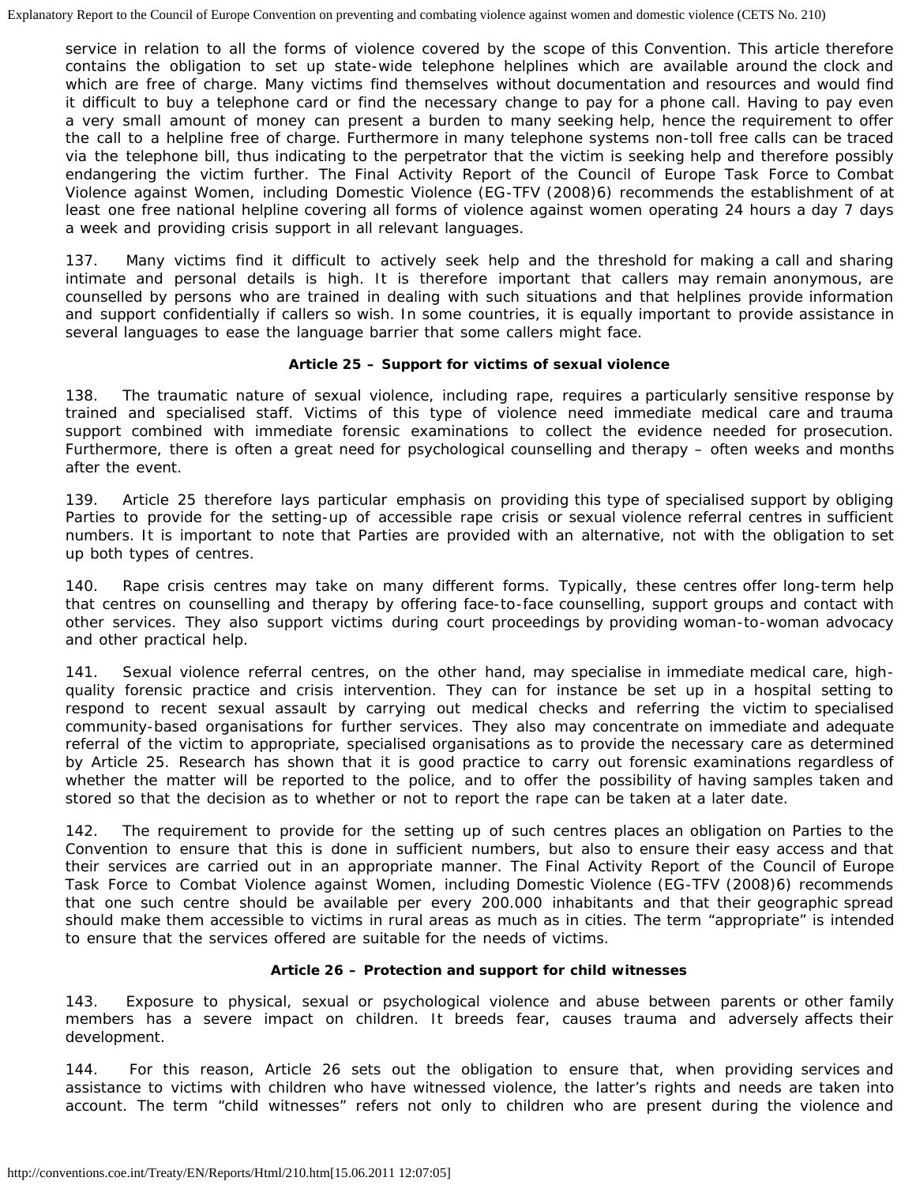service in relation to all the forms of violence covered by the scope of this Convention. This article therefore contains the obligation to set up state-wide telephone helplines which are available around the clock and which are free of charge. Many victims find themselves without documentation and resources and would find it difficult to buy a telephone card or find the necessary change to pay for a phone call. Having to pay even a very small amount of money can present a burden to many seeking help, hence the requirement to offer the call to a helpline free of charge. Furthermore in many telephone systems non-toll free calls can be traced via the telephone bill, thus indicating to the perpetrator that the victim is seeking help and therefore possibly endangering the victim further. The Final Activity Report of the Council of Europe Task Force to Combat Violence against Women, including Domestic Violence (EG-TFV (2008)6) recommends the establishment of at least one free national helpline covering all forms of violence against women operating 24 hours a day 7 days a week and providing crisis support in all relevant languages.

137. Many victims find it difficult to actively seek help and the threshold for making a call and sharing intimate and personal details is high. It is therefore important that callers may remain anonymous, are counselled by persons who are trained in dealing with such situations and that helplines provide information and support confidentially if callers so wish. In some countries, it is equally important to provide assistance in several languages to ease the language barrier that some callers might face.

**Article 25 – Support for victims of sexual violence**

138. The traumatic nature of sexual violence, including rape, requires a particularly sensitive response by trained and specialised staff. Victims of this type of violence need immediate medical care and trauma support combined with immediate forensic examinations to collect the evidence needed for prosecution. Furthermore, there is often a great need for psychological counselling and therapy – often weeks and months after the event.

139. Article 25 therefore lays particular emphasis on providing this type of specialised support by obliging Parties to provide for the setting-up of accessible rape crisis or sexual violence referral centres in sufficient numbers. It is important to note that Parties are provided with an alternative, not with the obligation to set up both types of centres.

140. Rape crisis centres may take on many different forms. Typically, these centres offer long-term help that centres on counselling and therapy by offering face-to-face counselling, support groups and contact with other services. They also support victims during court proceedings by providing woman-to-woman advocacy and other practical help.

141. Sexual violence referral centres, on the other hand, may specialise in immediate medical care, high-quality forensic practice and crisis intervention. They can for instance be set up in a hospital setting to respond to recent sexual assault by carrying out medical checks and referring the victim to specialised community-based organisations for further services. They also may concentrate on immediate and adequate referral of the victim to appropriate, specialised organisations as to provide the necessary care as determined by Article 25. Research has shown that it is good practice to carry out forensic examinations regardless of whether the matter will be reported to the police, and to offer the possibility of having samples taken and stored so that the decision as to whether or not to report the rape can be taken at a later date.

142. The requirement to provide for the setting up of such centres places an obligation on Parties to the Convention to ensure that this is done in sufficient numbers, but also to ensure their easy access and that their services are carried out in an appropriate manner. The Final Activity Report of the Council of Europe Task Force to Combat Violence against Women, including Domestic Violence (EG-TFV (2008)6) recommends that one such centre should be available per every 200.000 inhabitants and that their geographic spread should make them accessible to victims in rural areas as much as in cities. The term "appropriate" is intended to ensure that the services offered are suitable for the needs of victims.

**Article 26 – Protection and support for child witnesses**

143. Exposure to physical, sexual or psychological violence and abuse between parents or other family members has a severe impact on children. It breeds fear, causes trauma and adversely affects their development.

144. For this reason, Article 26 sets out the obligation to ensure that, when providing services and assistance to victims with children who have witnessed violence, the latter's rights and needs are taken into account. The term "child witnesses" refers not only to children who are present during the violence and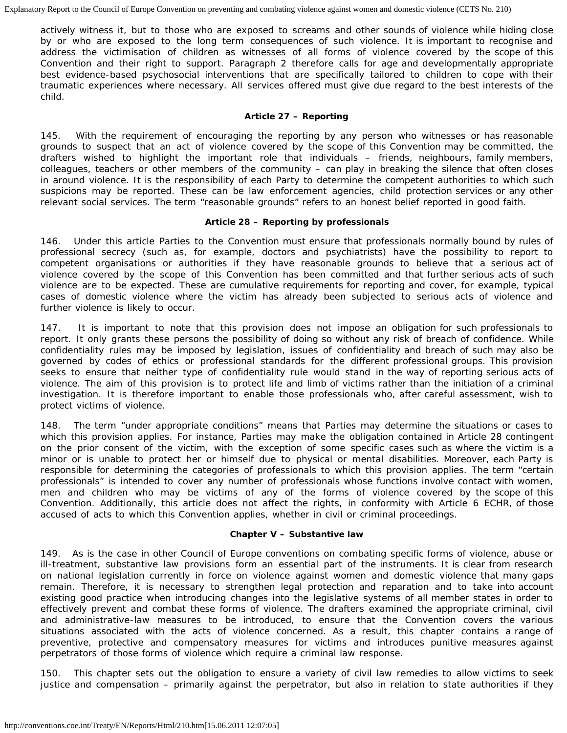actively witness it, but to those who are exposed to screams and other sounds of violence while hiding close by or who are exposed to the long term consequences of such violence. It is important to recognise and address the victimisation of children as witnesses of all forms of violence covered by the scope of this Convention and their right to support. Paragraph 2 therefore calls for age and developmentally appropriate best evidence-based psychosocial interventions that are specifically tailored to children to cope with their traumatic experiences where necessary. All services offered must give due regard to the best interests of the child.

### Article 27 – Reporting

145. With the requirement of encouraging the reporting by any person who witnesses or has reasonable grounds to suspect that an act of violence covered by the scope of this Convention may be committed, the drafters wished to highlight the important role that individuals – friends, neighbours, family members, colleagues, teachers or other members of the community – can play in breaking the silence that often closes in around violence. It is the responsibility of each Party to determine the competent authorities to which such suspicions may be reported. These can be law enforcement agencies, child protection services or any other relevant social services. The term "reasonable grounds" refers to an honest belief reported in good faith.

### Article 28 – Reporting by professionals

146. Under this article Parties to the Convention must ensure that professionals normally bound by rules of professional secrecy (such as, for example, doctors and psychiatrists) have the possibility to report to competent organisations or authorities if they have reasonable grounds to believe that a serious act of violence covered by the scope of this Convention has been committed and that further serious acts of such violence are to be expected. These are cumulative requirements for reporting and cover, for example, typical cases of domestic violence where the victim has already been subjected to serious acts of violence and further violence is likely to occur.

147. It is important to note that this provision does not impose an obligation for such professionals to report. It only grants these persons the possibility of doing so without any risk of breach of confidence. While confidentiality rules may be imposed by legislation, issues of confidentiality and breach of such may also be governed by codes of ethics or professional standards for the different professional groups. This provision seeks to ensure that neither type of confidentiality rule would stand in the way of reporting serious acts of violence. The aim of this provision is to protect life and limb of victims rather than the initiation of a criminal investigation. It is therefore important to enable those professionals who, after careful assessment, wish to protect victims of violence.

148. The term "under appropriate conditions" means that Parties may determine the situations or cases to which this provision applies. For instance, Parties may make the obligation contained in Article 28 contingent on the prior consent of the victim, with the exception of some specific cases such as where the victim is a minor or is unable to protect her or himself due to physical or mental disabilities. Moreover, each Party is responsible for determining the categories of professionals to which this provision applies. The term "certain professionals" is intended to cover any number of professionals whose functions involve contact with women, men and children who may be victims of any of the forms of violence covered by the scope of this Convention. Additionally, this article does not affect the rights, in conformity with Article 6 ECHR, of those accused of acts to which this Convention applies, whether in civil or criminal proceedings.

## Chapter V – Substantive law

149. As is the case in other Council of Europe conventions on combating specific forms of violence, abuse or ill-treatment, substantive law provisions form an essential part of the instruments. It is clear from research on national legislation currently in force on violence against women and domestic violence that many gaps remain. Therefore, it is necessary to strengthen legal protection and reparation and to take into account existing good practice when introducing changes into the legislative systems of all member states in order to effectively prevent and combat these forms of violence. The drafters examined the appropriate criminal, civil and administrative-law measures to be introduced, to ensure that the Convention covers the various situations associated with the acts of violence concerned. As a result, this chapter contains a range of preventive, protective and compensatory measures for victims and introduces punitive measures against perpetrators of those forms of violence which require a criminal law response.

150. This chapter sets out the obligation to ensure a variety of civil law remedies to allow victims to seek justice and compensation – primarily against the perpetrator, but also in relation to state authorities if they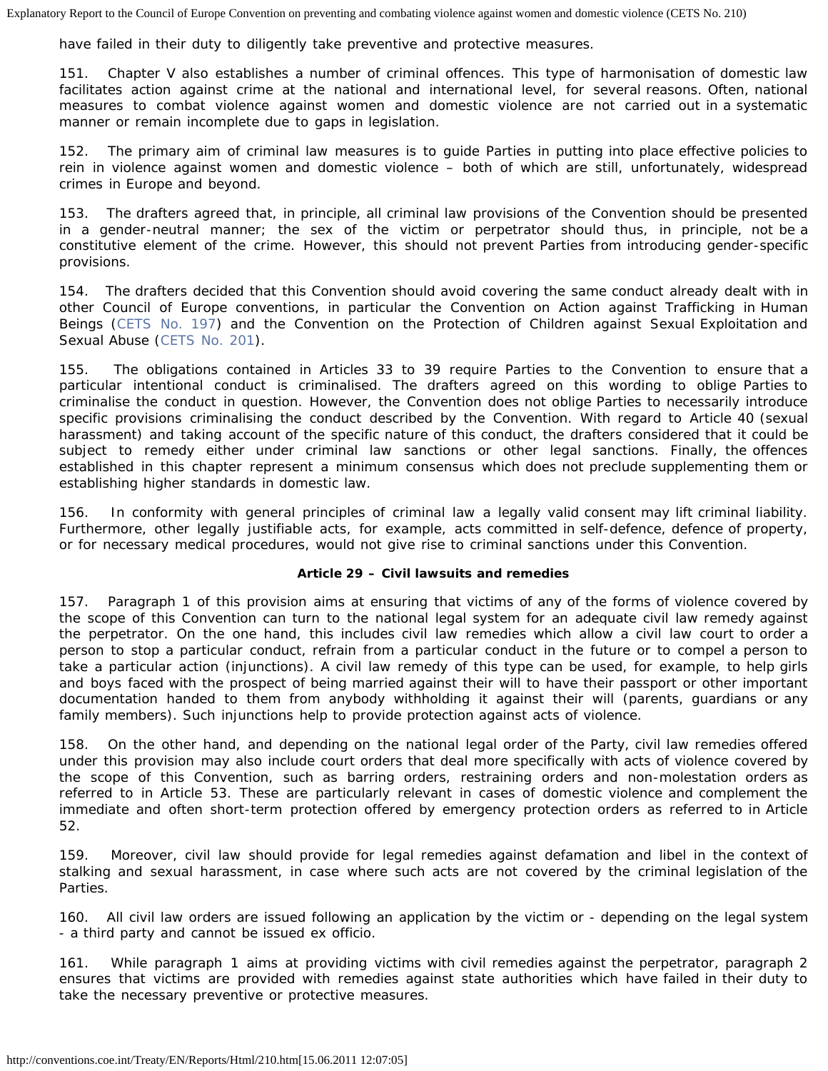have failed in their duty to diligently take preventive and protective measures.

151. Chapter V also establishes a number of criminal offences. This type of harmonisation of domestic law facilitates action against crime at the national and international level, for several reasons. Often, national measures to combat violence against women and domestic violence are not carried out in a systematic manner or remain incomplete due to gaps in legislation.

152. The primary aim of criminal law measures is to guide Parties in putting into place effective policies to rein in violence against women and domestic violence – both of which are still, unfortunately, widespread crimes in Europe and beyond.

153. The drafters agreed that, in principle, all criminal law provisions of the Convention should be presented in a gender-neutral manner; the sex of the victim or perpetrator should thus, in principle, not be a constitutive element of the crime. However, this should not prevent Parties from introducing gender-specific provisions.

154. The drafters decided that this Convention should avoid covering the same conduct already dealt with in other Council of Europe conventions, in particular the Convention on Action against Trafficking in Human Beings (CETS No. 197) and the Convention on the Protection of Children against Sexual Exploitation and Sexual Abuse (CETS No. 201).

155. The obligations contained in Articles 33 to 39 require Parties to the Convention to ensure that a particular intentional conduct is criminalised. The drafters agreed on this wording to oblige Parties to criminalise the conduct in question. However, the Convention does not oblige Parties to necessarily introduce specific provisions criminalising the conduct described by the Convention. With regard to Article 40 (sexual harassment) and taking account of the specific nature of this conduct, the drafters considered that it could be subject to remedy either under criminal law sanctions or other legal sanctions. Finally, the offences established in this chapter represent a minimum consensus which does not preclude supplementing them or establishing higher standards in domestic law.

156. In conformity with general principles of criminal law a legally valid consent may lift criminal liability. Furthermore, other legally justifiable acts, for example, acts committed in self-defence, defence of property, or for necessary medical procedures, would not give rise to criminal sanctions under this Convention.

**Article 29 – Civil lawsuits and remedies**

157. Paragraph 1 of this provision aims at ensuring that victims of any of the forms of violence covered by the scope of this Convention can turn to the national legal system for an adequate civil law remedy against the perpetrator. On the one hand, this includes civil law remedies which allow a civil law court to order a person to stop a particular conduct, refrain from a particular conduct in the future or to compel a person to take a particular action (injunctions). A civil law remedy of this type can be used, for example, to help girls and boys faced with the prospect of being married against their will to have their passport or other important documentation handed to them from anybody withholding it against their will (parents, guardians or any family members). Such injunctions help to provide protection against acts of violence.

158. On the other hand, and depending on the national legal order of the Party, civil law remedies offered under this provision may also include court orders that deal more specifically with acts of violence covered by the scope of this Convention, such as barring orders, restraining orders and non-molestation orders as referred to in Article 53. These are particularly relevant in cases of domestic violence and complement the immediate and often short-term protection offered by emergency protection orders as referred to in Article 52.

159. Moreover, civil law should provide for legal remedies against defamation and libel in the context of stalking and sexual harassment, in case where such acts are not covered by the criminal legislation of the Parties.

160. All civil law orders are issued following an application by the victim or - depending on the legal system - a third party and cannot be issued ex officio.

161. While paragraph 1 aims at providing victims with civil remedies against the perpetrator, paragraph 2 ensures that victims are provided with remedies against state authorities which have failed in their duty to take the necessary preventive or protective measures.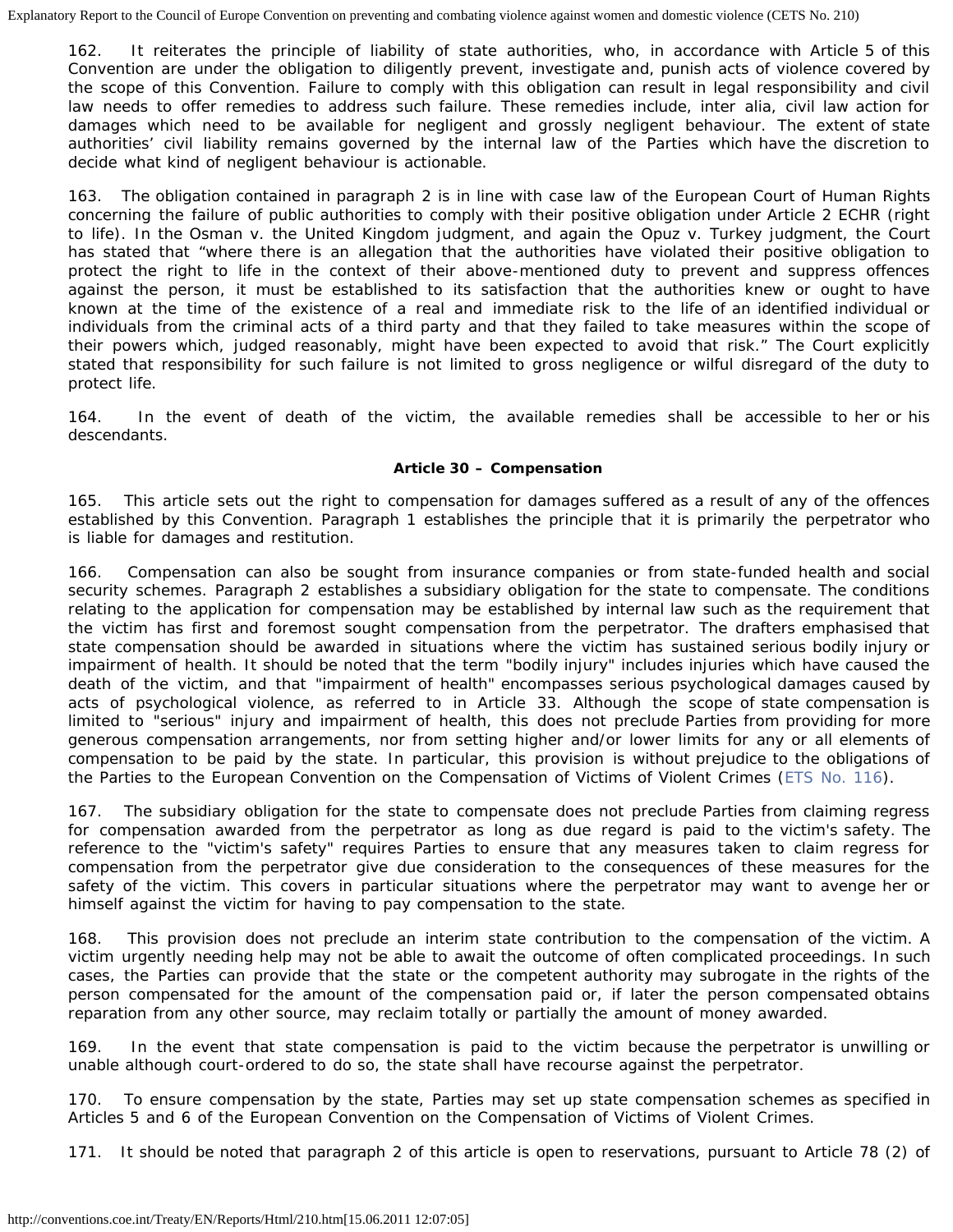162. It reiterates the principle of liability of state authorities, who, in accordance with Article 5 of this Convention are under the obligation to diligently prevent, investigate and, punish acts of violence covered by the scope of this Convention. Failure to comply with this obligation can result in legal responsibility and civil law needs to offer remedies to address such failure. These remedies include, inter alia, civil law action for damages which need to be available for negligent and grossly negligent behaviour. The extent of state authorities' civil liability remains governed by the internal law of the Parties which have the discretion to decide what kind of negligent behaviour is actionable.

163. The obligation contained in paragraph 2 is in line with case law of the European Court of Human Rights concerning the failure of public authorities to comply with their positive obligation under Article 2 ECHR (right to life). In the Osman v. the United Kingdom judgment, and again the Opuz v. Turkey judgment, the Court has stated that "where there is an allegation that the authorities have violated their positive obligation to protect the right to life in the context of their above-mentioned duty to prevent and suppress offences against the person, it must be established to its satisfaction that the authorities knew or ought to have known at the time of the existence of a real and immediate risk to the life of an identified individual or individuals from the criminal acts of a third party and that they failed to take measures within the scope of their powers which, judged reasonably, might have been expected to avoid that risk." The Court explicitly stated that responsibility for such failure is not limited to gross negligence or wilful disregard of the duty to protect life.

164. In the event of death of the victim, the available remedies shall be accessible to her or his descendants.

**Article 30 – Compensation**

165. This article sets out the right to compensation for damages suffered as a result of any of the offences established by this Convention. Paragraph 1 establishes the principle that it is primarily the perpetrator who is liable for damages and restitution.

166. Compensation can also be sought from insurance companies or from state-funded health and social security schemes. Paragraph 2 establishes a subsidiary obligation for the state to compensate. The conditions relating to the application for compensation may be established by internal law such as the requirement that the victim has first and foremost sought compensation from the perpetrator. The drafters emphasised that state compensation should be awarded in situations where the victim has sustained serious bodily injury or impairment of health. It should be noted that the term "bodily injury" includes injuries which have caused the death of the victim, and that "impairment of health" encompasses serious psychological damages caused by acts of psychological violence, as referred to in Article 33. Although the scope of state compensation is limited to "serious" injury and impairment of health, this does not preclude Parties from providing for more generous compensation arrangements, nor from setting higher and/or lower limits for any or all elements of compensation to be paid by the state. In particular, this provision is without prejudice to the obligations of the Parties to the European Convention on the Compensation of Victims of Violent Crimes (ETS No. 116).

167. The subsidiary obligation for the state to compensate does not preclude Parties from claiming regress for compensation awarded from the perpetrator as long as due regard is paid to the victim's safety. The reference to the "victim's safety" requires Parties to ensure that any measures taken to claim regress for compensation from the perpetrator give due consideration to the consequences of these measures for the safety of the victim. This covers in particular situations where the perpetrator may want to avenge her or himself against the victim for having to pay compensation to the state.

168. This provision does not preclude an interim state contribution to the compensation of the victim. A victim urgently needing help may not be able to await the outcome of often complicated proceedings. In such cases, the Parties can provide that the state or the competent authority may subrogate in the rights of the person compensated for the amount of the compensation paid or, if later the person compensated obtains reparation from any other source, may reclaim totally or partially the amount of money awarded.

169. In the event that state compensation is paid to the victim because the perpetrator is unwilling or unable although court-ordered to do so, the state shall have recourse against the perpetrator.

170. To ensure compensation by the state, Parties may set up state compensation schemes as specified in Articles 5 and 6 of the European Convention on the Compensation of Victims of Violent Crimes.

171. It should be noted that paragraph 2 of this article is open to reservations, pursuant to Article 78 (2) of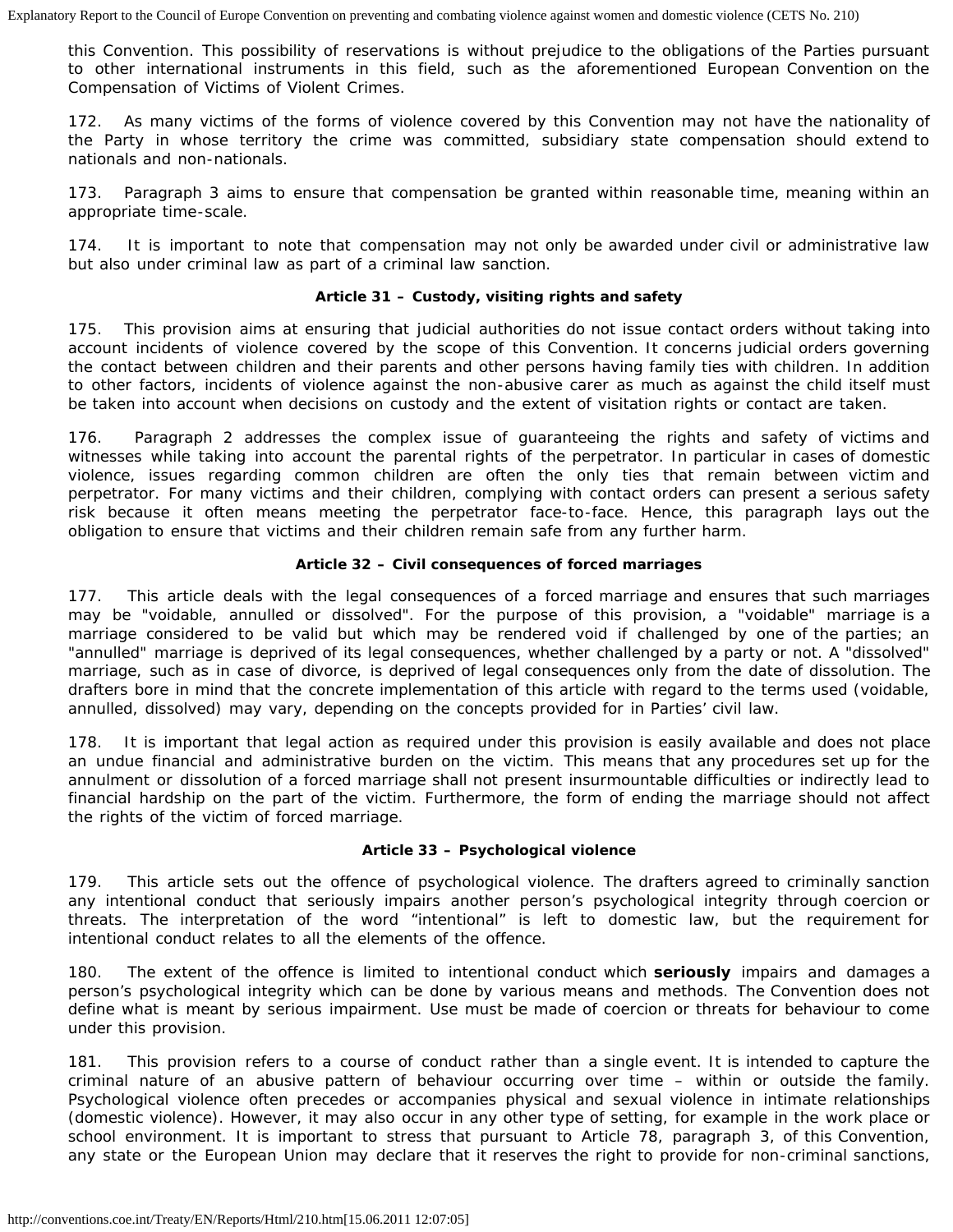this Convention. This possibility of reservations is without prejudice to the obligations of the Parties pursuant to other international instruments in this field, such as the aforementioned European Convention on the Compensation of Victims of Violent Crimes.

172. As many victims of the forms of violence covered by this Convention may not have the nationality of the Party in whose territory the crime was committed, subsidiary state compensation should extend to nationals and non-nationals.

173. Paragraph 3 aims to ensure that compensation be granted within reasonable time, meaning within an appropriate time-scale.

174. It is important to note that compensation may not only be awarded under civil or administrative law but also under criminal law as part of a criminal law sanction.

### Article 31 – Custody, visiting rights and safety

175. This provision aims at ensuring that judicial authorities do not issue contact orders without taking into account incidents of violence covered by the scope of this Convention. It concerns judicial orders governing the contact between children and their parents and other persons having family ties with children. In addition to other factors, incidents of violence against the non-abusive carer as much as against the child itself must be taken into account when decisions on custody and the extent of visitation rights or contact are taken.

176. Paragraph 2 addresses the complex issue of guaranteeing the rights and safety of victims and witnesses while taking into account the parental rights of the perpetrator. In particular in cases of domestic violence, issues regarding common children are often the only ties that remain between victim and perpetrator. For many victims and their children, complying with contact orders can present a serious safety risk because it often means meeting the perpetrator face-to-face. Hence, this paragraph lays out the obligation to ensure that victims and their children remain safe from any further harm.

### Article 32 – Civil consequences of forced marriages

177. This article deals with the legal consequences of a forced marriage and ensures that such marriages may be "voidable, annulled or dissolved". For the purpose of this provision, a "voidable" marriage is a marriage considered to be valid but which may be rendered void if challenged by one of the parties; an "annulled" marriage is deprived of its legal consequences, whether challenged by a party or not. A "dissolved" marriage, such as in case of divorce, is deprived of legal consequences only from the date of dissolution. The drafters bore in mind that the concrete implementation of this article with regard to the terms used (voidable, annulled, dissolved) may vary, depending on the concepts provided for in Parties' civil law.

178. It is important that legal action as required under this provision is easily available and does not place an undue financial and administrative burden on the victim. This means that any procedures set up for the annulment or dissolution of a forced marriage shall not present insurmountable difficulties or indirectly lead to financial hardship on the part of the victim. Furthermore, the form of ending the marriage should not affect the rights of the victim of forced marriage.

### Article 33 – Psychological violence

179. This article sets out the offence of psychological violence. The drafters agreed to criminally sanction any intentional conduct that seriously impairs another person's psychological integrity through coercion or threats. The interpretation of the word "intentional" is left to domestic law, but the requirement for intentional conduct relates to all the elements of the offence.

180. The extent of the offence is limited to intentional conduct which **seriously** impairs and damages a person's psychological integrity which can be done by various means and methods. The Convention does not define what is meant by serious impairment. Use must be made of coercion or threats for behaviour to come under this provision.

181. This provision refers to a course of conduct rather than a single event. It is intended to capture the criminal nature of an abusive pattern of behaviour occurring over time – within or outside the family. Psychological violence often precedes or accompanies physical and sexual violence in intimate relationships (domestic violence). However, it may also occur in any other type of setting, for example in the work place or school environment. It is important to stress that pursuant to Article 78, paragraph 3, of this Convention, any state or the European Union may declare that it reserves the right to provide for non-criminal sanctions,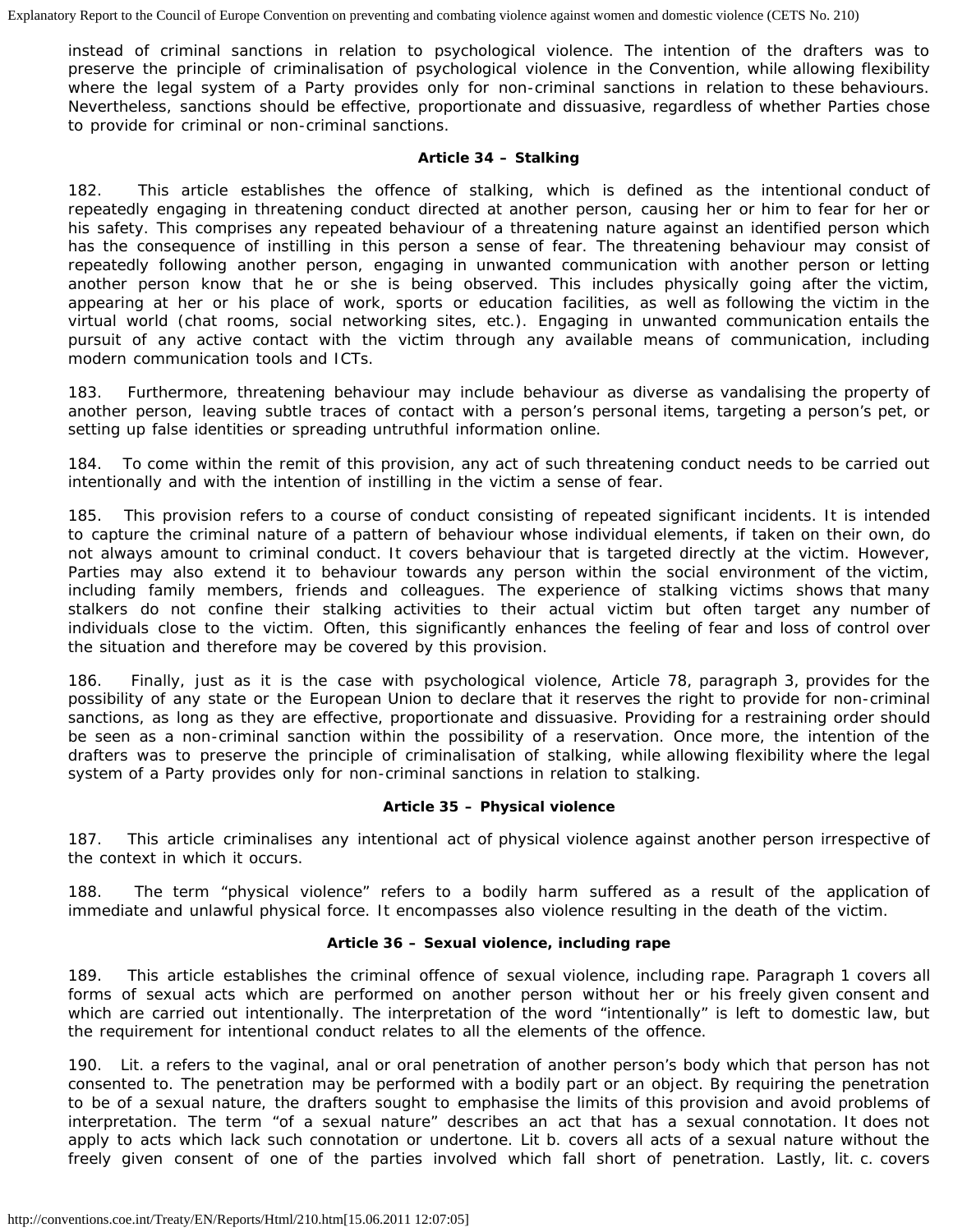instead of criminal sanctions in relation to psychological violence. The intention of the drafters was to preserve the principle of criminalisation of psychological violence in the Convention, while allowing flexibility where the legal system of a Party provides only for non-criminal sanctions in relation to these behaviours. Nevertheless, sanctions should be effective, proportionate and dissuasive, regardless of whether Parties chose to provide for criminal or non-criminal sanctions.

**Article 34 – Stalking**

182. This article establishes the offence of stalking, which is defined as the intentional conduct of repeatedly engaging in threatening conduct directed at another person, causing her or him to fear for her or his safety. This comprises any repeated behaviour of a threatening nature against an identified person which has the consequence of instilling in this person a sense of fear. The threatening behaviour may consist of repeatedly following another person, engaging in unwanted communication with another person or letting another person know that he or she is being observed. This includes physically going after the victim, appearing at her or his place of work, sports or education facilities, as well as following the victim in the virtual world (chat rooms, social networking sites, etc.). Engaging in unwanted communication entails the pursuit of any active contact with the victim through any available means of communication, including modern communication tools and ICTs.

183. Furthermore, threatening behaviour may include behaviour as diverse as vandalising the property of another person, leaving subtle traces of contact with a person's personal items, targeting a person's pet, or setting up false identities or spreading untruthful information online.

184. To come within the remit of this provision, any act of such threatening conduct needs to be carried out intentionally and with the intention of instilling in the victim a sense of fear.

185. This provision refers to a course of conduct consisting of repeated significant incidents. It is intended to capture the criminal nature of a pattern of behaviour whose individual elements, if taken on their own, do not always amount to criminal conduct. It covers behaviour that is targeted directly at the victim. However, Parties may also extend it to behaviour towards any person within the social environment of the victim, including family members, friends and colleagues. The experience of stalking victims shows that many stalkers do not confine their stalking activities to their actual victim but often target any number of individuals close to the victim. Often, this significantly enhances the feeling of fear and loss of control over the situation and therefore may be covered by this provision.

186. Finally, just as it is the case with psychological violence, Article 78, paragraph 3, provides for the possibility of any state or the European Union to declare that it reserves the right to provide for non-criminal sanctions, as long as they are effective, proportionate and dissuasive. Providing for a restraining order should be seen as a non-criminal sanction within the possibility of a reservation. Once more, the intention of the drafters was to preserve the principle of criminalisation of stalking, while allowing flexibility where the legal system of a Party provides only for non-criminal sanctions in relation to stalking.

**Article 35 – Physical violence**

187. This article criminalises any intentional act of physical violence against another person irrespective of the context in which it occurs.

188. The term "physical violence" refers to a bodily harm suffered as a result of the application of immediate and unlawful physical force. It encompasses also violence resulting in the death of the victim.

**Article 36 – Sexual violence, including rape**

189. This article establishes the criminal offence of sexual violence, including rape. Paragraph 1 covers all forms of sexual acts which are performed on another person without her or his freely given consent and which are carried out intentionally. The interpretation of the word "intentionally" is left to domestic law, but the requirement for intentional conduct relates to all the elements of the offence.

190. Lit. a refers to the vaginal, anal or oral penetration of another person's body which that person has not consented to. The penetration may be performed with a bodily part or an object. By requiring the penetration to be of a sexual nature, the drafters sought to emphasise the limits of this provision and avoid problems of interpretation. The term "of a sexual nature" describes an act that has a sexual connotation. It does not apply to acts which lack such connotation or undertone. Lit b. covers all acts of a sexual nature without the freely given consent of one of the parties involved which fall short of penetration. Lastly, lit. c. covers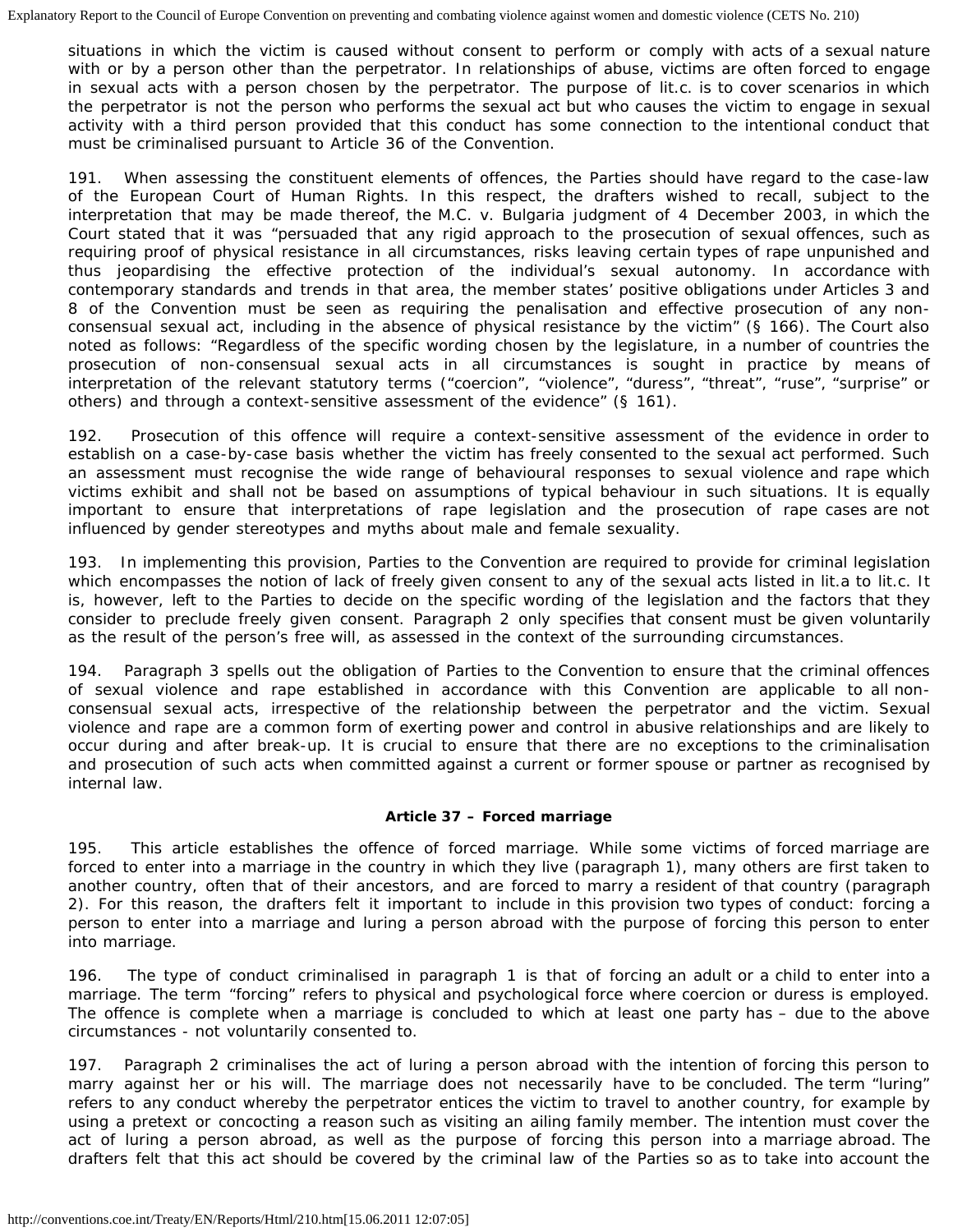situations in which the victim is caused without consent to perform or comply with acts of a sexual nature with or by a person other than the perpetrator. In relationships of abuse, victims are often forced to engage in sexual acts with a person chosen by the perpetrator. The purpose of lit.c. is to cover scenarios in which the perpetrator is not the person who performs the sexual act but who causes the victim to engage in sexual activity with a third person provided that this conduct has some connection to the intentional conduct that must be criminalised pursuant to Article 36 of the Convention.

191. When assessing the constituent elements of offences, the Parties should have regard to the case-law of the European Court of Human Rights. In this respect, the drafters wished to recall, subject to the interpretation that may be made thereof, the M.C. v. Bulgaria judgment of 4 December 2003, in which the Court stated that it was "persuaded that any rigid approach to the prosecution of sexual offences, such as requiring proof of physical resistance in all circumstances, risks leaving certain types of rape unpunished and thus jeopardising the effective protection of the individual's sexual autonomy. In accordance with contemporary standards and trends in that area, the member states' positive obligations under Articles 3 and 8 of the Convention must be seen as requiring the penalisation and effective prosecution of any non-consensual sexual act, including in the absence of physical resistance by the victim" (§ 166). The Court also noted as follows: "Regardless of the specific wording chosen by the legislature, in a number of countries the prosecution of non-consensual sexual acts in all circumstances is sought in practice by means of interpretation of the relevant statutory terms ("coercion", "violence", "duress", "threat", "ruse", "surprise" or others) and through a context-sensitive assessment of the evidence" (§ 161).

192. Prosecution of this offence will require a context-sensitive assessment of the evidence in order to establish on a case-by-case basis whether the victim has freely consented to the sexual act performed. Such an assessment must recognise the wide range of behavioural responses to sexual violence and rape which victims exhibit and shall not be based on assumptions of typical behaviour in such situations. It is equally important to ensure that interpretations of rape legislation and the prosecution of rape cases are not influenced by gender stereotypes and myths about male and female sexuality.

193. In implementing this provision, Parties to the Convention are required to provide for criminal legislation which encompasses the notion of lack of freely given consent to any of the sexual acts listed in lit.a to lit.c. It is, however, left to the Parties to decide on the specific wording of the legislation and the factors that they consider to preclude freely given consent. Paragraph 2 only specifies that consent must be given voluntarily as the result of the person's free will, as assessed in the context of the surrounding circumstances.

194. Paragraph 3 spells out the obligation of Parties to the Convention to ensure that the criminal offences of sexual violence and rape established in accordance with this Convention are applicable to all non-consensual sexual acts, irrespective of the relationship between the perpetrator and the victim. Sexual violence and rape are a common form of exerting power and control in abusive relationships and are likely to occur during and after break-up. It is crucial to ensure that there are no exceptions to the criminalisation and prosecution of such acts when committed against a current or former spouse or partner as recognised by internal law.

**Article 37 – Forced marriage**

195. This article establishes the offence of forced marriage. While some victims of forced marriage are forced to enter into a marriage in the country in which they live (paragraph 1), many others are first taken to another country, often that of their ancestors, and are forced to marry a resident of that country (paragraph 2). For this reason, the drafters felt it important to include in this provision two types of conduct: forcing a person to enter into a marriage and luring a person abroad with the purpose of forcing this person to enter into marriage.

196. The type of conduct criminalised in paragraph 1 is that of forcing an adult or a child to enter into a marriage. The term "forcing" refers to physical and psychological force where coercion or duress is employed. The offence is complete when a marriage is concluded to which at least one party has – due to the above circumstances - not voluntarily consented to.

197. Paragraph 2 criminalises the act of luring a person abroad with the intention of forcing this person to marry against her or his will. The marriage does not necessarily have to be concluded. The term "luring" refers to any conduct whereby the perpetrator entices the victim to travel to another country, for example by using a pretext or concocting a reason such as visiting an ailing family member. The intention must cover the act of luring a person abroad, as well as the purpose of forcing this person into a marriage abroad. The drafters felt that this act should be covered by the criminal law of the Parties so as to take into account the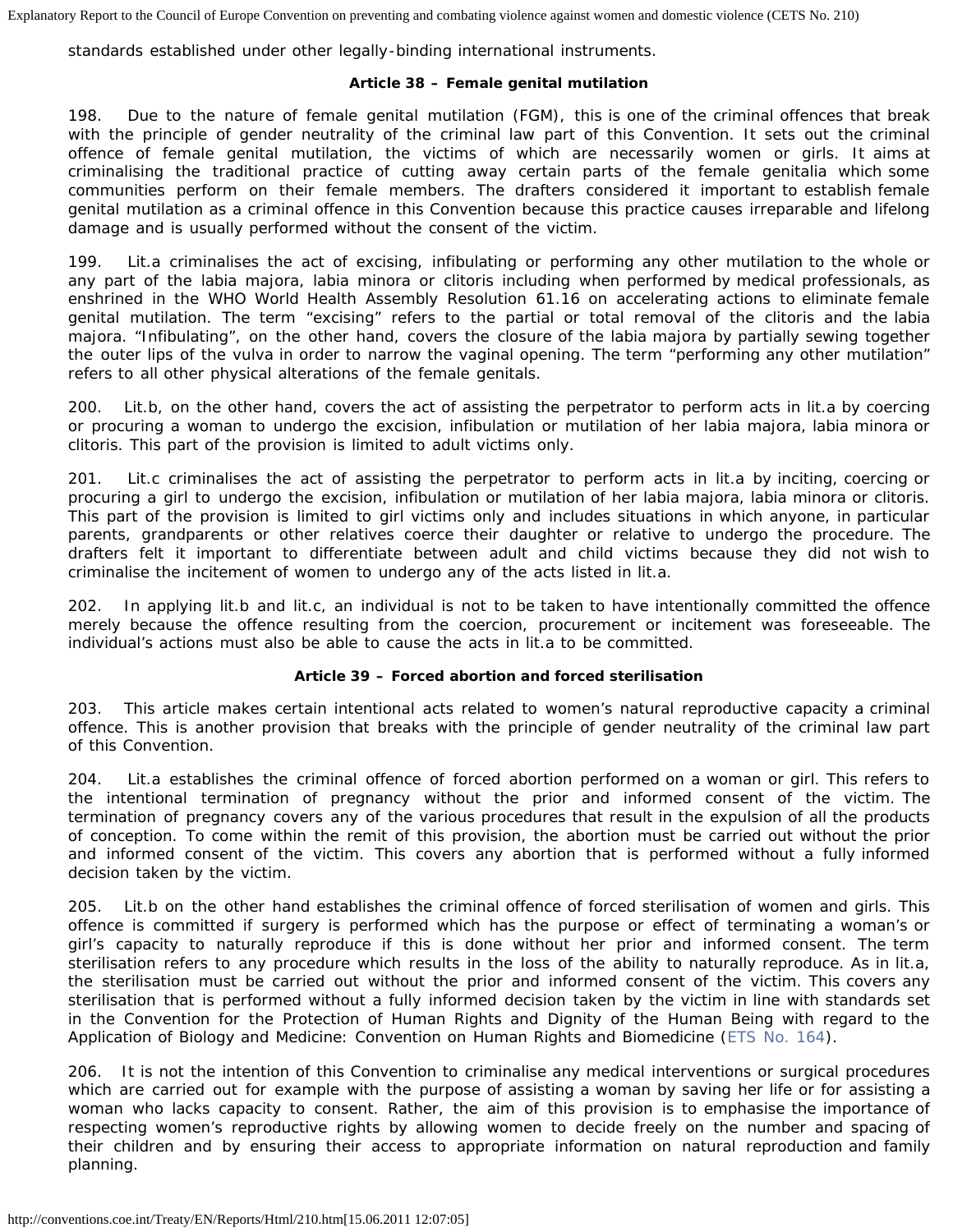standards established under other legally-binding international instruments.

### Article 38 – Female genital mutilation

198. Due to the nature of female genital mutilation (FGM), this is one of the criminal offences that break with the principle of gender neutrality of the criminal law part of this Convention. It sets out the criminal offence of female genital mutilation, the victims of which are necessarily women or girls. It aims at criminalising the traditional practice of cutting away certain parts of the female genitalia which some communities perform on their female members. The drafters considered it important to establish female genital mutilation as a criminal offence in this Convention because this practice causes irreparable and lifelong damage and is usually performed without the consent of the victim.

199. Lit.a criminalises the act of excising, infibulating or performing any other mutilation to the whole or any part of the labia majora, labia minora or clitoris including when performed by medical professionals, as enshrined in the WHO World Health Assembly Resolution 61.16 on accelerating actions to eliminate female genital mutilation. The term "excising" refers to the partial or total removal of the clitoris and the labia majora. "Infibulating", on the other hand, covers the closure of the labia majora by partially sewing together the outer lips of the vulva in order to narrow the vaginal opening. The term "performing any other mutilation" refers to all other physical alterations of the female genitals.

200. Lit.b, on the other hand, covers the act of assisting the perpetrator to perform acts in lit.a by coercing or procuring a woman to undergo the excision, infibulation or mutilation of her labia majora, labia minora or clitoris. This part of the provision is limited to adult victims only.

201. Lit.c criminalises the act of assisting the perpetrator to perform acts in lit.a by inciting, coercing or procuring a girl to undergo the excision, infibulation or mutilation of her labia majora, labia minora or clitoris. This part of the provision is limited to girl victims only and includes situations in which anyone, in particular parents, grandparents or other relatives coerce their daughter or relative to undergo the procedure. The drafters felt it important to differentiate between adult and child victims because they did not wish to criminalise the incitement of women to undergo any of the acts listed in lit.a.

202. In applying lit.b and lit.c, an individual is not to be taken to have intentionally committed the offence merely because the offence resulting from the coercion, procurement or incitement was foreseeable. The individual's actions must also be able to cause the acts in lit.a to be committed.

### Article 39 – Forced abortion and forced sterilisation

203. This article makes certain intentional acts related to women's natural reproductive capacity a criminal offence. This is another provision that breaks with the principle of gender neutrality of the criminal law part of this Convention.

204. Lit.a establishes the criminal offence of forced abortion performed on a woman or girl. This refers to the intentional termination of pregnancy without the prior and informed consent of the victim. The termination of pregnancy covers any of the various procedures that result in the expulsion of all the products of conception. To come within the remit of this provision, the abortion must be carried out without the prior and informed consent of the victim. This covers any abortion that is performed without a fully informed decision taken by the victim.

205. Lit.b on the other hand establishes the criminal offence of forced sterilisation of women and girls. This offence is committed if surgery is performed which has the purpose or effect of terminating a woman's or girl's capacity to naturally reproduce if this is done without her prior and informed consent. The term sterilisation refers to any procedure which results in the loss of the ability to naturally reproduce. As in lit.a, the sterilisation must be carried out without the prior and informed consent of the victim. This covers any sterilisation that is performed without a fully informed decision taken by the victim in line with standards set in the Convention for the Protection of Human Rights and Dignity of the Human Being with regard to the Application of Biology and Medicine: Convention on Human Rights and Biomedicine (ETS No. 164).

206. It is not the intention of this Convention to criminalise any medical interventions or surgical procedures which are carried out for example with the purpose of assisting a woman by saving her life or for assisting a woman who lacks capacity to consent. Rather, the aim of this provision is to emphasise the importance of respecting women's reproductive rights by allowing women to decide freely on the number and spacing of their children and by ensuring their access to appropriate information on natural reproduction and family planning.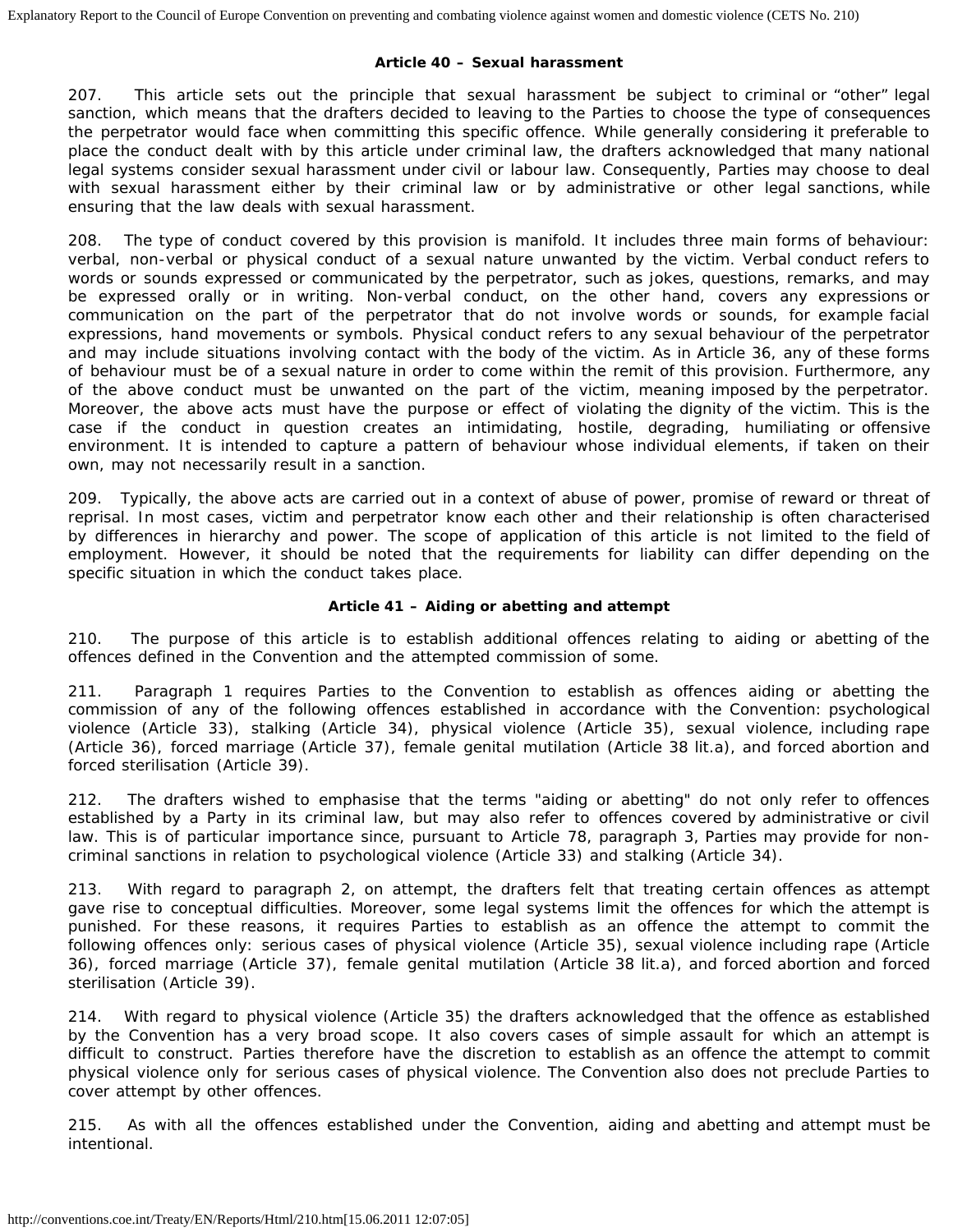### Article 40 – Sexual harassment

207. This article sets out the principle that sexual harassment be subject to criminal or "other" legal sanction, which means that the drafters decided to leaving to the Parties to choose the type of consequences the perpetrator would face when committing this specific offence. While generally considering it preferable to place the conduct dealt with by this article under criminal law, the drafters acknowledged that many national legal systems consider sexual harassment under civil or labour law. Consequently, Parties may choose to deal with sexual harassment either by their criminal law or by administrative or other legal sanctions, while ensuring that the law deals with sexual harassment.

208. The type of conduct covered by this provision is manifold. It includes three main forms of behaviour: verbal, non-verbal or physical conduct of a sexual nature unwanted by the victim. Verbal conduct refers to words or sounds expressed or communicated by the perpetrator, such as jokes, questions, remarks, and may be expressed orally or in writing. Non-verbal conduct, on the other hand, covers any expressions or communication on the part of the perpetrator that do not involve words or sounds, for example facial expressions, hand movements or symbols. Physical conduct refers to any sexual behaviour of the perpetrator and may include situations involving contact with the body of the victim. As in Article 36, any of these forms of behaviour must be of a sexual nature in order to come within the remit of this provision. Furthermore, any of the above conduct must be unwanted on the part of the victim, meaning imposed by the perpetrator. Moreover, the above acts must have the purpose or effect of violating the dignity of the victim. This is the case if the conduct in question creates an intimidating, hostile, degrading, humiliating or offensive environment. It is intended to capture a pattern of behaviour whose individual elements, if taken on their own, may not necessarily result in a sanction.

209. Typically, the above acts are carried out in a context of abuse of power, promise of reward or threat of reprisal. In most cases, victim and perpetrator know each other and their relationship is often characterised by differences in hierarchy and power. The scope of application of this article is not limited to the field of employment. However, it should be noted that the requirements for liability can differ depending on the specific situation in which the conduct takes place.

### Article 41 – Aiding or abetting and attempt

210. The purpose of this article is to establish additional offences relating to aiding or abetting of the offences defined in the Convention and the attempted commission of some.

211. Paragraph 1 requires Parties to the Convention to establish as offences aiding or abetting the commission of any of the following offences established in accordance with the Convention: psychological violence (Article 33), stalking (Article 34), physical violence (Article 35), sexual violence, including rape (Article 36), forced marriage (Article 37), female genital mutilation (Article 38 lit.a), and forced abortion and forced sterilisation (Article 39).

212. The drafters wished to emphasise that the terms "aiding or abetting" do not only refer to offences established by a Party in its criminal law, but may also refer to offences covered by administrative or civil law. This is of particular importance since, pursuant to Article 78, paragraph 3, Parties may provide for non-criminal sanctions in relation to psychological violence (Article 33) and stalking (Article 34).

213. With regard to paragraph 2, on attempt, the drafters felt that treating certain offences as attempt gave rise to conceptual difficulties. Moreover, some legal systems limit the offences for which the attempt is punished. For these reasons, it requires Parties to establish as an offence the attempt to commit the following offences only: serious cases of physical violence (Article 35), sexual violence including rape (Article 36), forced marriage (Article 37), female genital mutilation (Article 38 lit.a), and forced abortion and forced sterilisation (Article 39).

214. With regard to physical violence (Article 35) the drafters acknowledged that the offence as established by the Convention has a very broad scope. It also covers cases of simple assault for which an attempt is difficult to construct. Parties therefore have the discretion to establish as an offence the attempt to commit physical violence only for serious cases of physical violence. The Convention also does not preclude Parties to cover attempt by other offences.

215. As with all the offences established under the Convention, aiding and abetting and attempt must be intentional.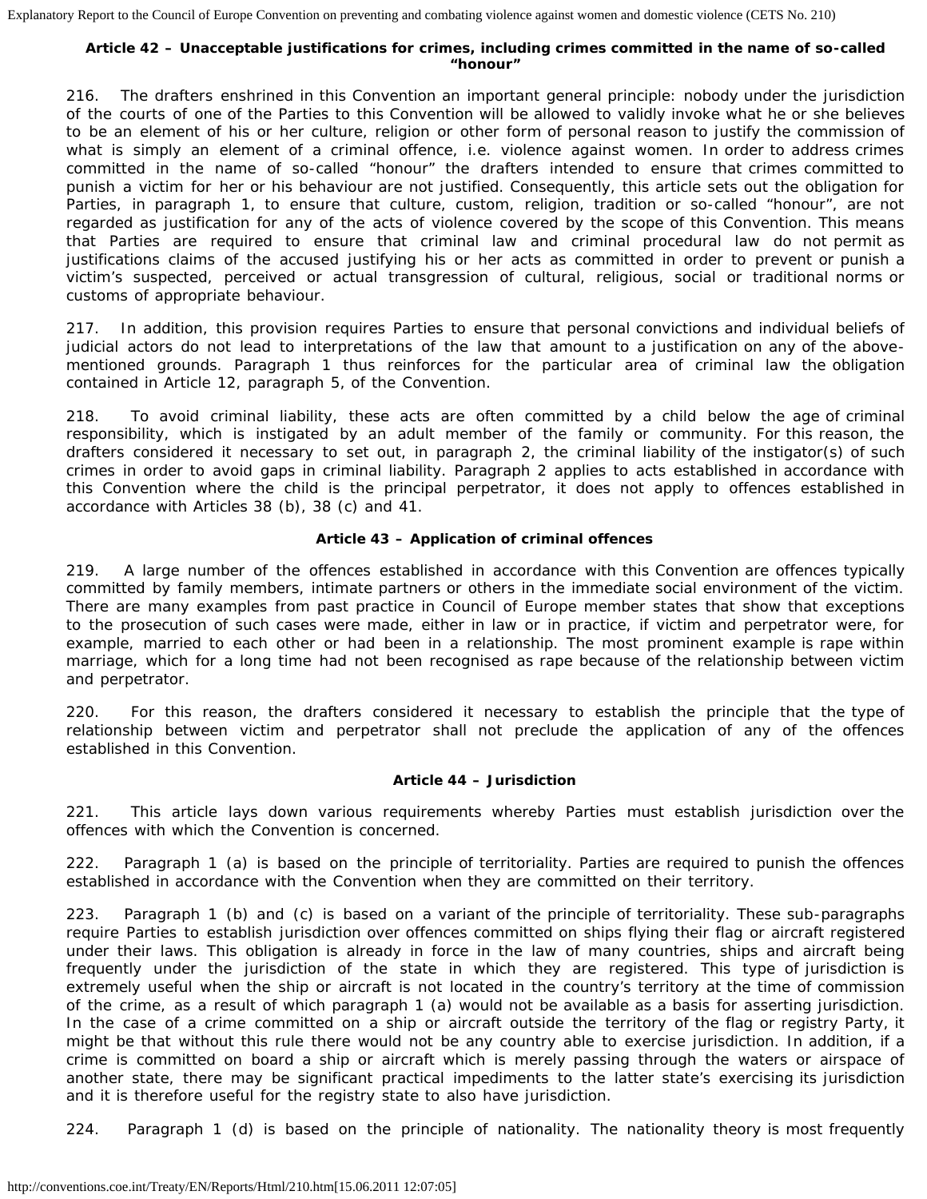### Article 42 – Unacceptable justifications for crimes, including crimes committed in the name of so-called "honour"

216. The drafters enshrined in this Convention an important general principle: nobody under the jurisdiction of the courts of one of the Parties to this Convention will be allowed to validly invoke what he or she believes to be an element of his or her culture, religion or other form of personal reason to justify the commission of what is simply an element of a criminal offence, i.e. violence against women. In order to address crimes committed in the name of so-called "honour" the drafters intended to ensure that crimes committed to punish a victim for her or his behaviour are not justified. Consequently, this article sets out the obligation for Parties, in paragraph 1, to ensure that culture, custom, religion, tradition or so-called "honour", are not regarded as justification for any of the acts of violence covered by the scope of this Convention. This means that Parties are required to ensure that criminal law and criminal procedural law do not permit as justifications claims of the accused justifying his or her acts as committed in order to prevent or punish a victim's suspected, perceived or actual transgression of cultural, religious, social or traditional norms or customs of appropriate behaviour.

217. In addition, this provision requires Parties to ensure that personal convictions and individual beliefs of judicial actors do not lead to interpretations of the law that amount to a justification on any of the above-mentioned grounds. Paragraph 1 thus reinforces for the particular area of criminal law the obligation contained in Article 12, paragraph 5, of the Convention.

218. To avoid criminal liability, these acts are often committed by a child below the age of criminal responsibility, which is instigated by an adult member of the family or community. For this reason, the drafters considered it necessary to set out, in paragraph 2, the criminal liability of the instigator(s) of such crimes in order to avoid gaps in criminal liability. Paragraph 2 applies to acts established in accordance with this Convention where the child is the principal perpetrator, it does not apply to offences established in accordance with Articles 38 (b), 38 (c) and 41.

### Article 43 – Application of criminal offences

219. A large number of the offences established in accordance with this Convention are offences typically committed by family members, intimate partners or others in the immediate social environment of the victim. There are many examples from past practice in Council of Europe member states that show that exceptions to the prosecution of such cases were made, either in law or in practice, if victim and perpetrator were, for example, married to each other or had been in a relationship. The most prominent example is rape within marriage, which for a long time had not been recognised as rape because of the relationship between victim and perpetrator.

220. For this reason, the drafters considered it necessary to establish the principle that the type of relationship between victim and perpetrator shall not preclude the application of any of the offences established in this Convention.

### Article 44 – Jurisdiction

221. This article lays down various requirements whereby Parties must establish jurisdiction over the offences with which the Convention is concerned.

222. Paragraph 1 (a) is based on the principle of territoriality. Parties are required to punish the offences established in accordance with the Convention when they are committed on their territory.

223. Paragraph 1 (b) and (c) is based on a variant of the principle of territoriality. These sub-paragraphs require Parties to establish jurisdiction over offences committed on ships flying their flag or aircraft registered under their laws. This obligation is already in force in the law of many countries, ships and aircraft being frequently under the jurisdiction of the state in which they are registered. This type of jurisdiction is extremely useful when the ship or aircraft is not located in the country's territory at the time of commission of the crime, as a result of which paragraph 1 (a) would not be available as a basis for asserting jurisdiction. In the case of a crime committed on a ship or aircraft outside the territory of the flag or registry Party, it might be that without this rule there would not be any country able to exercise jurisdiction. In addition, if a crime is committed on board a ship or aircraft which is merely passing through the waters or airspace of another state, there may be significant practical impediments to the latter state's exercising its jurisdiction and it is therefore useful for the registry state to also have jurisdiction.

224. Paragraph 1 (d) is based on the principle of nationality. The nationality theory is most frequently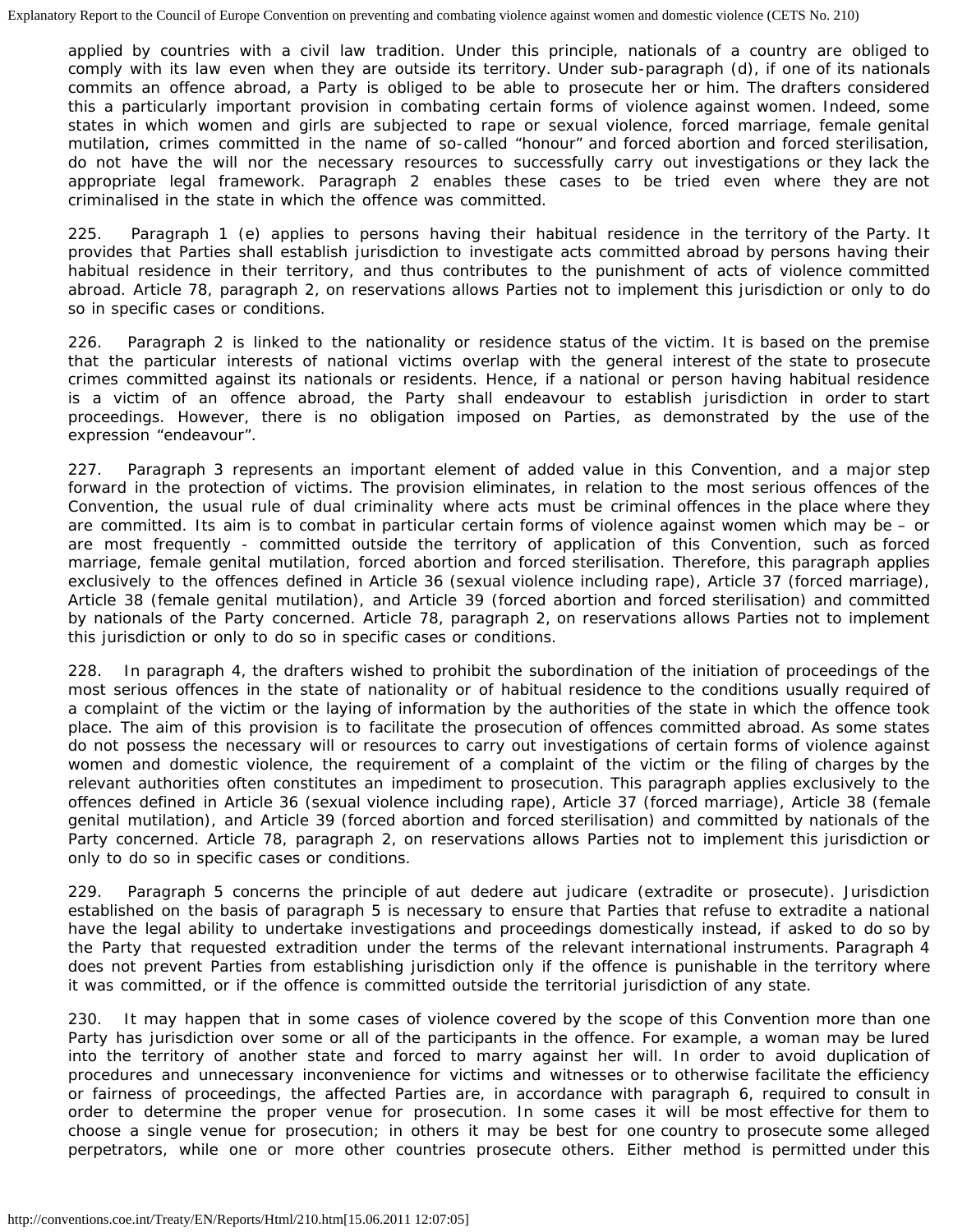applied by countries with a civil law tradition. Under this principle, nationals of a country are obliged to comply with its law even when they are outside its territory. Under sub-paragraph (d), if one of its nationals commits an offence abroad, a Party is obliged to be able to prosecute her or him. The drafters considered this a particularly important provision in combating certain forms of violence against women. Indeed, some states in which women and girls are subjected to rape or sexual violence, forced marriage, female genital mutilation, crimes committed in the name of so-called "honour" and forced abortion and forced sterilisation, do not have the will nor the necessary resources to successfully carry out investigations or they lack the appropriate legal framework. Paragraph 2 enables these cases to be tried even where they are not criminalised in the state in which the offence was committed.

225. Paragraph 1 (e) applies to persons having their habitual residence in the territory of the Party. It provides that Parties shall establish jurisdiction to investigate acts committed abroad by persons having their habitual residence in their territory, and thus contributes to the punishment of acts of violence committed abroad. Article 78, paragraph 2, on reservations allows Parties not to implement this jurisdiction or only to do so in specific cases or conditions.

226. Paragraph 2 is linked to the nationality or residence status of the victim. It is based on the premise that the particular interests of national victims overlap with the general interest of the state to prosecute crimes committed against its nationals or residents. Hence, if a national or person having habitual residence is a victim of an offence abroad, the Party shall endeavour to establish jurisdiction in order to start proceedings. However, there is no obligation imposed on Parties, as demonstrated by the use of the expression "endeavour".

227. Paragraph 3 represents an important element of added value in this Convention, and a major step forward in the protection of victims. The provision eliminates, in relation to the most serious offences of the Convention, the usual rule of dual criminality where acts must be criminal offences in the place where they are committed. Its aim is to combat in particular certain forms of violence against women which may be – or are most frequently - committed outside the territory of application of this Convention, such as forced marriage, female genital mutilation, forced abortion and forced sterilisation. Therefore, this paragraph applies exclusively to the offences defined in Article 36 (sexual violence including rape), Article 37 (forced marriage), Article 38 (female genital mutilation), and Article 39 (forced abortion and forced sterilisation) and committed by nationals of the Party concerned. Article 78, paragraph 2, on reservations allows Parties not to implement this jurisdiction or only to do so in specific cases or conditions.

228. In paragraph 4, the drafters wished to prohibit the subordination of the initiation of proceedings of the most serious offences in the state of nationality or of habitual residence to the conditions usually required of a complaint of the victim or the laying of information by the authorities of the state in which the offence took place. The aim of this provision is to facilitate the prosecution of offences committed abroad. As some states do not possess the necessary will or resources to carry out investigations of certain forms of violence against women and domestic violence, the requirement of a complaint of the victim or the filing of charges by the relevant authorities often constitutes an impediment to prosecution. This paragraph applies exclusively to the offences defined in Article 36 (sexual violence including rape), Article 37 (forced marriage), Article 38 (female genital mutilation), and Article 39 (forced abortion and forced sterilisation) and committed by nationals of the Party concerned. Article 78, paragraph 2, on reservations allows Parties not to implement this jurisdiction or only to do so in specific cases or conditions.

229. Paragraph 5 concerns the principle of *aut dedere aut judicare* (extradite or prosecute). Jurisdiction established on the basis of paragraph 5 is necessary to ensure that Parties that refuse to extradite a national have the legal ability to undertake investigations and proceedings domestically instead, if asked to do so by the Party that requested extradition under the terms of the relevant international instruments. Paragraph 4 does not prevent Parties from establishing jurisdiction only if the offence is punishable in the territory where it was committed, or if the offence is committed outside the territorial jurisdiction of any state.

230. It may happen that in some cases of violence covered by the scope of this Convention more than one Party has jurisdiction over some or all of the participants in the offence. For example, a woman may be lured into the territory of another state and forced to marry against her will. In order to avoid duplication of procedures and unnecessary inconvenience for victims and witnesses or to otherwise facilitate the efficiency or fairness of proceedings, the affected Parties are, in accordance with paragraph 6, required to consult in order to determine the proper venue for prosecution. In some cases it will be most effective for them to choose a single venue for prosecution; in others it may be best for one country to prosecute some alleged perpetrators, while one or more other countries prosecute others. Either method is permitted under this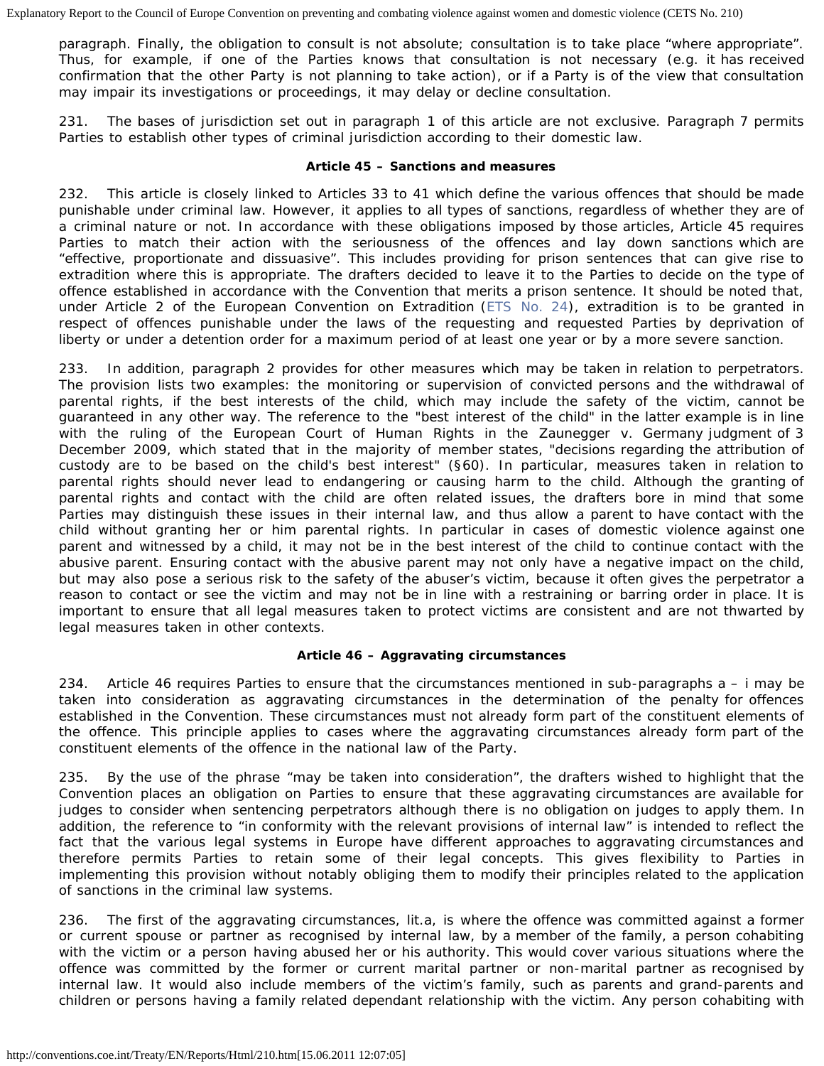paragraph. Finally, the obligation to consult is not absolute; consultation is to take place "where appropriate". Thus, for example, if one of the Parties knows that consultation is not necessary (e.g. it has received confirmation that the other Party is not planning to take action), or if a Party is of the view that consultation may impair its investigations or proceedings, it may delay or decline consultation.

231. The bases of jurisdiction set out in paragraph 1 of this article are not exclusive. Paragraph 7 permits Parties to establish other types of criminal jurisdiction according to their domestic law.

**Article 45 – Sanctions and measures**

232. This article is closely linked to Articles 33 to 41 which define the various offences that should be made punishable under criminal law. However, it applies to all types of sanctions, regardless of whether they are of a criminal nature or not. In accordance with these obligations imposed by those articles, Article 45 requires Parties to match their action with the seriousness of the offences and lay down sanctions which are "effective, proportionate and dissuasive". This includes providing for prison sentences that can give rise to extradition where this is appropriate. The drafters decided to leave it to the Parties to decide on the type of offence established in accordance with the Convention that merits a prison sentence. It should be noted that, under Article 2 of the European Convention on Extradition (ETS No. 24), extradition is to be granted in respect of offences punishable under the laws of the requesting and requested Parties by deprivation of liberty or under a detention order for a maximum period of at least one year or by a more severe sanction.

233. In addition, paragraph 2 provides for other measures which may be taken in relation to perpetrators. The provision lists two examples: the monitoring or supervision of convicted persons and the withdrawal of parental rights, if the best interests of the child, which may include the safety of the victim, cannot be guaranteed in any other way. The reference to the "best interest of the child" in the latter example is in line with the ruling of the European Court of Human Rights in the *Zaunegger v. Germany* judgment of 3 December 2009, which stated that in the majority of member states, "decisions regarding the attribution of custody are to be based on the child's best interest" (§60). In particular, measures taken in relation to parental rights should never lead to endangering or causing harm to the child. Although the granting of parental rights and contact with the child are often related issues, the drafters bore in mind that some Parties may distinguish these issues in their internal law, and thus allow a parent to have contact with the child without granting her or him parental rights. In particular in cases of domestic violence against one parent and witnessed by a child, it may not be in the best interest of the child to continue contact with the abusive parent. Ensuring contact with the abusive parent may not only have a negative impact on the child, but may also pose a serious risk to the safety of the abuser's victim, because it often gives the perpetrator a reason to contact or see the victim and may not be in line with a restraining or barring order in place. It is important to ensure that all legal measures taken to protect victims are consistent and are not thwarted by legal measures taken in other contexts.

**Article 46 – Aggravating circumstances**

234. Article 46 requires Parties to ensure that the circumstances mentioned in sub-paragraphs a – i may be taken into consideration as aggravating circumstances in the determination of the penalty for offences established in the Convention. These circumstances must not already form part of the constituent elements of the offence. This principle applies to cases where the aggravating circumstances already form part of the constituent elements of the offence in the national law of the Party.

235. By the use of the phrase "may be taken into consideration", the drafters wished to highlight that the Convention places an obligation on Parties to ensure that these aggravating circumstances are available for judges to consider when sentencing perpetrators although there is no obligation on judges to apply them. In addition, the reference to "in conformity with the relevant provisions of internal law" is intended to reflect the fact that the various legal systems in Europe have different approaches to aggravating circumstances and therefore permits Parties to retain some of their legal concepts. This gives flexibility to Parties in implementing this provision without notably obliging them to modify their principles related to the application of sanctions in the criminal law systems.

236. The first of the aggravating circumstances, lit.a, is where the offence was committed against a former or current spouse or partner as recognised by internal law, by a member of the family, a person cohabiting with the victim or a person having abused her or his authority. This would cover various situations where the offence was committed by the former or current marital partner or non-marital partner as recognised by internal law. It would also include members of the victim's family, such as parents and grand-parents and children or persons having a family related dependant relationship with the victim. Any person cohabiting with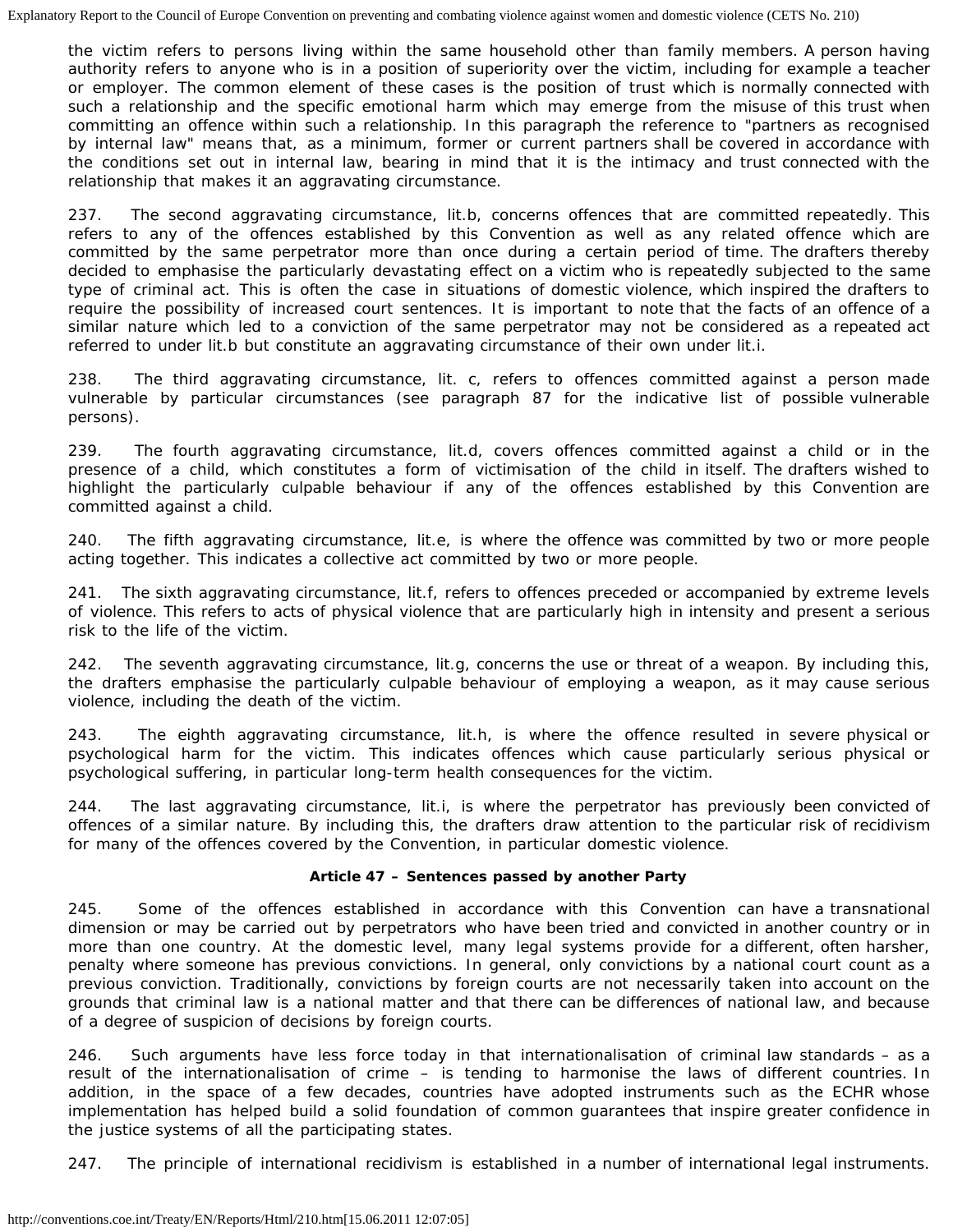the victim refers to persons living within the same household other than family members. A person having authority refers to anyone who is in a position of superiority over the victim, including for example a teacher or employer. The common element of these cases is the position of trust which is normally connected with such a relationship and the specific emotional harm which may emerge from the misuse of this trust when committing an offence within such a relationship. In this paragraph the reference to "partners as recognised by internal law" means that, as a minimum, former or current partners shall be covered in accordance with the conditions set out in internal law, bearing in mind that it is the intimacy and trust connected with the relationship that makes it an aggravating circumstance.

237. The second aggravating circumstance, lit.b, concerns offences that are committed repeatedly. This refers to any of the offences established by this Convention as well as any related offence which are committed by the same perpetrator more than once during a certain period of time. The drafters thereby decided to emphasise the particularly devastating effect on a victim who is repeatedly subjected to the same type of criminal act. This is often the case in situations of domestic violence, which inspired the drafters to require the possibility of increased court sentences. It is important to note that the facts of an offence of a similar nature which led to a conviction of the same perpetrator may not be considered as a repeated act referred to under lit.b but constitute an aggravating circumstance of their own under lit.i.

238. The third aggravating circumstance, lit. c, refers to offences committed against a person made vulnerable by particular circumstances (see paragraph 87 for the indicative list of possible vulnerable persons).

239. The fourth aggravating circumstance, lit.d, covers offences committed against a child or in the presence of a child, which constitutes a form of victimisation of the child in itself. The drafters wished to highlight the particularly culpable behaviour if any of the offences established by this Convention are committed against a child.

240. The fifth aggravating circumstance, lit.e, is where the offence was committed by two or more people acting together. This indicates a collective act committed by two or more people.

241. The sixth aggravating circumstance, lit.f, refers to offences preceded or accompanied by extreme levels of violence. This refers to acts of physical violence that are particularly high in intensity and present a serious risk to the life of the victim.

242. The seventh aggravating circumstance, lit.g, concerns the use or threat of a weapon. By including this, the drafters emphasise the particularly culpable behaviour of employing a weapon, as it may cause serious violence, including the death of the victim.

243. The eighth aggravating circumstance, lit.h, is where the offence resulted in severe physical or psychological harm for the victim. This indicates offences which cause particularly serious physical or psychological suffering, in particular long-term health consequences for the victim.

244. The last aggravating circumstance, lit.i, is where the perpetrator has previously been convicted of offences of a similar nature. By including this, the drafters draw attention to the particular risk of recidivism for many of the offences covered by the Convention, in particular domestic violence.

**Article 47 – Sentences passed by another Party**

245. Some of the offences established in accordance with this Convention can have a transnational dimension or may be carried out by perpetrators who have been tried and convicted in another country or in more than one country. At the domestic level, many legal systems provide for a different, often harsher, penalty where someone has previous convictions. In general, only convictions by a national court count as a previous conviction. Traditionally, convictions by foreign courts are not necessarily taken into account on the grounds that criminal law is a national matter and that there can be differences of national law, and because of a degree of suspicion of decisions by foreign courts.

246. Such arguments have less force today in that internationalisation of criminal law standards – as a result of the internationalisation of crime – is tending to harmonise the laws of different countries. In addition, in the space of a few decades, countries have adopted instruments such as the ECHR whose implementation has helped build a solid foundation of common guarantees that inspire greater confidence in the justice systems of all the participating states.

247. The principle of international recidivism is established in a number of international legal instruments.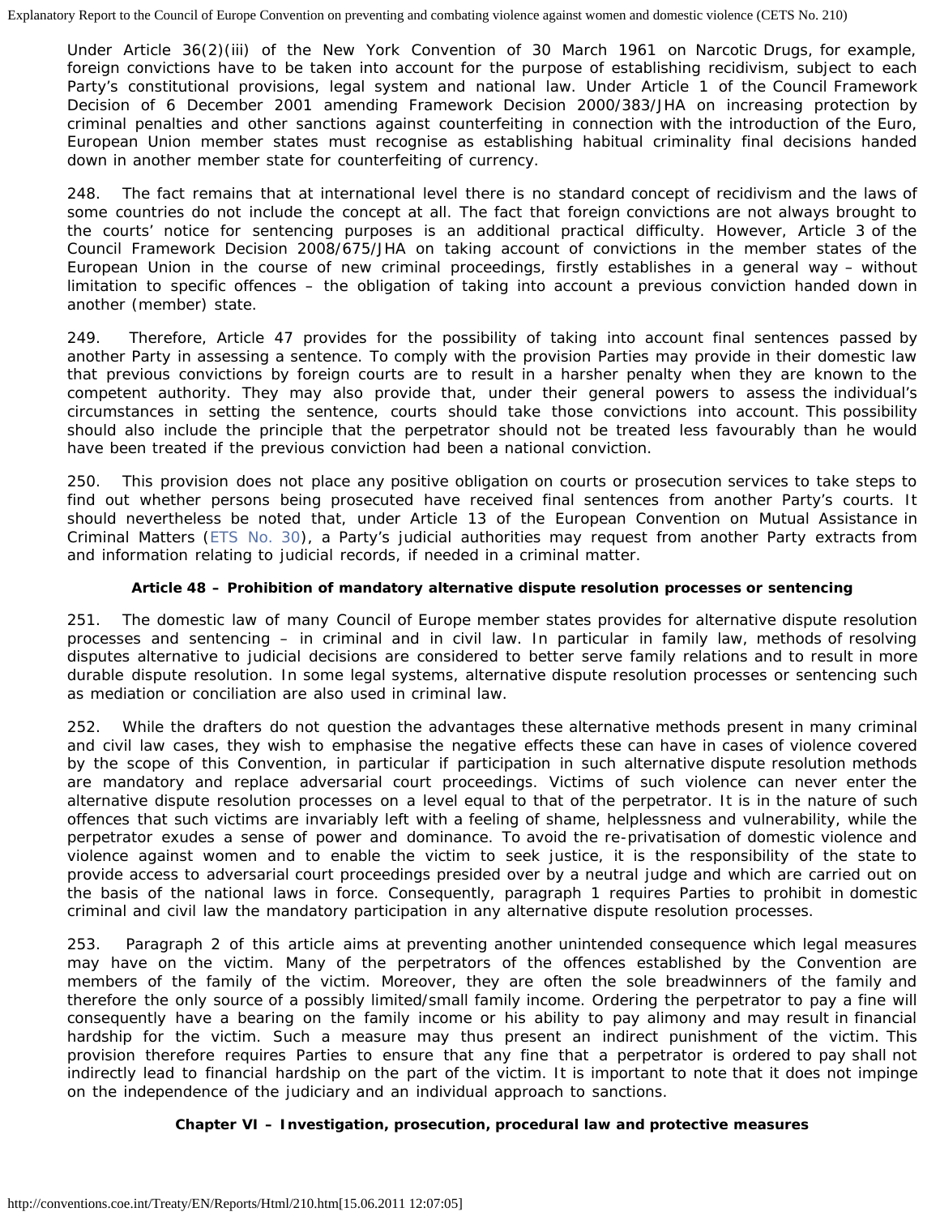Under Article 36(2)(iii) of the New York Convention of 30 March 1961 on Narcotic Drugs, for example, foreign convictions have to be taken into account for the purpose of establishing recidivism, subject to each Party's constitutional provisions, legal system and national law. Under Article 1 of the Council Framework Decision of 6 December 2001 amending Framework Decision 2000/383/JHA on increasing protection by criminal penalties and other sanctions against counterfeiting in connection with the introduction of the Euro, European Union member states must recognise as establishing habitual criminality final decisions handed down in another member state for counterfeiting of currency.

248. The fact remains that at international level there is no standard concept of recidivism and the laws of some countries do not include the concept at all. The fact that foreign convictions are not always brought to the courts' notice for sentencing purposes is an additional practical difficulty. However, Article 3 of the Council Framework Decision 2008/675/JHA on taking account of convictions in the member states of the European Union in the course of new criminal proceedings, firstly establishes in a general way – without limitation to specific offences – the obligation of taking into account a previous conviction handed down in another (member) state.

249. Therefore, Article 47 provides for the possibility of taking into account final sentences passed by another Party in assessing a sentence. To comply with the provision Parties may provide in their domestic law that previous convictions by foreign courts are to result in a harsher penalty when they are known to the competent authority. They may also provide that, under their general powers to assess the individual's circumstances in setting the sentence, courts should take those convictions into account. This possibility should also include the principle that the perpetrator should not be treated less favourably than he would have been treated if the previous conviction had been a national conviction.

250. This provision does not place any positive obligation on courts or prosecution services to take steps to find out whether persons being prosecuted have received final sentences from another Party's courts. It should nevertheless be noted that, under Article 13 of the European Convention on Mutual Assistance in Criminal Matters (ETS No. 30), a Party's judicial authorities may request from another Party extracts from and information relating to judicial records, if needed in a criminal matter.

**Article 48 – Prohibition of mandatory alternative dispute resolution processes or sentencing**

251. The domestic law of many Council of Europe member states provides for alternative dispute resolution processes and sentencing – in criminal and in civil law. In particular in family law, methods of resolving disputes alternative to judicial decisions are considered to better serve family relations and to result in more durable dispute resolution. In some legal systems, alternative dispute resolution processes or sentencing such as mediation or conciliation are also used in criminal law.

252. While the drafters do not question the advantages these alternative methods present in many criminal and civil law cases, they wish to emphasise the negative effects these can have in cases of violence covered by the scope of this Convention, in particular if participation in such alternative dispute resolution methods are mandatory and replace adversarial court proceedings. Victims of such violence can never enter the alternative dispute resolution processes on a level equal to that of the perpetrator. It is in the nature of such offences that such victims are invariably left with a feeling of shame, helplessness and vulnerability, while the perpetrator exudes a sense of power and dominance. To avoid the re-privatisation of domestic violence and violence against women and to enable the victim to seek justice, it is the responsibility of the state to provide access to adversarial court proceedings presided over by a neutral judge and which are carried out on the basis of the national laws in force. Consequently, paragraph 1 requires Parties to prohibit in domestic criminal and civil law the mandatory participation in any alternative dispute resolution processes.

253. Paragraph 2 of this article aims at preventing another unintended consequence which legal measures may have on the victim. Many of the perpetrators of the offences established by the Convention are members of the family of the victim. Moreover, they are often the sole breadwinners of the family and therefore the only source of a possibly limited/small family income. Ordering the perpetrator to pay a fine will consequently have a bearing on the family income or his ability to pay alimony and may result in financial hardship for the victim. Such a measure may thus present an indirect punishment of the victim. This provision therefore requires Parties to ensure that any fine that a perpetrator is ordered to pay shall not indirectly lead to financial hardship on the part of the victim. It is important to note that it does not impinge on the independence of the judiciary and an individual approach to sanctions.

## Chapter VI – Investigation, prosecution, procedural law and protective measures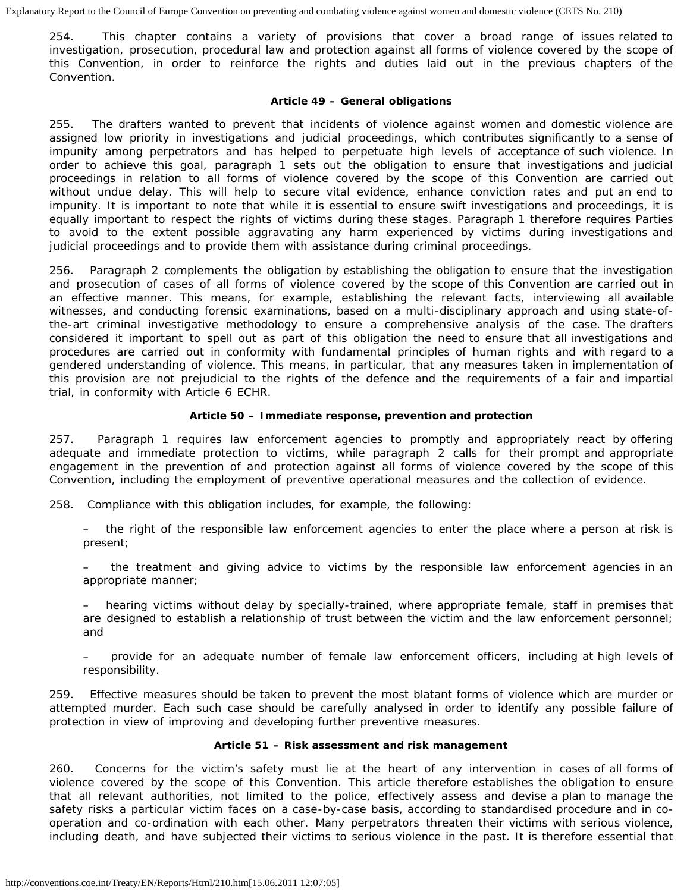254. This chapter contains a variety of provisions that cover a broad range of issues related to investigation, prosecution, procedural law and protection against all forms of violence covered by the scope of this Convention, in order to reinforce the rights and duties laid out in the previous chapters of the Convention.

### Article 49 – General obligations

255. The drafters wanted to prevent that incidents of violence against women and domestic violence are assigned low priority in investigations and judicial proceedings, which contributes significantly to a sense of impunity among perpetrators and has helped to perpetuate high levels of acceptance of such violence. In order to achieve this goal, paragraph 1 sets out the obligation to ensure that investigations and judicial proceedings in relation to all forms of violence covered by the scope of this Convention are carried out without undue delay. This will help to secure vital evidence, enhance conviction rates and put an end to impunity. It is important to note that while it is essential to ensure swift investigations and proceedings, it is equally important to respect the rights of victims during these stages. Paragraph 1 therefore requires Parties to avoid to the extent possible aggravating any harm experienced by victims during investigations and judicial proceedings and to provide them with assistance during criminal proceedings.

256. Paragraph 2 complements the obligation by establishing the obligation to ensure that the investigation and prosecution of cases of all forms of violence covered by the scope of this Convention are carried out in an effective manner. This means, for example, establishing the relevant facts, interviewing all available witnesses, and conducting forensic examinations, based on a multi-disciplinary approach and using state-of-the-art criminal investigative methodology to ensure a comprehensive analysis of the case. The drafters considered it important to spell out as part of this obligation the need to ensure that all investigations and procedures are carried out in conformity with fundamental principles of human rights and with regard to a gendered understanding of violence. This means, in particular, that any measures taken in implementation of this provision are not prejudicial to the rights of the defence and the requirements of a fair and impartial trial, in conformity with Article 6 ECHR.

### Article 50 – Immediate response, prevention and protection

257. Paragraph 1 requires law enforcement agencies to promptly and appropriately react by offering adequate and immediate protection to victims, while paragraph 2 calls for their prompt and appropriate engagement in the prevention of and protection against all forms of violence covered by the scope of this Convention, including the employment of preventive operational measures and the collection of evidence.

258. Compliance with this obligation includes, for example, the following:

– the right of the responsible law enforcement agencies to enter the place where a person at risk is present;

– the treatment and giving advice to victims by the responsible law enforcement agencies in an appropriate manner;

– hearing victims without delay by specially-trained, where appropriate female, staff in premises that are designed to establish a relationship of trust between the victim and the law enforcement personnel; and

– provide for an adequate number of female law enforcement officers, including at high levels of responsibility.

259. Effective measures should be taken to prevent the most blatant forms of violence which are murder or attempted murder. Each such case should be carefully analysed in order to identify any possible failure of protection in view of improving and developing further preventive measures.

### Article 51 – Risk assessment and risk management

260. Concerns for the victim's safety must lie at the heart of any intervention in cases of all forms of violence covered by the scope of this Convention. This article therefore establishes the obligation to ensure that all relevant authorities, not limited to the police, effectively assess and devise a plan to manage the safety risks a particular victim faces on a case-by-case basis, according to standardised procedure and in co-operation and co-ordination with each other. Many perpetrators threaten their victims with serious violence, including death, and have subjected their victims to serious violence in the past. It is therefore essential that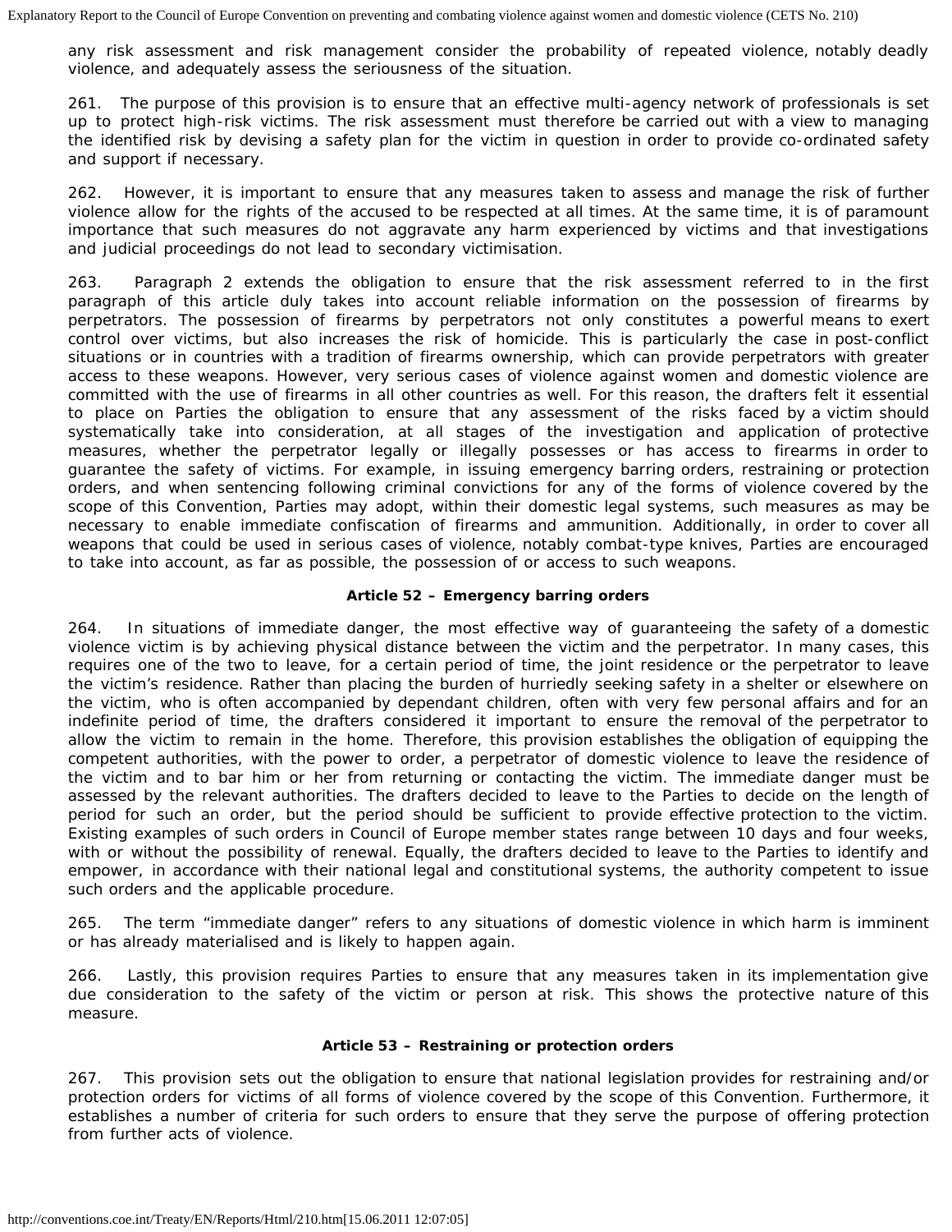any risk assessment and risk management consider the probability of repeated violence, notably deadly violence, and adequately assess the seriousness of the situation.

261. The purpose of this provision is to ensure that an effective multi-agency network of professionals is set up to protect high-risk victims. The risk assessment must therefore be carried out with a view to managing the identified risk by devising a safety plan for the victim in question in order to provide co-ordinated safety and support if necessary.

262. However, it is important to ensure that any measures taken to assess and manage the risk of further violence allow for the rights of the accused to be respected at all times. At the same time, it is of paramount importance that such measures do not aggravate any harm experienced by victims and that investigations and judicial proceedings do not lead to secondary victimisation.

263. Paragraph 2 extends the obligation to ensure that the risk assessment referred to in the first paragraph of this article duly takes into account reliable information on the possession of firearms by perpetrators. The possession of firearms by perpetrators not only constitutes a powerful means to exert control over victims, but also increases the risk of homicide. This is particularly the case in post-conflict situations or in countries with a tradition of firearms ownership, which can provide perpetrators with greater access to these weapons. However, very serious cases of violence against women and domestic violence are committed with the use of firearms in all other countries as well. For this reason, the drafters felt it essential to place on Parties the obligation to ensure that any assessment of the risks faced by a victim should systematically take into consideration, at all stages of the investigation and application of protective measures, whether the perpetrator legally or illegally possesses or has access to firearms in order to guarantee the safety of victims. For example, in issuing emergency barring orders, restraining or protection orders, and when sentencing following criminal convictions for any of the forms of violence covered by the scope of this Convention, Parties may adopt, within their domestic legal systems, such measures as may be necessary to enable immediate confiscation of firearms and ammunition. Additionally, in order to cover all weapons that could be used in serious cases of violence, notably combat-type knives, Parties are encouraged to take into account, as far as possible, the possession of or access to such weapons.

### Article 52 – Emergency barring orders

264. In situations of immediate danger, the most effective way of guaranteeing the safety of a domestic violence victim is by achieving physical distance between the victim and the perpetrator. In many cases, this requires one of the two to leave, for a certain period of time, the joint residence or the perpetrator to leave the victim's residence. Rather than placing the burden of hurriedly seeking safety in a shelter or elsewhere on the victim, who is often accompanied by dependant children, often with very few personal affairs and for an indefinite period of time, the drafters considered it important to ensure the removal of the perpetrator to allow the victim to remain in the home. Therefore, this provision establishes the obligation of equipping the competent authorities, with the power to order, a perpetrator of domestic violence to leave the residence of the victim and to bar him or her from returning or contacting the victim. The immediate danger must be assessed by the relevant authorities. The drafters decided to leave to the Parties to decide on the length of period for such an order, but the period should be sufficient to provide effective protection to the victim. Existing examples of such orders in Council of Europe member states range between 10 days and four weeks, with or without the possibility of renewal. Equally, the drafters decided to leave to the Parties to identify and empower, in accordance with their national legal and constitutional systems, the authority competent to issue such orders and the applicable procedure.

265. The term "immediate danger" refers to any situations of domestic violence in which harm is imminent or has already materialised and is likely to happen again.

266. Lastly, this provision requires Parties to ensure that any measures taken in its implementation give due consideration to the safety of the victim or person at risk. This shows the protective nature of this measure.

### Article 53 – Restraining or protection orders

267. This provision sets out the obligation to ensure that national legislation provides for restraining and/or protection orders for victims of all forms of violence covered by the scope of this Convention. Furthermore, it establishes a number of criteria for such orders to ensure that they serve the purpose of offering protection from further acts of violence.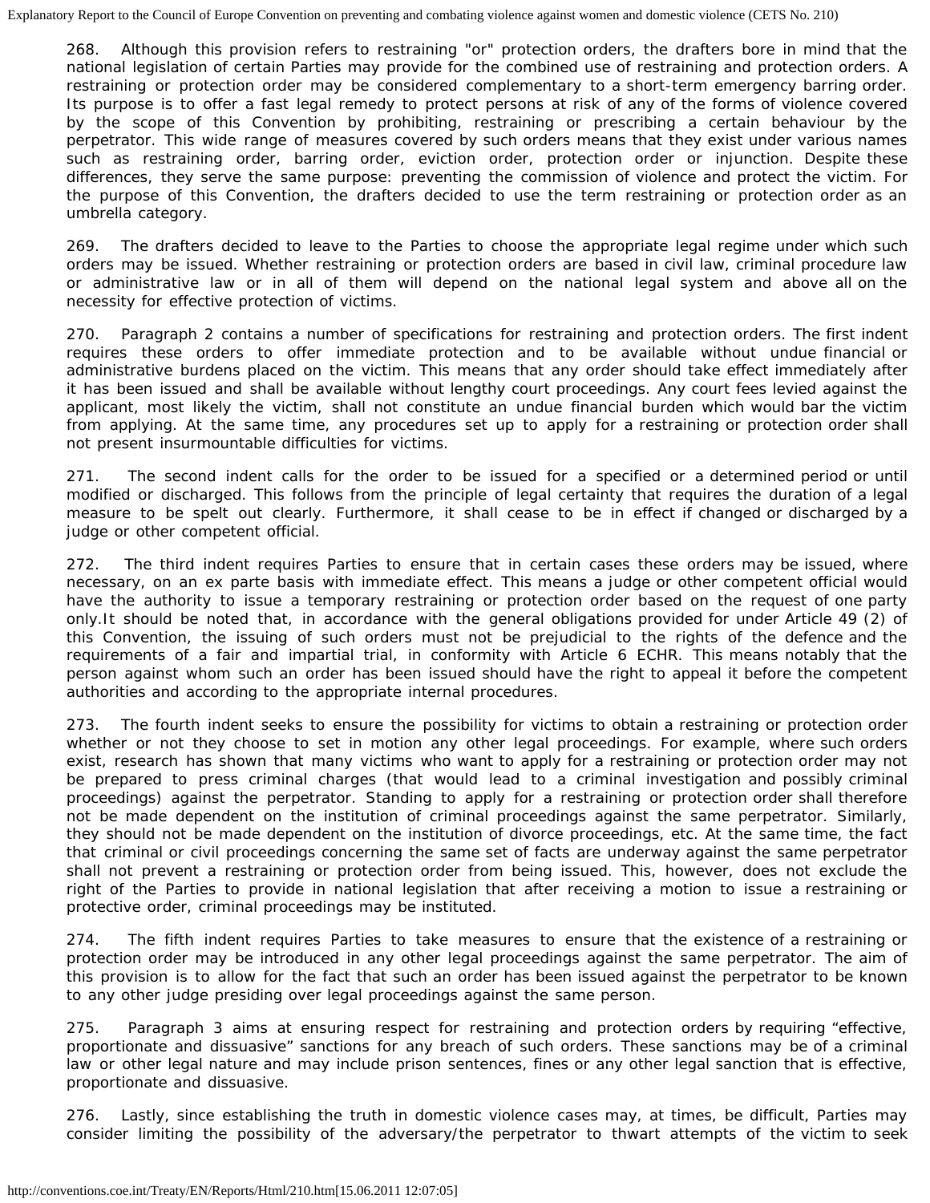268. Although this provision refers to restraining "or" protection orders, the drafters bore in mind that the national legislation of certain Parties may provide for the combined use of restraining and protection orders. A restraining or protection order may be considered complementary to a short-term emergency barring order. Its purpose is to offer a fast legal remedy to protect persons at risk of any of the forms of violence covered by the scope of this Convention by prohibiting, restraining or prescribing a certain behaviour by the perpetrator. This wide range of measures covered by such orders means that they exist under various names such as restraining order, barring order, eviction order, protection order or injunction. Despite these differences, they serve the same purpose: preventing the commission of violence and protect the victim. For the purpose of this Convention, the drafters decided to use the term restraining or protection order as an umbrella category.

269. The drafters decided to leave to the Parties to choose the appropriate legal regime under which such orders may be issued. Whether restraining or protection orders are based in civil law, criminal procedure law or administrative law or in all of them will depend on the national legal system and above all on the necessity for effective protection of victims.

270. Paragraph 2 contains a number of specifications for restraining and protection orders. The first indent requires these orders to offer immediate protection and to be available without undue financial or administrative burdens placed on the victim. This means that any order should take effect immediately after it has been issued and shall be available without lengthy court proceedings. Any court fees levied against the applicant, most likely the victim, shall not constitute an undue financial burden which would bar the victim from applying. At the same time, any procedures set up to apply for a restraining or protection order shall not present insurmountable difficulties for victims.

271. The second indent calls for the order to be issued for a specified or a determined period or until modified or discharged. This follows from the principle of legal certainty that requires the duration of a legal measure to be spelt out clearly. Furthermore, it shall cease to be in effect if changed or discharged by a judge or other competent official.

272. The third indent requires Parties to ensure that in certain cases these orders may be issued, where necessary, on an ex parte basis with immediate effect. This means a judge or other competent official would have the authority to issue a temporary restraining or protection order based on the request of one party only.It should be noted that, in accordance with the general obligations provided for under Article 49 (2) of this Convention, the issuing of such orders must not be prejudicial to the rights of the defence and the requirements of a fair and impartial trial, in conformity with Article 6 ECHR. This means notably that the person against whom such an order has been issued should have the right to appeal it before the competent authorities and according to the appropriate internal procedures.

273. The fourth indent seeks to ensure the possibility for victims to obtain a restraining or protection order whether or not they choose to set in motion any other legal proceedings. For example, where such orders exist, research has shown that many victims who want to apply for a restraining or protection order may not be prepared to press criminal charges (that would lead to a criminal investigation and possibly criminal proceedings) against the perpetrator. Standing to apply for a restraining or protection order shall therefore not be made dependent on the institution of criminal proceedings against the same perpetrator. Similarly, they should not be made dependent on the institution of divorce proceedings, etc. At the same time, the fact that criminal or civil proceedings concerning the same set of facts are underway against the same perpetrator shall not prevent a restraining or protection order from being issued. This, however, does not exclude the right of the Parties to provide in national legislation that after receiving a motion to issue a restraining or protective order, criminal proceedings may be instituted.

274. The fifth indent requires Parties to take measures to ensure that the existence of a restraining or protection order may be introduced in any other legal proceedings against the same perpetrator. The aim of this provision is to allow for the fact that such an order has been issued against the perpetrator to be known to any other judge presiding over legal proceedings against the same person.

275. Paragraph 3 aims at ensuring respect for restraining and protection orders by requiring "effective, proportionate and dissuasive" sanctions for any breach of such orders. These sanctions may be of a criminal law or other legal nature and may include prison sentences, fines or any other legal sanction that is effective, proportionate and dissuasive.

276. Lastly, since establishing the truth in domestic violence cases may, at times, be difficult, Parties may consider limiting the possibility of the adversary/the perpetrator to thwart attempts of the victim to seek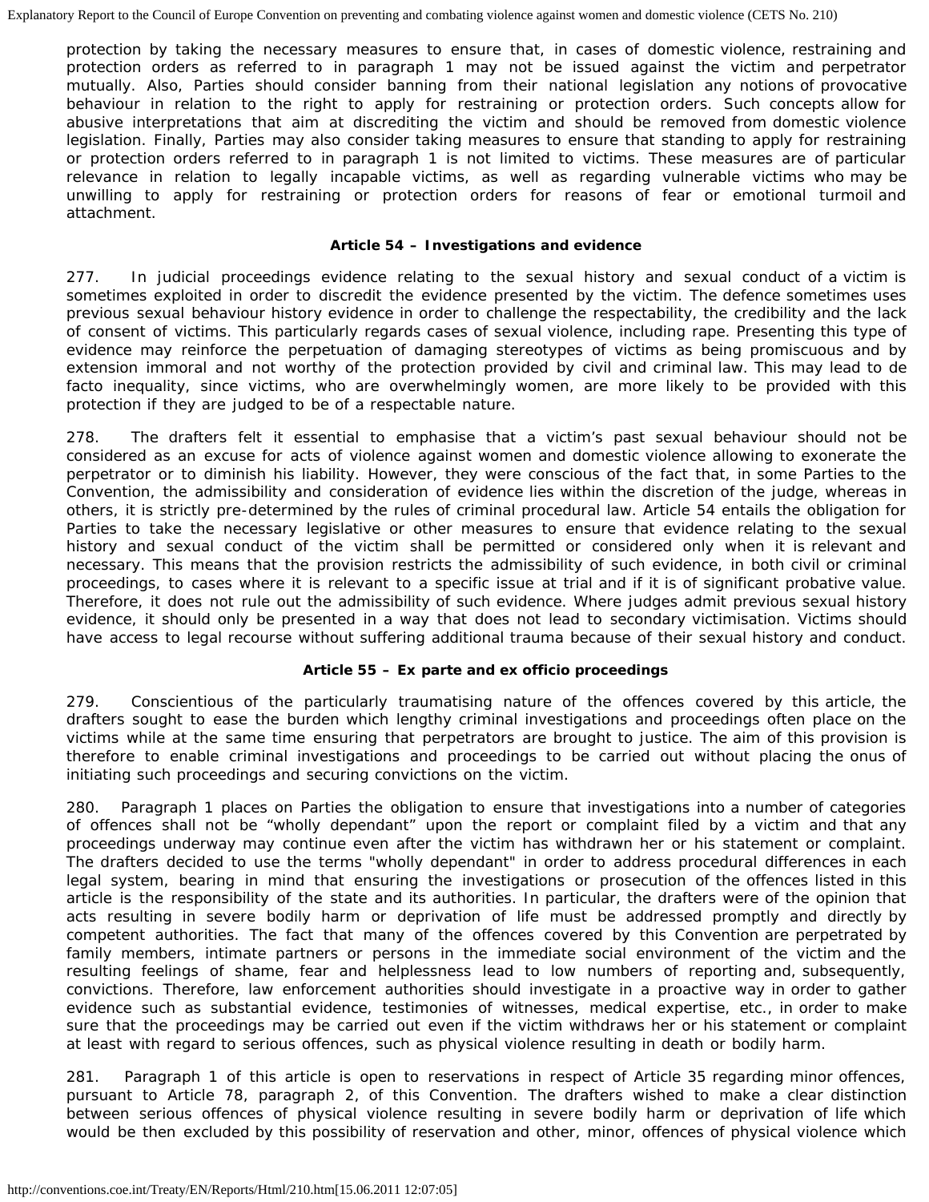protection by taking the necessary measures to ensure that, in cases of domestic violence, restraining and protection orders as referred to in paragraph 1 may not be issued against the victim and perpetrator mutually. Also, Parties should consider banning from their national legislation any notions of provocative behaviour in relation to the right to apply for restraining or protection orders. Such concepts allow for abusive interpretations that aim at discrediting the victim and should be removed from domestic violence legislation. Finally, Parties may also consider taking measures to ensure that standing to apply for restraining or protection orders referred to in paragraph 1 is not limited to victims. These measures are of particular relevance in relation to legally incapable victims, as well as regarding vulnerable victims who may be unwilling to apply for restraining or protection orders for reasons of fear or emotional turmoil and attachment.

**Article 54 – Investigations and evidence**

277. In judicial proceedings evidence relating to the sexual history and sexual conduct of a victim is sometimes exploited in order to discredit the evidence presented by the victim. The defence sometimes uses previous sexual behaviour history evidence in order to challenge the respectability, the credibility and the lack of consent of victims. This particularly regards cases of sexual violence, including rape. Presenting this type of evidence may reinforce the perpetuation of damaging stereotypes of victims as being promiscuous and by extension immoral and not worthy of the protection provided by civil and criminal law. This may lead to de facto inequality, since victims, who are overwhelmingly women, are more likely to be provided with this protection if they are judged to be of a respectable nature.

278. The drafters felt it essential to emphasise that a victim's past sexual behaviour should not be considered as an excuse for acts of violence against women and domestic violence allowing to exonerate the perpetrator or to diminish his liability. However, they were conscious of the fact that, in some Parties to the Convention, the admissibility and consideration of evidence lies within the discretion of the judge, whereas in others, it is strictly pre-determined by the rules of criminal procedural law. Article 54 entails the obligation for Parties to take the necessary legislative or other measures to ensure that evidence relating to the sexual history and sexual conduct of the victim shall be permitted or considered only when it is relevant and necessary. This means that the provision restricts the admissibility of such evidence, in both civil or criminal proceedings, to cases where it is relevant to a specific issue at trial and if it is of significant probative value. Therefore, it does not rule out the admissibility of such evidence. Where judges admit previous sexual history evidence, it should only be presented in a way that does not lead to secondary victimisation. Victims should have access to legal recourse without suffering additional trauma because of their sexual history and conduct.

**Article 55 – Ex parte and ex officio proceedings**

279. Conscientious of the particularly traumatising nature of the offences covered by this article, the drafters sought to ease the burden which lengthy criminal investigations and proceedings often place on the victims while at the same time ensuring that perpetrators are brought to justice. The aim of this provision is therefore to enable criminal investigations and proceedings to be carried out without placing the onus of initiating such proceedings and securing convictions on the victim.

280. Paragraph 1 places on Parties the obligation to ensure that investigations into a number of categories of offences shall not be "wholly dependant" upon the report or complaint filed by a victim and that any proceedings underway may continue even after the victim has withdrawn her or his statement or complaint. The drafters decided to use the terms "wholly dependant" in order to address procedural differences in each legal system, bearing in mind that ensuring the investigations or prosecution of the offences listed in this article is the responsibility of the state and its authorities. In particular, the drafters were of the opinion that acts resulting in severe bodily harm or deprivation of life must be addressed promptly and directly by competent authorities. The fact that many of the offences covered by this Convention are perpetrated by family members, intimate partners or persons in the immediate social environment of the victim and the resulting feelings of shame, fear and helplessness lead to low numbers of reporting and, subsequently, convictions. Therefore, law enforcement authorities should investigate in a proactive way in order to gather evidence such as substantial evidence, testimonies of witnesses, medical expertise, etc., in order to make sure that the proceedings may be carried out even if the victim withdraws her or his statement or complaint at least with regard to serious offences, such as physical violence resulting in death or bodily harm.

281. Paragraph 1 of this article is open to reservations in respect of Article 35 regarding minor offences, pursuant to Article 78, paragraph 2, of this Convention. The drafters wished to make a clear distinction between serious offences of physical violence resulting in severe bodily harm or deprivation of life which would be then excluded by this possibility of reservation and other, minor, offences of physical violence which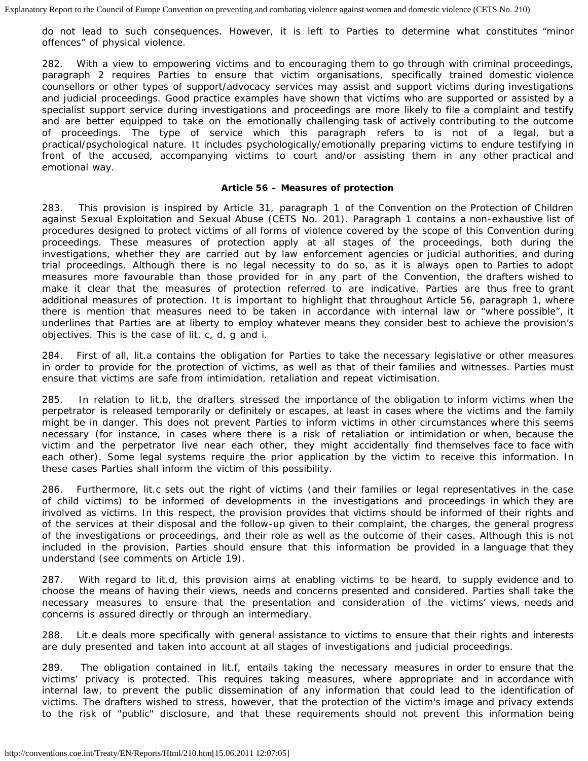do not lead to such consequences. However, it is left to Parties to determine what constitutes "minor offences" of physical violence.

282. With a view to empowering victims and to encouraging them to go through with criminal proceedings, paragraph 2 requires Parties to ensure that victim organisations, specifically trained domestic violence counsellors or other types of support/advocacy services may assist and support victims during investigations and judicial proceedings. Good practice examples have shown that victims who are supported or assisted by a specialist support service during investigations and proceedings are more likely to file a complaint and testify and are better equipped to take on the emotionally challenging task of actively contributing to the outcome of proceedings. The type of service which this paragraph refers to is not of a legal, but a practical/psychological nature. It includes psychologically/emotionally preparing victims to endure testifying in front of the accused, accompanying victims to court and/or assisting them in any other practical and emotional way.

**Article 56 – Measures of protection**

283. This provision is inspired by Article 31, paragraph 1 of the Convention on the Protection of Children against Sexual Exploitation and Sexual Abuse (CETS No. 201). Paragraph 1 contains a non-exhaustive list of procedures designed to protect victims of all forms of violence covered by the scope of this Convention during proceedings. These measures of protection apply at all stages of the proceedings, both during the investigations, whether they are carried out by law enforcement agencies or judicial authorities, and during trial proceedings. Although there is no legal necessity to do so, as it is always open to Parties to adopt measures more favourable than those provided for in any part of the Convention, the drafters wished to make it clear that the measures of protection referred to are indicative. Parties are thus free to grant additional measures of protection. It is important to highlight that throughout Article 56, paragraph 1, where there is mention that measures need to be taken in accordance with internal law or "where possible", it underlines that Parties are at liberty to employ whatever means they consider best to achieve the provision's objectives. This is the case of lit. c, d, g and i.

284. First of all, lit.a contains the obligation for Parties to take the necessary legislative or other measures in order to provide for the protection of victims, as well as that of their families and witnesses. Parties must ensure that victims are safe from intimidation, retaliation and repeat victimisation.

285. In relation to lit.b, the drafters stressed the importance of the obligation to inform victims when the perpetrator is released temporarily or definitely or escapes, at least in cases where the victims and the family might be in danger. This does not prevent Parties to inform victims in other circumstances where this seems necessary (for instance, in cases where there is a risk of retaliation or intimidation or when, because the victim and the perpetrator live near each other, they might accidentally find themselves face to face with each other). Some legal systems require the prior application by the victim to receive this information. In these cases Parties shall inform the victim of this possibility.

286. Furthermore, lit.c sets out the right of victims (and their families or legal representatives in the case of child victims) to be informed of developments in the investigations and proceedings in which they are involved as victims. In this respect, the provision provides that victims should be informed of their rights and of the services at their disposal and the follow-up given to their complaint, the charges, the general progress of the investigations or proceedings, and their role as well as the outcome of their cases. Although this is not included in the provision, Parties should ensure that this information be provided in a language that they understand (see comments on Article 19).

287. With regard to lit.d, this provision aims at enabling victims to be heard, to supply evidence and to choose the means of having their views, needs and concerns presented and considered. Parties shall take the necessary measures to ensure that the presentation and consideration of the victims' views, needs and concerns is assured directly or through an intermediary.

288. Lit.e deals more specifically with general assistance to victims to ensure that their rights and interests are duly presented and taken into account at all stages of investigations and judicial proceedings.

289. The obligation contained in lit.f, entails taking the necessary measures in order to ensure that the victims' privacy is protected. This requires taking measures, where appropriate and in accordance with internal law, to prevent the public dissemination of any information that could lead to the identification of victims. The drafters wished to stress, however, that the protection of the victim's image and privacy extends to the risk of "public" disclosure, and that these requirements should not prevent this information being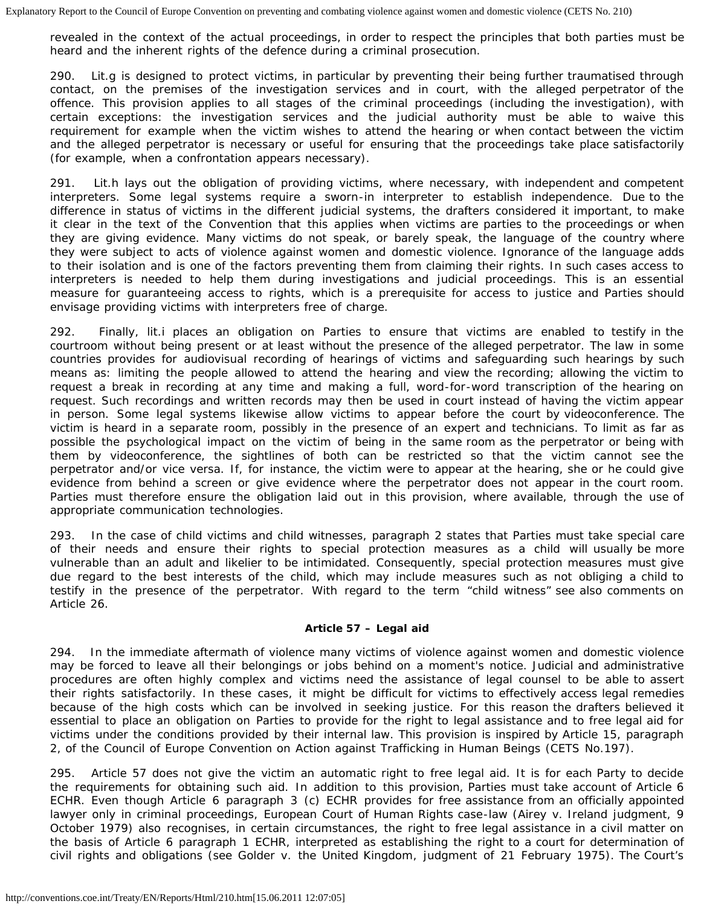revealed in the context of the actual proceedings, in order to respect the principles that both parties must be heard and the inherent rights of the defence during a criminal prosecution.

290. Lit.g is designed to protect victims, in particular by preventing their being further traumatised through contact, on the premises of the investigation services and in court, with the alleged perpetrator of the offence. This provision applies to all stages of the criminal proceedings (including the investigation), with certain exceptions: the investigation services and the judicial authority must be able to waive this requirement for example when the victim wishes to attend the hearing or when contact between the victim and the alleged perpetrator is necessary or useful for ensuring that the proceedings take place satisfactorily (for example, when a confrontation appears necessary).

291. Lit.h lays out the obligation of providing victims, where necessary, with independent and competent interpreters. Some legal systems require a sworn-in interpreter to establish independence. Due to the difference in status of victims in the different judicial systems, the drafters considered it important, to make it clear in the text of the Convention that this applies when victims are parties to the proceedings or when they are giving evidence. Many victims do not speak, or barely speak, the language of the country where they were subject to acts of violence against women and domestic violence. Ignorance of the language adds to their isolation and is one of the factors preventing them from claiming their rights. In such cases access to interpreters is needed to help them during investigations and judicial proceedings. This is an essential measure for guaranteeing access to rights, which is a prerequisite for access to justice and Parties should envisage providing victims with interpreters free of charge.

292. Finally, lit.i places an obligation on Parties to ensure that victims are enabled to testify in the courtroom without being present or at least without the presence of the alleged perpetrator. The law in some countries provides for audiovisual recording of hearings of victims and safeguarding such hearings by such means as: limiting the people allowed to attend the hearing and view the recording; allowing the victim to request a break in recording at any time and making a full, word-for-word transcription of the hearing on request. Such recordings and written records may then be used in court instead of having the victim appear in person. Some legal systems likewise allow victims to appear before the court by videoconference. The victim is heard in a separate room, possibly in the presence of an expert and technicians. To limit as far as possible the psychological impact on the victim of being in the same room as the perpetrator or being with them by videoconference, the sightlines of both can be restricted so that the victim cannot see the perpetrator and/or vice versa. If, for instance, the victim were to appear at the hearing, she or he could give evidence from behind a screen or give evidence where the perpetrator does not appear in the court room. Parties must therefore ensure the obligation laid out in this provision, where available, through the use of appropriate communication technologies.

293. In the case of child victims and child witnesses, paragraph 2 states that Parties must take special care of their needs and ensure their rights to special protection measures as a child will usually be more vulnerable than an adult and likelier to be intimidated. Consequently, special protection measures must give due regard to the best interests of the child, which may include measures such as not obliging a child to testify in the presence of the perpetrator. With regard to the term "child witness" see also comments on Article 26.

### Article 57 – Legal aid

294. In the immediate aftermath of violence many victims of violence against women and domestic violence may be forced to leave all their belongings or jobs behind on a moment's notice. Judicial and administrative procedures are often highly complex and victims need the assistance of legal counsel to be able to assert their rights satisfactorily. In these cases, it might be difficult for victims to effectively access legal remedies because of the high costs which can be involved in seeking justice. For this reason the drafters believed it essential to place an obligation on Parties to provide for the right to legal assistance and to free legal aid for victims under the conditions provided by their internal law. This provision is inspired by Article 15, paragraph 2, of the Council of Europe Convention on Action against Trafficking in Human Beings (CETS No.197).

295. Article 57 does not give the victim an automatic right to free legal aid. It is for each Party to decide the requirements for obtaining such aid. In addition to this provision, Parties must take account of Article 6 ECHR. Even though Article 6 paragraph 3 (c) ECHR provides for free assistance from an officially appointed lawyer only in criminal proceedings, European Court of Human Rights case-law (Airey v. Ireland judgment, 9 October 1979) also recognises, in certain circumstances, the right to free legal assistance in a civil matter on the basis of Article 6 paragraph 1 ECHR, interpreted as establishing the right to a court for determination of civil rights and obligations (see Golder v. the United Kingdom, judgment of 21 February 1975). The Court's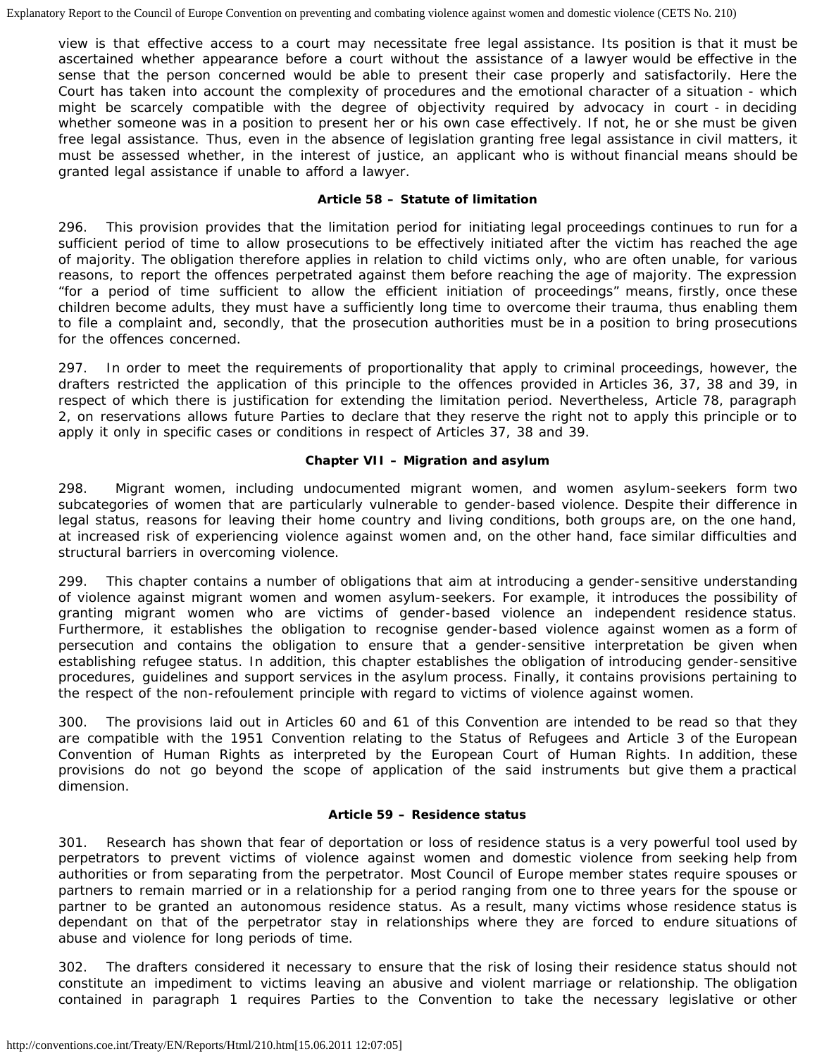view is that effective access to a court may necessitate free legal assistance. Its position is that it must be ascertained whether appearance before a court without the assistance of a lawyer would be effective in the sense that the person concerned would be able to present their case properly and satisfactorily. Here the Court has taken into account the complexity of procedures and the emotional character of a situation - which might be scarcely compatible with the degree of objectivity required by advocacy in court - in deciding whether someone was in a position to present her or his own case effectively. If not, he or she must be given free legal assistance. Thus, even in the absence of legislation granting free legal assistance in civil matters, it must be assessed whether, in the interest of justice, an applicant who is without financial means should be granted legal assistance if unable to afford a lawyer.

#### Article 58 – Statute of limitation

296. This provision provides that the limitation period for initiating legal proceedings continues to run for a sufficient period of time to allow prosecutions to be effectively initiated after the victim has reached the age of majority. The obligation therefore applies in relation to child victims only, who are often unable, for various reasons, to report the offences perpetrated against them before reaching the age of majority. The expression "for a period of time sufficient to allow the efficient initiation of proceedings" means, firstly, once these children become adults, they must have a sufficiently long time to overcome their trauma, thus enabling them to file a complaint and, secondly, that the prosecution authorities must be in a position to bring prosecutions for the offences concerned.

297. In order to meet the requirements of proportionality that apply to criminal proceedings, however, the drafters restricted the application of this principle to the offences provided in Articles 36, 37, 38 and 39, in respect of which there is justification for extending the limitation period. Nevertheless, Article 78, paragraph 2, on reservations allows future Parties to declare that they reserve the right not to apply this principle or to apply it only in specific cases or conditions in respect of Articles 37, 38 and 39.

### Chapter VII – Migration and asylum

298. Migrant women, including undocumented migrant women, and women asylum-seekers form two subcategories of women that are particularly vulnerable to gender-based violence. Despite their difference in legal status, reasons for leaving their home country and living conditions, both groups are, on the one hand, at increased risk of experiencing violence against women and, on the other hand, face similar difficulties and structural barriers in overcoming violence.

299. This chapter contains a number of obligations that aim at introducing a gender-sensitive understanding of violence against migrant women and women asylum-seekers. For example, it introduces the possibility of granting migrant women who are victims of gender-based violence an independent residence status. Furthermore, it establishes the obligation to recognise gender-based violence against women as a form of persecution and contains the obligation to ensure that a gender-sensitive interpretation be given when establishing refugee status. In addition, this chapter establishes the obligation of introducing gender-sensitive procedures, guidelines and support services in the asylum process. Finally, it contains provisions pertaining to the respect of the non-refoulement principle with regard to victims of violence against women.

300. The provisions laid out in Articles 60 and 61 of this Convention are intended to be read so that they are compatible with the 1951 Convention relating to the Status of Refugees and Article 3 of the European Convention of Human Rights as interpreted by the European Court of Human Rights. In addition, these provisions do not go beyond the scope of application of the said instruments but give them a practical dimension.

#### Article 59 – Residence status

301. Research has shown that fear of deportation or loss of residence status is a very powerful tool used by perpetrators to prevent victims of violence against women and domestic violence from seeking help from authorities or from separating from the perpetrator. Most Council of Europe member states require spouses or partners to remain married or in a relationship for a period ranging from one to three years for the spouse or partner to be granted an autonomous residence status. As a result, many victims whose residence status is dependant on that of the perpetrator stay in relationships where they are forced to endure situations of abuse and violence for long periods of time.

302. The drafters considered it necessary to ensure that the risk of losing their residence status should not constitute an impediment to victims leaving an abusive and violent marriage or relationship. The obligation contained in paragraph 1 requires Parties to the Convention to take the necessary legislative or other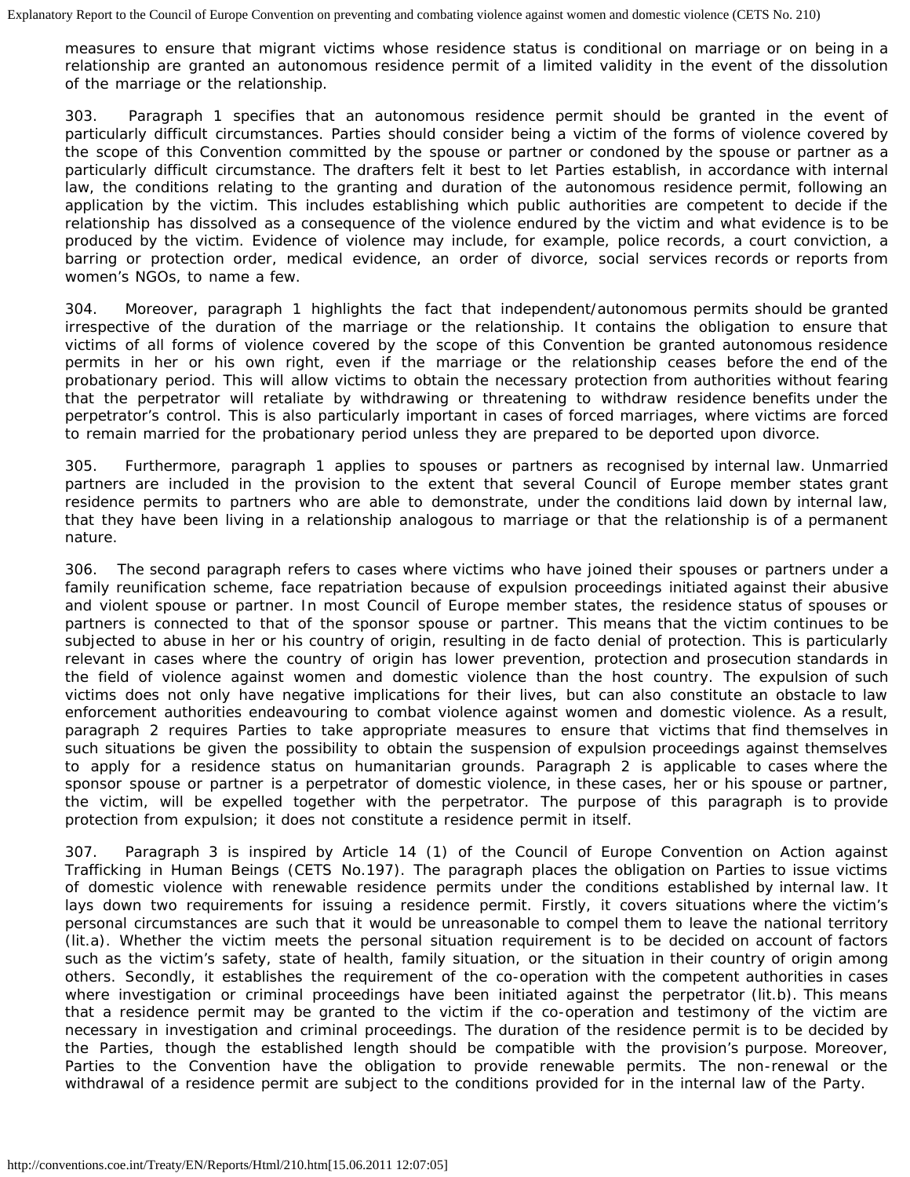measures to ensure that migrant victims whose residence status is conditional on marriage or on being in a relationship are granted an autonomous residence permit of a limited validity in the event of the dissolution of the marriage or the relationship.

303. Paragraph 1 specifies that an autonomous residence permit should be granted in the event of particularly difficult circumstances. Parties should consider being a victim of the forms of violence covered by the scope of this Convention committed by the spouse or partner or condoned by the spouse or partner as a particularly difficult circumstance. The drafters felt it best to let Parties establish, in accordance with internal law, the conditions relating to the granting and duration of the autonomous residence permit, following an application by the victim. This includes establishing which public authorities are competent to decide if the relationship has dissolved as a consequence of the violence endured by the victim and what evidence is to be produced by the victim. Evidence of violence may include, for example, police records, a court conviction, a barring or protection order, medical evidence, an order of divorce, social services records or reports from women's NGOs, to name a few.

304. Moreover, paragraph 1 highlights the fact that independent/autonomous permits should be granted irrespective of the duration of the marriage or the relationship. It contains the obligation to ensure that victims of all forms of violence covered by the scope of this Convention be granted autonomous residence permits in her or his own right, even if the marriage or the relationship ceases before the end of the probationary period. This will allow victims to obtain the necessary protection from authorities without fearing that the perpetrator will retaliate by withdrawing or threatening to withdraw residence benefits under the perpetrator's control. This is also particularly important in cases of forced marriages, where victims are forced to remain married for the probationary period unless they are prepared to be deported upon divorce.

305. Furthermore, paragraph 1 applies to spouses or partners as recognised by internal law. Unmarried partners are included in the provision to the extent that several Council of Europe member states grant residence permits to partners who are able to demonstrate, under the conditions laid down by internal law, that they have been living in a relationship analogous to marriage or that the relationship is of a permanent nature.

306. The second paragraph refers to cases where victims who have joined their spouses or partners under a family reunification scheme, face repatriation because of expulsion proceedings initiated against their abusive and violent spouse or partner. In most Council of Europe member states, the residence status of spouses or partners is connected to that of the sponsor spouse or partner. This means that the victim continues to be subjected to abuse in her or his country of origin, resulting in de facto denial of protection. This is particularly relevant in cases where the country of origin has lower prevention, protection and prosecution standards in the field of violence against women and domestic violence than the host country. The expulsion of such victims does not only have negative implications for their lives, but can also constitute an obstacle to law enforcement authorities endeavouring to combat violence against women and domestic violence. As a result, paragraph 2 requires Parties to take appropriate measures to ensure that victims that find themselves in such situations be given the possibility to obtain the suspension of expulsion proceedings against themselves to apply for a residence status on humanitarian grounds. Paragraph 2 is applicable to cases where the sponsor spouse or partner is a perpetrator of domestic violence, in these cases, her or his spouse or partner, the victim, will be expelled together with the perpetrator. The purpose of this paragraph is to provide protection from expulsion; it does not constitute a residence permit in itself.

307. Paragraph 3 is inspired by Article 14 (1) of the Council of Europe Convention on Action against Trafficking in Human Beings (CETS No.197). The paragraph places the obligation on Parties to issue victims of domestic violence with renewable residence permits under the conditions established by internal law. It lays down two requirements for issuing a residence permit. Firstly, it covers situations where the victim's personal circumstances are such that it would be unreasonable to compel them to leave the national territory (lit.a). Whether the victim meets the personal situation requirement is to be decided on account of factors such as the victim's safety, state of health, family situation, or the situation in their country of origin among others. Secondly, it establishes the requirement of the co-operation with the competent authorities in cases where investigation or criminal proceedings have been initiated against the perpetrator (lit.b). This means that a residence permit may be granted to the victim if the co-operation and testimony of the victim are necessary in investigation and criminal proceedings. The duration of the residence permit is to be decided by the Parties, though the established length should be compatible with the provision's purpose. Moreover, Parties to the Convention have the obligation to provide renewable permits. The non-renewal or the withdrawal of a residence permit are subject to the conditions provided for in the internal law of the Party.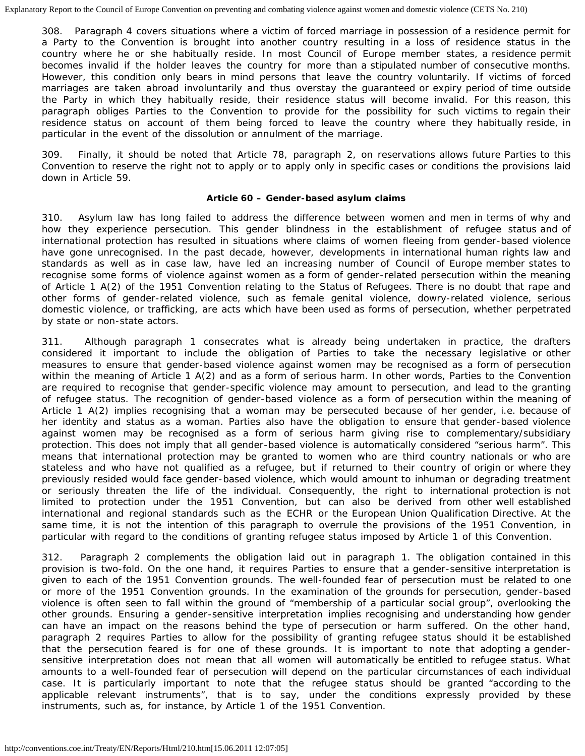308. Paragraph 4 covers situations where a victim of forced marriage in possession of a residence permit for a Party to the Convention is brought into another country resulting in a loss of residence status in the country where he or she habitually reside. In most Council of Europe member states, a residence permit becomes invalid if the holder leaves the country for more than a stipulated number of consecutive months. However, this condition only bears in mind persons that leave the country voluntarily. If victims of forced marriages are taken abroad involuntarily and thus overstay the guaranteed or expiry period of time outside the Party in which they habitually reside, their residence status will become invalid. For this reason, this paragraph obliges Parties to the Convention to provide for the possibility for such victims to regain their residence status on account of them being forced to leave the country where they habitually reside, in particular in the event of the dissolution or annulment of the marriage.

309. Finally, it should be noted that Article 78, paragraph 2, on reservations allows future Parties to this Convention to reserve the right not to apply or to apply only in specific cases or conditions the provisions laid down in Article 59.

**Article 60 – Gender-based asylum claims**

310. Asylum law has long failed to address the difference between women and men in terms of why and how they experience persecution. This gender blindness in the establishment of refugee status and of international protection has resulted in situations where claims of women fleeing from gender-based violence have gone unrecognised. In the past decade, however, developments in international human rights law and standards as well as in case law, have led an increasing number of Council of Europe member states to recognise some forms of violence against women as a form of gender-related persecution within the meaning of Article 1 A(2) of the 1951 Convention relating to the Status of Refugees. There is no doubt that rape and other forms of gender-related violence, such as female genital violence, dowry-related violence, serious domestic violence, or trafficking, are acts which have been used as forms of persecution, whether perpetrated by state or non-state actors.

311. Although paragraph 1 consecrates what is already being undertaken in practice, the drafters considered it important to include the obligation of Parties to take the necessary legislative or other measures to ensure that gender-based violence against women may be recognised as a form of persecution within the meaning of Article 1 A(2) and as a form of serious harm. In other words, Parties to the Convention are required to recognise that gender-specific violence may amount to persecution, and lead to the granting of refugee status. The recognition of gender-based violence as a form of persecution within the meaning of Article 1 A(2) implies recognising that a woman may be persecuted because of her gender, i.e. because of her identity and status as a woman. Parties also have the obligation to ensure that gender-based violence against women may be recognised as a form of serious harm giving rise to complementary/subsidiary protection. This does not imply that all gender-based violence is automatically considered "serious harm". This means that international protection may be granted to women who are third country nationals or who are stateless and who have not qualified as a refugee, but if returned to their country of origin or where they previously resided would face gender-based violence, which would amount to inhuman or degrading treatment or seriously threaten the life of the individual. Consequently, the right to international protection is not limited to protection under the 1951 Convention, but can also be derived from other well established international and regional standards such as the ECHR or the European Union Qualification Directive. At the same time, it is not the intention of this paragraph to overrule the provisions of the 1951 Convention, in particular with regard to the conditions of granting refugee status imposed by Article 1 of this Convention.

312. Paragraph 2 complements the obligation laid out in paragraph 1. The obligation contained in this provision is two-fold. On the one hand, it requires Parties to ensure that a gender-sensitive interpretation is given to each of the 1951 Convention grounds. The well-founded fear of persecution must be related to one or more of the 1951 Convention grounds. In the examination of the grounds for persecution, gender-based violence is often seen to fall within the ground of "membership of a particular social group", overlooking the other grounds. Ensuring a gender-sensitive interpretation implies recognising and understanding how gender can have an impact on the reasons behind the type of persecution or harm suffered. On the other hand, paragraph 2 requires Parties to allow for the possibility of granting refugee status should it be established that the persecution feared is for one of these grounds. It is important to note that adopting a gender-sensitive interpretation does not mean that all women will automatically be entitled to refugee status. What amounts to a well-founded fear of persecution will depend on the particular circumstances of each individual case. It is particularly important to note that the refugee status should be granted "according to the applicable relevant instruments", that is to say, under the conditions expressly provided by these instruments, such as, for instance, by Article 1 of the 1951 Convention.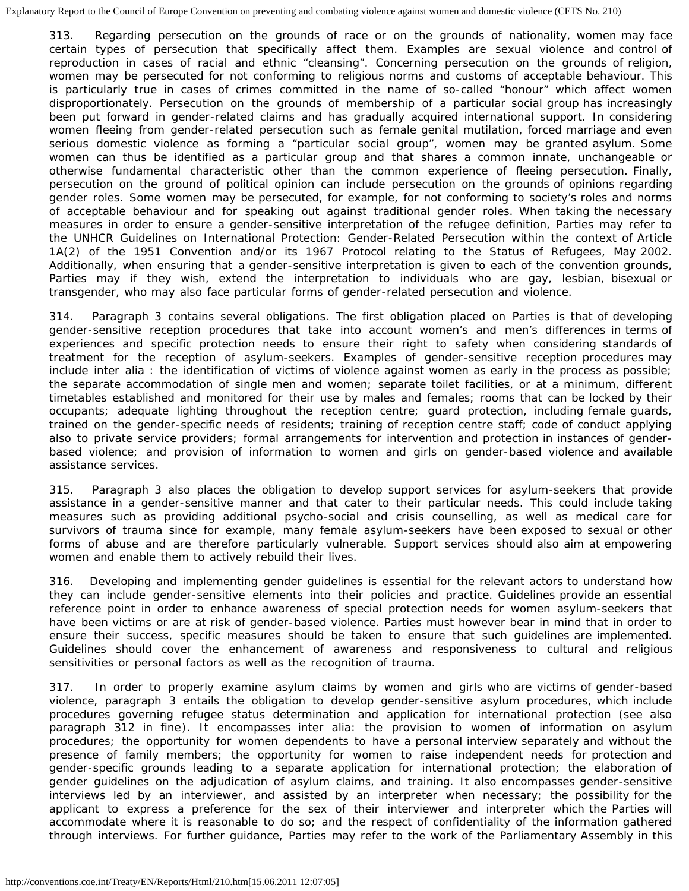313. Regarding persecution on the grounds of race or on the grounds of nationality, women may face certain types of persecution that specifically affect them. Examples are sexual violence and control of reproduction in cases of racial and ethnic "cleansing". Concerning persecution on the grounds of religion, women may be persecuted for not conforming to religious norms and customs of acceptable behaviour. This is particularly true in cases of crimes committed in the name of so-called "honour" which affect women disproportionately. Persecution on the grounds of membership of a particular social group has increasingly been put forward in gender-related claims and has gradually acquired international support. In considering women fleeing from gender-related persecution such as female genital mutilation, forced marriage and even serious domestic violence as forming a "particular social group", women may be granted asylum. Some women can thus be identified as a particular group and that shares a common innate, unchangeable or otherwise fundamental characteristic other than the common experience of fleeing persecution. Finally, persecution on the ground of political opinion can include persecution on the grounds of opinions regarding gender roles. Some women may be persecuted, for example, for not conforming to society's roles and norms of acceptable behaviour and for speaking out against traditional gender roles. When taking the necessary measures in order to ensure a gender-sensitive interpretation of the refugee definition, Parties may refer to the UNHCR Guidelines on International Protection: Gender-Related Persecution within the context of Article 1A(2) of the 1951 Convention and/or its 1967 Protocol relating to the Status of Refugees, May 2002. Additionally, when ensuring that a gender-sensitive interpretation is given to each of the convention grounds, Parties may if they wish, extend the interpretation to individuals who are gay, lesbian, bisexual or transgender, who may also face particular forms of gender-related persecution and violence.

314. Paragraph 3 contains several obligations. The first obligation placed on Parties is that of developing gender-sensitive reception procedures that take into account women's and men's differences in terms of experiences and specific protection needs to ensure their right to safety when considering standards of treatment for the reception of asylum-seekers. Examples of gender-sensitive reception procedures may include inter alia : the identification of victims of violence against women as early in the process as possible; the separate accommodation of single men and women; separate toilet facilities, or at a minimum, different timetables established and monitored for their use by males and females; rooms that can be locked by their occupants; adequate lighting throughout the reception centre; guard protection, including female guards, trained on the gender-specific needs of residents; training of reception centre staff; code of conduct applying also to private service providers; formal arrangements for intervention and protection in instances of gender-based violence; and provision of information to women and girls on gender-based violence and available assistance services.

315. Paragraph 3 also places the obligation to develop support services for asylum-seekers that provide assistance in a gender-sensitive manner and that cater to their particular needs. This could include taking measures such as providing additional psycho-social and crisis counselling, as well as medical care for survivors of trauma since for example, many female asylum-seekers have been exposed to sexual or other forms of abuse and are therefore particularly vulnerable. Support services should also aim at empowering women and enable them to actively rebuild their lives.

316. Developing and implementing gender guidelines is essential for the relevant actors to understand how they can include gender-sensitive elements into their policies and practice. Guidelines provide an essential reference point in order to enhance awareness of special protection needs for women asylum-seekers that have been victims or are at risk of gender-based violence. Parties must however bear in mind that in order to ensure their success, specific measures should be taken to ensure that such guidelines are implemented. Guidelines should cover the enhancement of awareness and responsiveness to cultural and religious sensitivities or personal factors as well as the recognition of trauma.

317. In order to properly examine asylum claims by women and girls who are victims of gender-based violence, paragraph 3 entails the obligation to develop gender-sensitive asylum procedures, which include procedures governing refugee status determination and application for international protection (see also paragraph 312 in fine). It encompasses inter alia: the provision to women of information on asylum procedures; the opportunity for women dependents to have a personal interview separately and without the presence of family members; the opportunity for women to raise independent needs for protection and gender-specific grounds leading to a separate application for international protection; the elaboration of gender guidelines on the adjudication of asylum claims, and training. It also encompasses gender-sensitive interviews led by an interviewer, and assisted by an interpreter when necessary; the possibility for the applicant to express a preference for the sex of their interviewer and interpreter which the Parties will accommodate where it is reasonable to do so; and the respect of confidentiality of the information gathered through interviews. For further guidance, Parties may refer to the work of the Parliamentary Assembly in this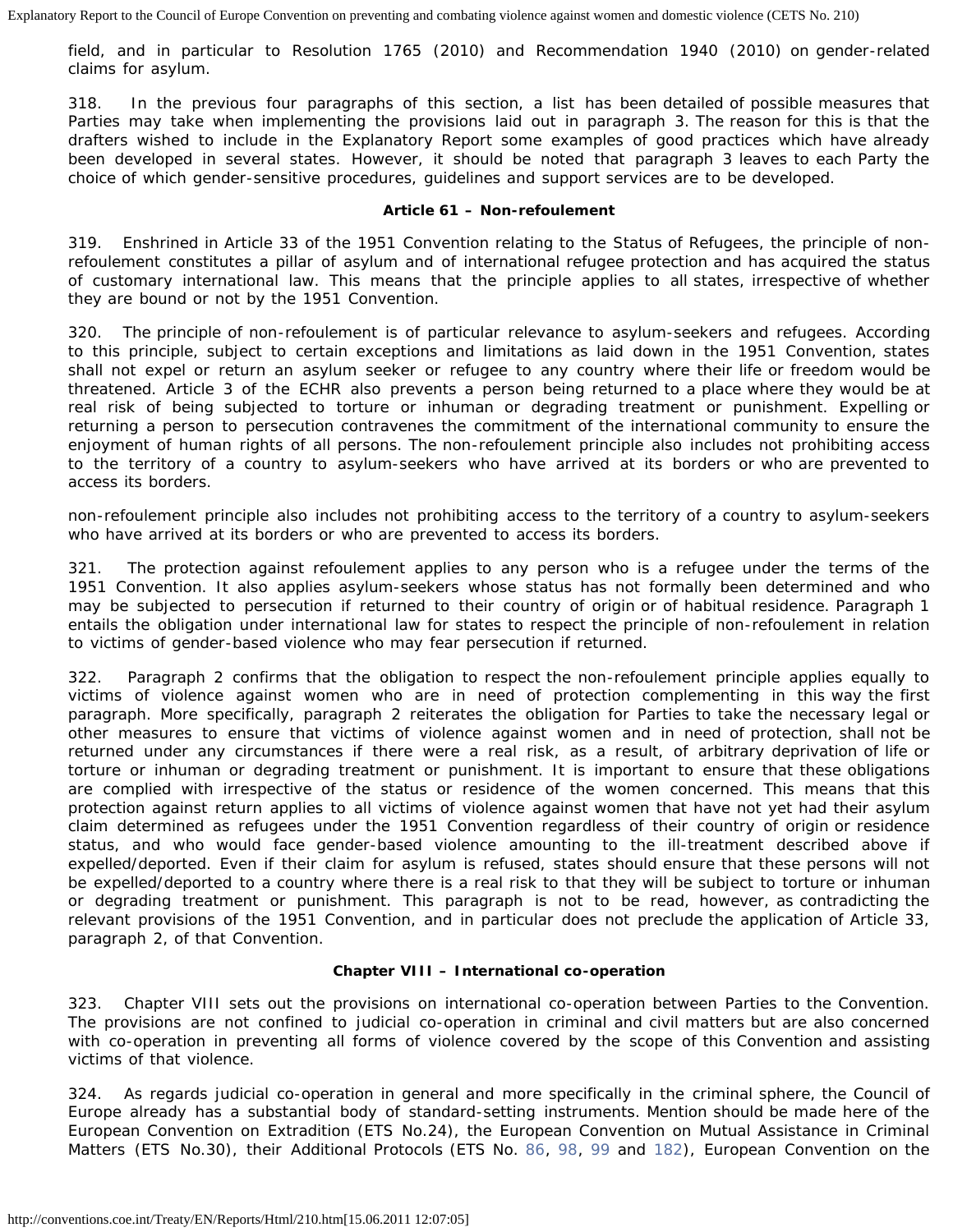field, and in particular to Resolution 1765 (2010) and Recommendation 1940 (2010) on gender-related claims for asylum.

318. In the previous four paragraphs of this section, a list has been detailed of possible measures that Parties may take when implementing the provisions laid out in paragraph 3. The reason for this is that the drafters wished to include in the Explanatory Report some examples of good practices which have already been developed in several states. However, it should be noted that paragraph 3 leaves to each Party the choice of which gender-sensitive procedures, guidelines and support services are to be developed.

**Article 61 – Non-refoulement**

319. Enshrined in Article 33 of the 1951 Convention relating to the Status of Refugees, the principle of non-refoulement constitutes a pillar of asylum and of international refugee protection and has acquired the status of customary international law. This means that the principle applies to all states, irrespective of whether they are bound or not by the 1951 Convention.

320. The principle of non-refoulement is of particular relevance to asylum-seekers and refugees. According to this principle, subject to certain exceptions and limitations as laid down in the 1951 Convention, states shall not expel or return an asylum seeker or refugee to any country where their life or freedom would be threatened. Article 3 of the ECHR also prevents a person being returned to a place where they would be at real risk of being subjected to torture or inhuman or degrading treatment or punishment. Expelling or returning a person to persecution contravenes the commitment of the international community to ensure the enjoyment of human rights of all persons. The non-refoulement principle also includes not prohibiting access to the territory of a country to asylum-seekers who have arrived at its borders or who are prevented to access its borders.

non-refoulement principle also includes not prohibiting access to the territory of a country to asylum-seekers who have arrived at its borders or who are prevented to access its borders.

321. The protection against refoulement applies to any person who is a refugee under the terms of the 1951 Convention. It also applies asylum-seekers whose status has not formally been determined and who may be subjected to persecution if returned to their country of origin or of habitual residence. Paragraph 1 entails the obligation under international law for states to respect the principle of non-refoulement in relation to victims of gender-based violence who may fear persecution if returned.

322. Paragraph 2 confirms that the obligation to respect the non-refoulement principle applies equally to victims of violence against women who are in need of protection complementing in this way the first paragraph. More specifically, paragraph 2 reiterates the obligation for Parties to take the necessary legal or other measures to ensure that victims of violence against women and in need of protection, shall not be returned under any circumstances if there were a real risk, as a result, of arbitrary deprivation of life or torture or inhuman or degrading treatment or punishment. It is important to ensure that these obligations are complied with irrespective of the status or residence of the women concerned. This means that this protection against return applies to all victims of violence against women that have not yet had their asylum claim determined as refugees under the 1951 Convention regardless of their country of origin or residence status, and who would face gender-based violence amounting to the ill-treatment described above if expelled/deported. Even if their claim for asylum is refused, states should ensure that these persons will not be expelled/deported to a country where there is a real risk to that they will be subject to torture or inhuman or degrading treatment or punishment. This paragraph is not to be read, however, as contradicting the relevant provisions of the 1951 Convention, and in particular does not preclude the application of Article 33, paragraph 2, of that Convention.

**Chapter VIII – International co-operation**

323. Chapter VIII sets out the provisions on international co-operation between Parties to the Convention. The provisions are not confined to judicial co-operation in criminal and civil matters but are also concerned with co-operation in preventing all forms of violence covered by the scope of this Convention and assisting victims of that violence.

324. As regards judicial co-operation in general and more specifically in the criminal sphere, the Council of Europe already has a substantial body of standard-setting instruments. Mention should be made here of the European Convention on Extradition (ETS No.24), the European Convention on Mutual Assistance in Criminal Matters (ETS No.30), their Additional Protocols (ETS No. 86, 98, 99 and 182), European Convention on the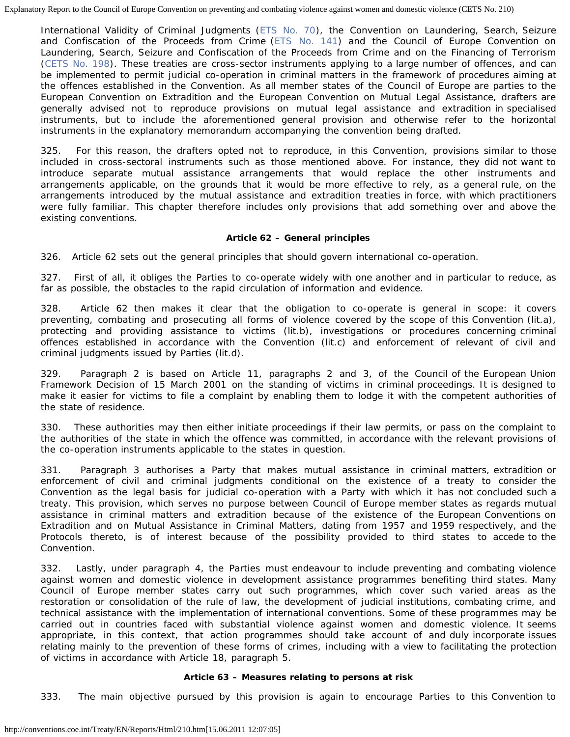International Validity of Criminal Judgments (ETS No. 70), the Convention on Laundering, Search, Seizure and Confiscation of the Proceeds from Crime (ETS No. 141) and the Council of Europe Convention on Laundering, Search, Seizure and Confiscation of the Proceeds from Crime and on the Financing of Terrorism (CETS No. 198). These treaties are cross-sector instruments applying to a large number of offences, and can be implemented to permit judicial co-operation in criminal matters in the framework of procedures aiming at the offences established in the Convention. As all member states of the Council of Europe are parties to the European Convention on Extradition and the European Convention on Mutual Legal Assistance, drafters are generally advised not to reproduce provisions on mutual legal assistance and extradition in specialised instruments, but to include the aforementioned general provision and otherwise refer to the horizontal instruments in the explanatory memorandum accompanying the convention being drafted.

325. For this reason, the drafters opted not to reproduce, in this Convention, provisions similar to those included in cross-sectoral instruments such as those mentioned above. For instance, they did not want to introduce separate mutual assistance arrangements that would replace the other instruments and arrangements applicable, on the grounds that it would be more effective to rely, as a general rule, on the arrangements introduced by the mutual assistance and extradition treaties in force, with which practitioners were fully familiar. This chapter therefore includes only provisions that add something over and above the existing conventions.

**Article 62 – General principles**

326. Article 62 sets out the general principles that should govern international co-operation.

327. First of all, it obliges the Parties to co-operate widely with one another and in particular to reduce, as far as possible, the obstacles to the rapid circulation of information and evidence.

328. Article 62 then makes it clear that the obligation to co-operate is general in scope: it covers preventing, combating and prosecuting all forms of violence covered by the scope of this Convention (lit.a), protecting and providing assistance to victims (lit.b), investigations or procedures concerning criminal offences established in accordance with the Convention (lit.c) and enforcement of relevant of civil and criminal judgments issued by Parties (lit.d).

329. Paragraph 2 is based on Article 11, paragraphs 2 and 3, of the Council of the European Union Framework Decision of 15 March 2001 on the standing of victims in criminal proceedings. It is designed to make it easier for victims to file a complaint by enabling them to lodge it with the competent authorities of the state of residence.

330. These authorities may then either initiate proceedings if their law permits, or pass on the complaint to the authorities of the state in which the offence was committed, in accordance with the relevant provisions of the co-operation instruments applicable to the states in question.

331. Paragraph 3 authorises a Party that makes mutual assistance in criminal matters, extradition or enforcement of civil and criminal judgments conditional on the existence of a treaty to consider the Convention as the legal basis for judicial co-operation with a Party with which it has not concluded such a treaty. This provision, which serves no purpose between Council of Europe member states as regards mutual assistance in criminal matters and extradition because of the existence of the European Conventions on Extradition and on Mutual Assistance in Criminal Matters, dating from 1957 and 1959 respectively, and the Protocols thereto, is of interest because of the possibility provided to third states to accede to the Convention.

332. Lastly, under paragraph 4, the Parties must endeavour to include preventing and combating violence against women and domestic violence in development assistance programmes benefiting third states. Many Council of Europe member states carry out such programmes, which cover such varied areas as the restoration or consolidation of the rule of law, the development of judicial institutions, combating crime, and technical assistance with the implementation of international conventions. Some of these programmes may be carried out in countries faced with substantial violence against women and domestic violence. It seems appropriate, in this context, that action programmes should take account of and duly incorporate issues relating mainly to the prevention of these forms of crimes, including with a view to facilitating the protection of victims in accordance with Article 18, paragraph 5.

**Article 63 – Measures relating to persons at risk**

333. The main objective pursued by this provision is again to encourage Parties to this Convention to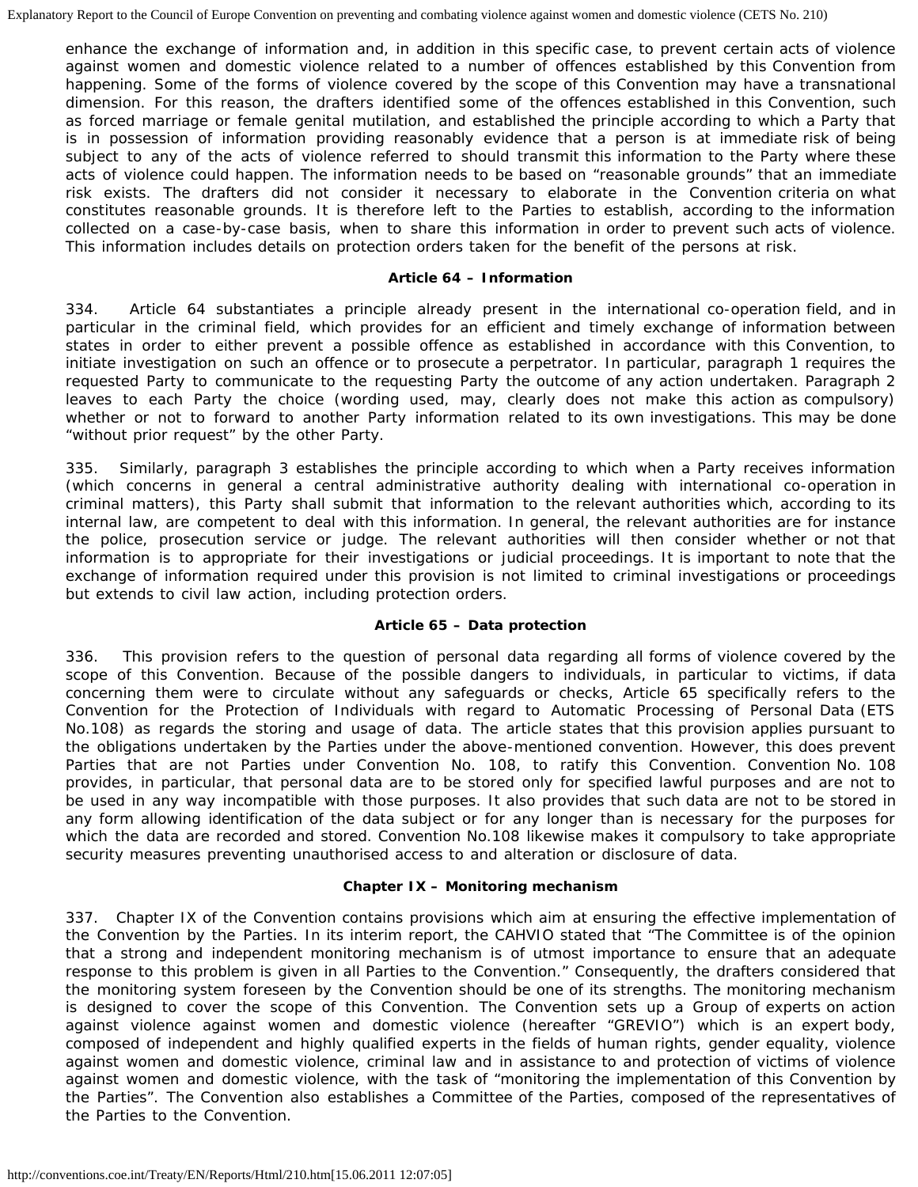enhance the exchange of information and, in addition in this specific case, to prevent certain acts of violence against women and domestic violence related to a number of offences established by this Convention from happening. Some of the forms of violence covered by the scope of this Convention may have a transnational dimension. For this reason, the drafters identified some of the offences established in this Convention, such as forced marriage or female genital mutilation, and established the principle according to which a Party that is in possession of information providing reasonably evidence that a person is at immediate risk of being subject to any of the acts of violence referred to should transmit this information to the Party where these acts of violence could happen. The information needs to be based on "reasonable grounds" that an immediate risk exists. The drafters did not consider it necessary to elaborate in the Convention criteria on what constitutes reasonable grounds. It is therefore left to the Parties to establish, according to the information collected on a case-by-case basis, when to share this information in order to prevent such acts of violence. This information includes details on protection orders taken for the benefit of the persons at risk.

**Article 64 – Information**

334. Article 64 substantiates a principle already present in the international co-operation field, and in particular in the criminal field, which provides for an efficient and timely exchange of information between states in order to either prevent a possible offence as established in accordance with this Convention, to initiate investigation on such an offence or to prosecute a perpetrator. In particular, paragraph 1 requires the requested Party to communicate to the requesting Party the outcome of any action undertaken. Paragraph 2 leaves to each Party the choice (wording used, may, clearly does not make this action as compulsory) whether or not to forward to another Party information related to its own investigations. This may be done "without prior request" by the other Party.

335. Similarly, paragraph 3 establishes the principle according to which when a Party receives information (which concerns in general a central administrative authority dealing with international co-operation in criminal matters), this Party shall submit that information to the relevant authorities which, according to its internal law, are competent to deal with this information. In general, the relevant authorities are for instance the police, prosecution service or judge. The relevant authorities will then consider whether or not that information is to appropriate for their investigations or judicial proceedings. It is important to note that the exchange of information required under this provision is not limited to criminal investigations or proceedings but extends to civil law action, including protection orders.

**Article 65 – Data protection**

336. This provision refers to the question of personal data regarding all forms of violence covered by the scope of this Convention. Because of the possible dangers to individuals, in particular to victims, if data concerning them were to circulate without any safeguards or checks, Article 65 specifically refers to the Convention for the Protection of Individuals with regard to Automatic Processing of Personal Data (ETS No.108) as regards the storing and usage of data. The article states that this provision applies pursuant to the obligations undertaken by the Parties under the above-mentioned convention. However, this does prevent Parties that are not Parties under Convention No. 108, to ratify this Convention. Convention No. 108 provides, in particular, that personal data are to be stored only for specified lawful purposes and are not to be used in any way incompatible with those purposes. It also provides that such data are not to be stored in any form allowing identification of the data subject or for any longer than is necessary for the purposes for which the data are recorded and stored. Convention No.108 likewise makes it compulsory to take appropriate security measures preventing unauthorised access to and alteration or disclosure of data.

**Chapter IX – Monitoring mechanism**

337. Chapter IX of the Convention contains provisions which aim at ensuring the effective implementation of the Convention by the Parties. In its interim report, the CAHVIO stated that "The Committee is of the opinion that a strong and independent monitoring mechanism is of utmost importance to ensure that an adequate response to this problem is given in all Parties to the Convention." Consequently, the drafters considered that the monitoring system foreseen by the Convention should be one of its strengths. The monitoring mechanism is designed to cover the scope of this Convention. The Convention sets up a Group of experts on action against violence against women and domestic violence (hereafter "GREVIO") which is an expert body, composed of independent and highly qualified experts in the fields of human rights, gender equality, violence against women and domestic violence, criminal law and in assistance to and protection of victims of violence against women and domestic violence, with the task of "monitoring the implementation of this Convention by the Parties". The Convention also establishes a Committee of the Parties, composed of the representatives of the Parties to the Convention.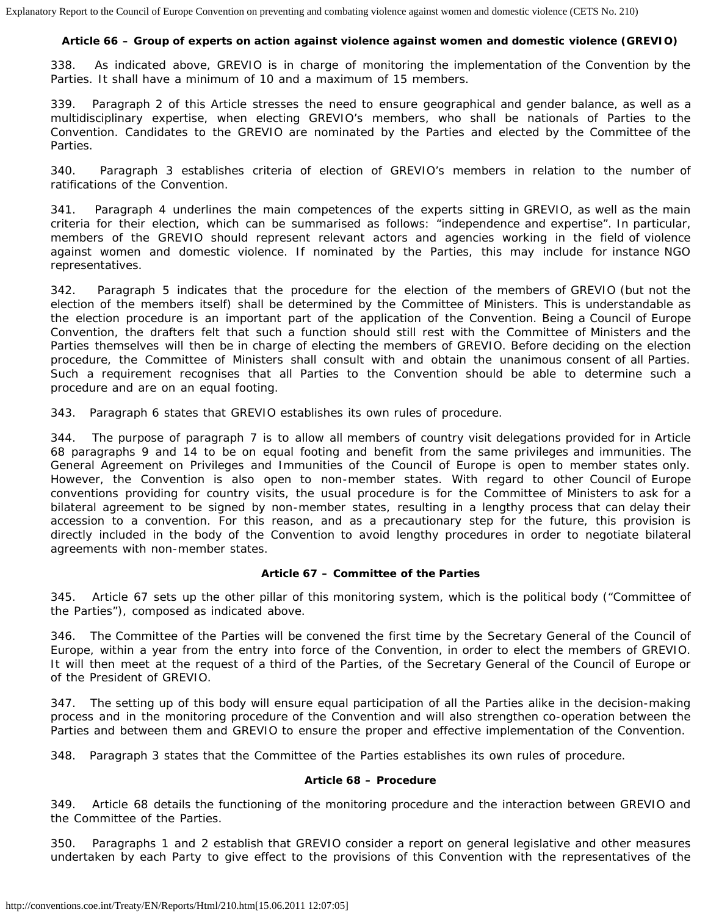### Article 66 – Group of experts on action against violence against women and domestic violence (GREVIO)

338. As indicated above, GREVIO is in charge of monitoring the implementation of the Convention by the Parties. It shall have a minimum of 10 and a maximum of 15 members.

339. Paragraph 2 of this Article stresses the need to ensure geographical and gender balance, as well as a multidisciplinary expertise, when electing GREVIO's members, who shall be nationals of Parties to the Convention. Candidates to the GREVIO are nominated by the Parties and elected by the Committee of the Parties.

340. Paragraph 3 establishes criteria of election of GREVIO's members in relation to the number of ratifications of the Convention.

341. Paragraph 4 underlines the main competences of the experts sitting in GREVIO, as well as the main criteria for their election, which can be summarised as follows: "independence and expertise". In particular, members of the GREVIO should represent relevant actors and agencies working in the field of violence against women and domestic violence. If nominated by the Parties, this may include for instance NGO representatives.

342. Paragraph 5 indicates that the procedure for the election of the members of GREVIO (but not the election of the members itself) shall be determined by the Committee of Ministers. This is understandable as the election procedure is an important part of the application of the Convention. Being a Council of Europe Convention, the drafters felt that such a function should still rest with the Committee of Ministers and the Parties themselves will then be in charge of electing the members of GREVIO. Before deciding on the election procedure, the Committee of Ministers shall consult with and obtain the unanimous consent of all Parties. Such a requirement recognises that all Parties to the Convention should be able to determine such a procedure and are on an equal footing.

343. Paragraph 6 states that GREVIO establishes its own rules of procedure.

344. The purpose of paragraph 7 is to allow all members of country visit delegations provided for in Article 68 paragraphs 9 and 14 to be on equal footing and benefit from the same privileges and immunities. The General Agreement on Privileges and Immunities of the Council of Europe is open to member states only. However, the Convention is also open to non-member states. With regard to other Council of Europe conventions providing for country visits, the usual procedure is for the Committee of Ministers to ask for a bilateral agreement to be signed by non-member states, resulting in a lengthy process that can delay their accession to a convention. For this reason, and as a precautionary step for the future, this provision is directly included in the body of the Convention to avoid lengthy procedures in order to negotiate bilateral agreements with non-member states.

### Article 67 – Committee of the Parties

345. Article 67 sets up the other pillar of this monitoring system, which is the political body ("Committee of the Parties"), composed as indicated above.

346. The Committee of the Parties will be convened the first time by the Secretary General of the Council of Europe, within a year from the entry into force of the Convention, in order to elect the members of GREVIO. It will then meet at the request of a third of the Parties, of the Secretary General of the Council of Europe or of the President of GREVIO.

347. The setting up of this body will ensure equal participation of all the Parties alike in the decision-making process and in the monitoring procedure of the Convention and will also strengthen co-operation between the Parties and between them and GREVIO to ensure the proper and effective implementation of the Convention.

348. Paragraph 3 states that the Committee of the Parties establishes its own rules of procedure.

### Article 68 – Procedure

349. Article 68 details the functioning of the monitoring procedure and the interaction between GREVIO and the Committee of the Parties.

350. Paragraphs 1 and 2 establish that GREVIO consider a report on general legislative and other measures undertaken by each Party to give effect to the provisions of this Convention with the representatives of the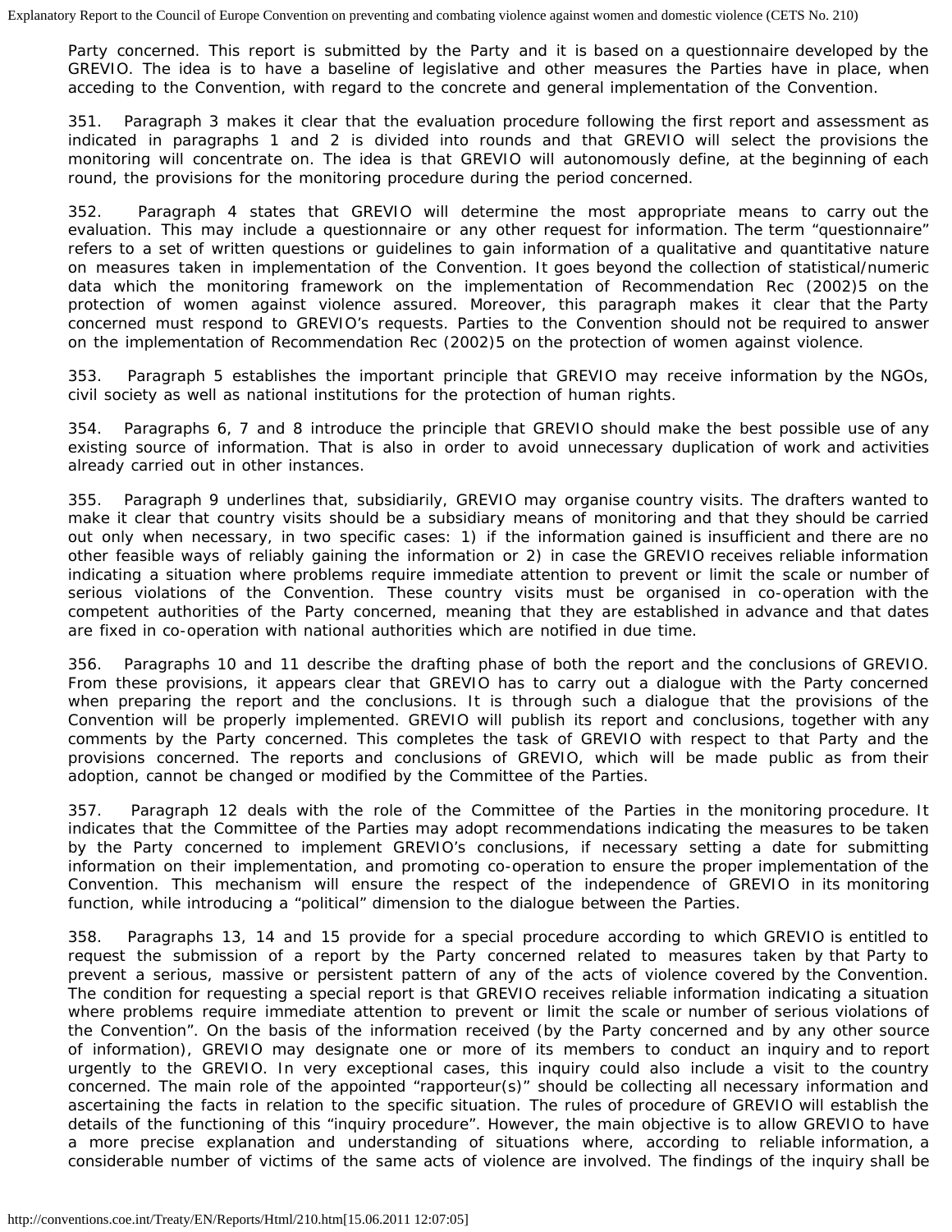Party concerned. This report is submitted by the Party and it is based on a questionnaire developed by the GREVIO. The idea is to have a baseline of legislative and other measures the Parties have in place, when acceding to the Convention, with regard to the concrete and general implementation of the Convention.

351. Paragraph 3 makes it clear that the evaluation procedure following the first report and assessment as indicated in paragraphs 1 and 2 is divided into rounds and that GREVIO will select the provisions the monitoring will concentrate on. The idea is that GREVIO will autonomously define, at the beginning of each round, the provisions for the monitoring procedure during the period concerned.

352. Paragraph 4 states that GREVIO will determine the most appropriate means to carry out the evaluation. This may include a questionnaire or any other request for information. The term "questionnaire" refers to a set of written questions or guidelines to gain information of a qualitative and quantitative nature on measures taken in implementation of the Convention. It goes beyond the collection of statistical/numeric data which the monitoring framework on the implementation of Recommendation Rec (2002)5 on the protection of women against violence assured. Moreover, this paragraph makes it clear that the Party concerned must respond to GREVIO's requests. Parties to the Convention should not be required to answer on the implementation of Recommendation Rec (2002)5 on the protection of women against violence.

353. Paragraph 5 establishes the important principle that GREVIO may receive information by the NGOs, civil society as well as national institutions for the protection of human rights.

354. Paragraphs 6, 7 and 8 introduce the principle that GREVIO should make the best possible use of any existing source of information. That is also in order to avoid unnecessary duplication of work and activities already carried out in other instances.

355. Paragraph 9 underlines that, subsidiarily, GREVIO may organise country visits. The drafters wanted to make it clear that country visits should be a subsidiary means of monitoring and that they should be carried out only when necessary, in two specific cases: 1) if the information gained is insufficient and there are no other feasible ways of reliably gaining the information or 2) in case the GREVIO receives reliable information indicating a situation where problems require immediate attention to prevent or limit the scale or number of serious violations of the Convention. These country visits must be organised in co-operation with the competent authorities of the Party concerned, meaning that they are established in advance and that dates are fixed in co-operation with national authorities which are notified in due time.

356. Paragraphs 10 and 11 describe the drafting phase of both the report and the conclusions of GREVIO. From these provisions, it appears clear that GREVIO has to carry out a dialogue with the Party concerned when preparing the report and the conclusions. It is through such a dialogue that the provisions of the Convention will be properly implemented. GREVIO will publish its report and conclusions, together with any comments by the Party concerned. This completes the task of GREVIO with respect to that Party and the provisions concerned. The reports and conclusions of GREVIO, which will be made public as from their adoption, cannot be changed or modified by the Committee of the Parties.

357. Paragraph 12 deals with the role of the Committee of the Parties in the monitoring procedure. It indicates that the Committee of the Parties may adopt recommendations indicating the measures to be taken by the Party concerned to implement GREVIO's conclusions, if necessary setting a date for submitting information on their implementation, and promoting co-operation to ensure the proper implementation of the Convention. This mechanism will ensure the respect of the independence of GREVIO in its monitoring function, while introducing a "political" dimension to the dialogue between the Parties.

358. Paragraphs 13, 14 and 15 provide for a special procedure according to which GREVIO is entitled to request the submission of a report by the Party concerned related to measures taken by that Party to prevent a serious, massive or persistent pattern of any of the acts of violence covered by the Convention. The condition for requesting a special report is that GREVIO receives reliable information indicating a situation where problems require immediate attention to prevent or limit the scale or number of serious violations of the Convention". On the basis of the information received (by the Party concerned and by any other source of information), GREVIO may designate one or more of its members to conduct an inquiry and to report urgently to the GREVIO. In very exceptional cases, this inquiry could also include a visit to the country concerned. The main role of the appointed "rapporteur(s)" should be collecting all necessary information and ascertaining the facts in relation to the specific situation. The rules of procedure of GREVIO will establish the details of the functioning of this "inquiry procedure". However, the main objective is to allow GREVIO to have a more precise explanation and understanding of situations where, according to reliable information, a considerable number of victims of the same acts of violence are involved. The findings of the inquiry shall be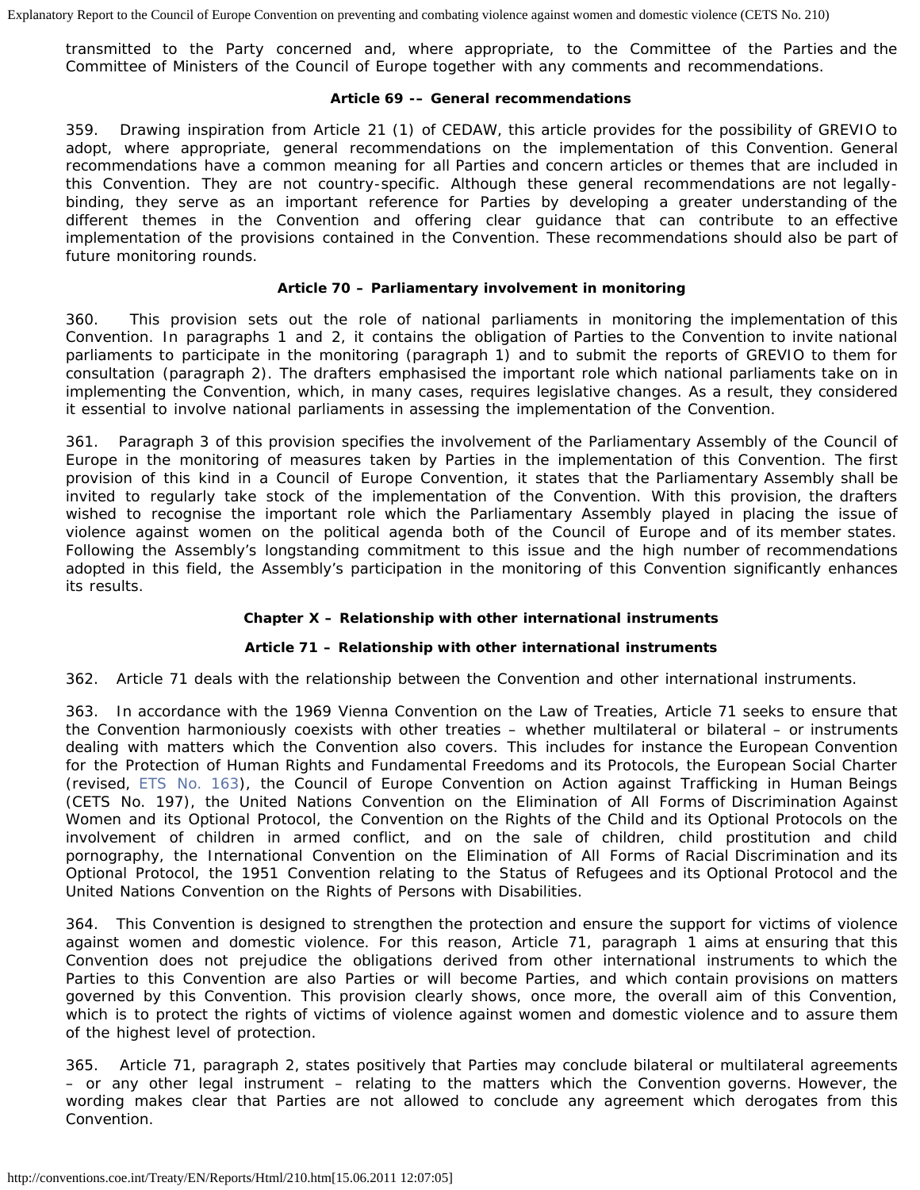transmitted to the Party concerned and, where appropriate, to the Committee of the Parties and the Committee of Ministers of the Council of Europe together with any comments and recommendations.

**Article 69 -– General recommendations**

359. Drawing inspiration from Article 21 (1) of CEDAW, this article provides for the possibility of GREVIO to adopt, where appropriate, general recommendations on the implementation of this Convention. General recommendations have a common meaning for all Parties and concern articles or themes that are included in this Convention. They are not country-specific. Although these general recommendations are not legally-binding, they serve as an important reference for Parties by developing a greater understanding of the different themes in the Convention and offering clear guidance that can contribute to an effective implementation of the provisions contained in the Convention. These recommendations should also be part of future monitoring rounds.

**Article 70 – Parliamentary involvement in monitoring**

360. This provision sets out the role of national parliaments in monitoring the implementation of this Convention. In paragraphs 1 and 2, it contains the obligation of Parties to the Convention to invite national parliaments to participate in the monitoring (paragraph 1) and to submit the reports of GREVIO to them for consultation (paragraph 2). The drafters emphasised the important role which national parliaments take on in implementing the Convention, which, in many cases, requires legislative changes. As a result, they considered it essential to involve national parliaments in assessing the implementation of the Convention.

361. Paragraph 3 of this provision specifies the involvement of the Parliamentary Assembly of the Council of Europe in the monitoring of measures taken by Parties in the implementation of this Convention. The first provision of this kind in a Council of Europe Convention, it states that the Parliamentary Assembly shall be invited to regularly take stock of the implementation of the Convention. With this provision, the drafters wished to recognise the important role which the Parliamentary Assembly played in placing the issue of violence against women on the political agenda both of the Council of Europe and of its member states. Following the Assembly's longstanding commitment to this issue and the high number of recommendations adopted in this field, the Assembly's participation in the monitoring of this Convention significantly enhances its results.

**Chapter X – Relationship with other international instruments**

**Article 71 – Relationship with other international instruments**

362. Article 71 deals with the relationship between the Convention and other international instruments.

363. In accordance with the 1969 Vienna Convention on the Law of Treaties, Article 71 seeks to ensure that the Convention harmoniously coexists with other treaties – whether multilateral or bilateral – or instruments dealing with matters which the Convention also covers. This includes for instance the European Convention for the Protection of Human Rights and Fundamental Freedoms and its Protocols, the European Social Charter (revised, ETS No. 163), the Council of Europe Convention on Action against Trafficking in Human Beings (CETS No. 197), the United Nations Convention on the Elimination of All Forms of Discrimination Against Women and its Optional Protocol, the Convention on the Rights of the Child and its Optional Protocols on the involvement of children in armed conflict, and on the sale of children, child prostitution and child pornography, the International Convention on the Elimination of All Forms of Racial Discrimination and its Optional Protocol, the 1951 Convention relating to the Status of Refugees and its Optional Protocol and the United Nations Convention on the Rights of Persons with Disabilities.

364. This Convention is designed to strengthen the protection and ensure the support for victims of violence against women and domestic violence. For this reason, Article 71, paragraph 1 aims at ensuring that this Convention does not prejudice the obligations derived from other international instruments to which the Parties to this Convention are also Parties or will become Parties, and which contain provisions on matters governed by this Convention. This provision clearly shows, once more, the overall aim of this Convention, which is to protect the rights of victims of violence against women and domestic violence and to assure them of the highest level of protection.

365. Article 71, paragraph 2, states positively that Parties may conclude bilateral or multilateral agreements – or any other legal instrument – relating to the matters which the Convention governs. However, the wording makes clear that Parties are not allowed to conclude any agreement which derogates from this Convention.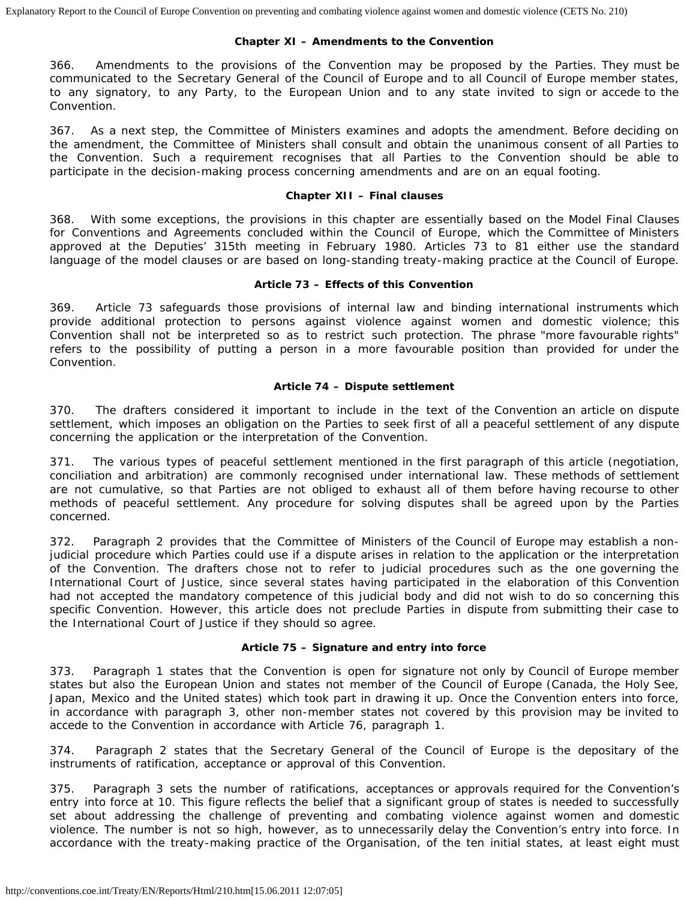### Chapter XI – Amendments to the Convention

366. Amendments to the provisions of the Convention may be proposed by the Parties. They must be communicated to the Secretary General of the Council of Europe and to all Council of Europe member states, to any signatory, to any Party, to the European Union and to any state invited to sign or accede to the Convention.

367. As a next step, the Committee of Ministers examines and adopts the amendment. Before deciding on the amendment, the Committee of Ministers shall consult and obtain the unanimous consent of all Parties to the Convention. Such a requirement recognises that all Parties to the Convention should be able to participate in the decision-making process concerning amendments and are on an equal footing.

### Chapter XII – Final clauses

368. With some exceptions, the provisions in this chapter are essentially based on the Model Final Clauses for Conventions and Agreements concluded within the Council of Europe, which the Committee of Ministers approved at the Deputies' 315th meeting in February 1980. Articles 73 to 81 either use the standard language of the model clauses or are based on long-standing treaty-making practice at the Council of Europe.

#### Article 73 – Effects of this Convention

369. Article 73 safeguards those provisions of internal law and binding international instruments which provide additional protection to persons against violence against women and domestic violence; this Convention shall not be interpreted so as to restrict such protection. The phrase "more favourable rights" refers to the possibility of putting a person in a more favourable position than provided for under the Convention.

#### Article 74 – Dispute settlement

370. The drafters considered it important to include in the text of the Convention an article on dispute settlement, which imposes an obligation on the Parties to seek first of all a peaceful settlement of any dispute concerning the application or the interpretation of the Convention.

371. The various types of peaceful settlement mentioned in the first paragraph of this article (negotiation, conciliation and arbitration) are commonly recognised under international law. These methods of settlement are not cumulative, so that Parties are not obliged to exhaust all of them before having recourse to other methods of peaceful settlement. Any procedure for solving disputes shall be agreed upon by the Parties concerned.

372. Paragraph 2 provides that the Committee of Ministers of the Council of Europe may establish a non-judicial procedure which Parties could use if a dispute arises in relation to the application or the interpretation of the Convention. The drafters chose not to refer to judicial procedures such as the one governing the International Court of Justice, since several states having participated in the elaboration of this Convention had not accepted the mandatory competence of this judicial body and did not wish to do so concerning this specific Convention. However, this article does not preclude Parties in dispute from submitting their case to the International Court of Justice if they should so agree.

#### Article 75 – Signature and entry into force

373. Paragraph 1 states that the Convention is open for signature not only by Council of Europe member states but also the European Union and states not member of the Council of Europe (Canada, the Holy See, Japan, Mexico and the United states) which took part in drawing it up. Once the Convention enters into force, in accordance with paragraph 3, other non-member states not covered by this provision may be invited to accede to the Convention in accordance with Article 76, paragraph 1.

374. Paragraph 2 states that the Secretary General of the Council of Europe is the depositary of the instruments of ratification, acceptance or approval of this Convention.

375. Paragraph 3 sets the number of ratifications, acceptances or approvals required for the Convention's entry into force at 10. This figure reflects the belief that a significant group of states is needed to successfully set about addressing the challenge of preventing and combating violence against women and domestic violence. The number is not so high, however, as to unnecessarily delay the Convention's entry into force. In accordance with the treaty-making practice of the Organisation, of the ten initial states, at least eight must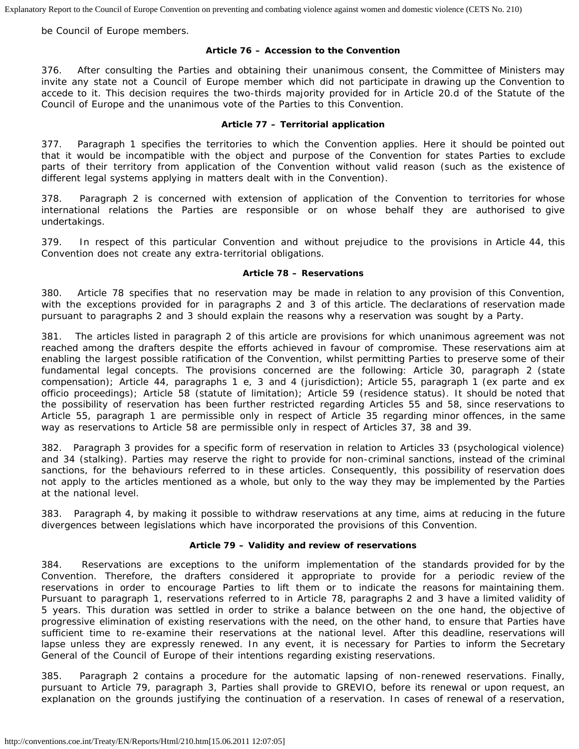be Council of Europe members.

**Article 76 – Accession to the Convention**

376. After consulting the Parties and obtaining their unanimous consent, the Committee of Ministers may invite any state not a Council of Europe member which did not participate in drawing up the Convention to accede to it. This decision requires the two-thirds majority provided for in Article 20.d of the Statute of the Council of Europe and the unanimous vote of the Parties to this Convention.

**Article 77 – Territorial application**

377. Paragraph 1 specifies the territories to which the Convention applies. Here it should be pointed out that it would be incompatible with the object and purpose of the Convention for states Parties to exclude parts of their territory from application of the Convention without valid reason (such as the existence of different legal systems applying in matters dealt with in the Convention).

378. Paragraph 2 is concerned with extension of application of the Convention to territories for whose international relations the Parties are responsible or on whose behalf they are authorised to give undertakings.

379. In respect of this particular Convention and without prejudice to the provisions in Article 44, this Convention does not create any extra-territorial obligations.

**Article 78 – Reservations**

380. Article 78 specifies that no reservation may be made in relation to any provision of this Convention, with the exceptions provided for in paragraphs 2 and 3 of this article. The declarations of reservation made pursuant to paragraphs 2 and 3 should explain the reasons why a reservation was sought by a Party.

381. The articles listed in paragraph 2 of this article are provisions for which unanimous agreement was not reached among the drafters despite the efforts achieved in favour of compromise. These reservations aim at enabling the largest possible ratification of the Convention, whilst permitting Parties to preserve some of their fundamental legal concepts. The provisions concerned are the following: Article 30, paragraph 2 (state compensation); Article 44, paragraphs 1 e, 3 and 4 (jurisdiction); Article 55, paragraph 1 (ex parte and ex officio proceedings); Article 58 (statute of limitation); Article 59 (residence status). It should be noted that the possibility of reservation has been further restricted regarding Articles 55 and 58, since reservations to Article 55, paragraph 1 are permissible only in respect of Article 35 regarding minor offences, in the same way as reservations to Article 58 are permissible only in respect of Articles 37, 38 and 39.

382. Paragraph 3 provides for a specific form of reservation in relation to Articles 33 (psychological violence) and 34 (stalking). Parties may reserve the right to provide for non-criminal sanctions, instead of the criminal sanctions, for the behaviours referred to in these articles. Consequently, this possibility of reservation does not apply to the articles mentioned as a whole, but only to the way they may be implemented by the Parties at the national level.

383. Paragraph 4, by making it possible to withdraw reservations at any time, aims at reducing in the future divergences between legislations which have incorporated the provisions of this Convention.

**Article 79 – Validity and review of reservations**

384. Reservations are exceptions to the uniform implementation of the standards provided for by the Convention. Therefore, the drafters considered it appropriate to provide for a periodic review of the reservations in order to encourage Parties to lift them or to indicate the reasons for maintaining them. Pursuant to paragraph 1, reservations referred to in Article 78, paragraphs 2 and 3 have a limited validity of 5 years. This duration was settled in order to strike a balance between on the one hand, the objective of progressive elimination of existing reservations with the need, on the other hand, to ensure that Parties have sufficient time to re-examine their reservations at the national level. After this deadline, reservations will lapse unless they are expressly renewed. In any event, it is necessary for Parties to inform the Secretary General of the Council of Europe of their intentions regarding existing reservations.

385. Paragraph 2 contains a procedure for the automatic lapsing of non-renewed reservations. Finally, pursuant to Article 79, paragraph 3, Parties shall provide to GREVIO, before its renewal or upon request, an explanation on the grounds justifying the continuation of a reservation. In cases of renewal of a reservation,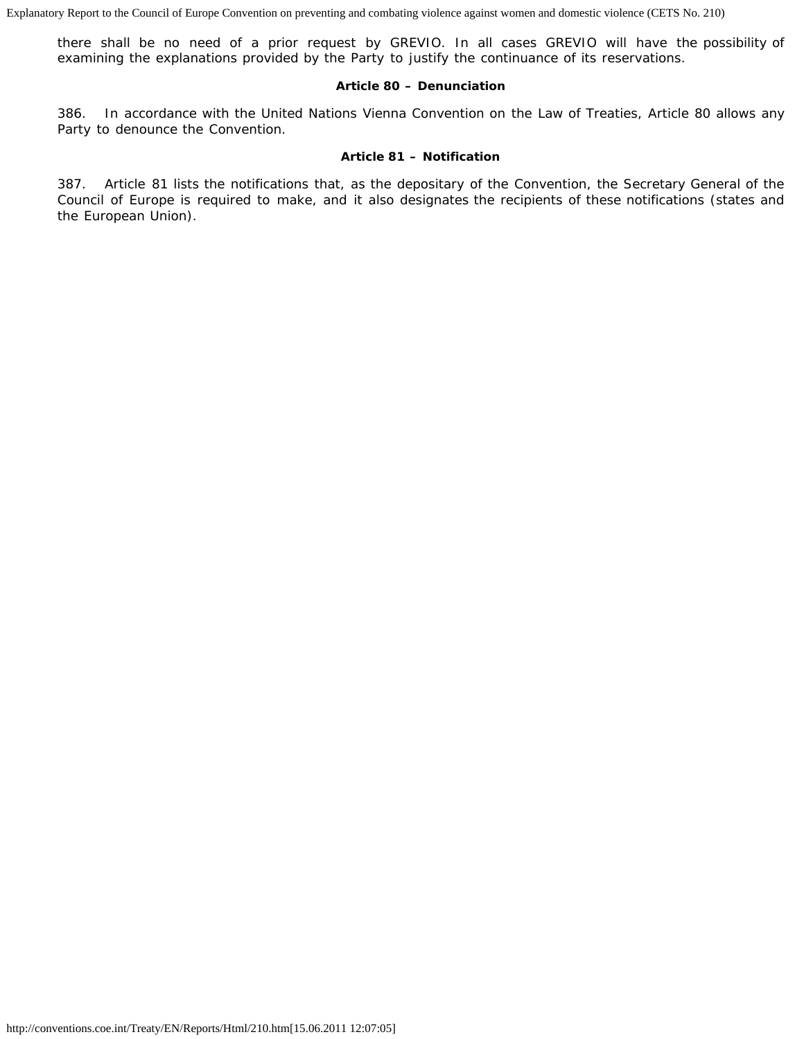there shall be no need of a prior request by GREVIO. In all cases GREVIO will have the possibility of examining the explanations provided by the Party to justify the continuance of its reservations.

### Article 80 – Denunciation

386. In accordance with the United Nations Vienna Convention on the Law of Treaties, Article 80 allows any Party to denounce the Convention.

### Article 81 – Notification

387. Article 81 lists the notifications that, as the depositary of the Convention, the Secretary General of the Council of Europe is required to make, and it also designates the recipients of these notifications (states and the European Union).